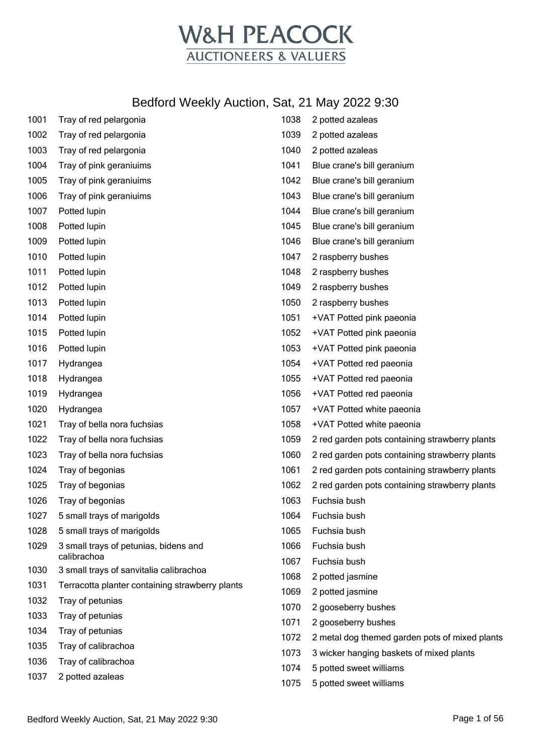# W&H PEACOCK
## AUCTIONEERS & VALUERS

## Bedford Weekly Auction, Sat, 21 May 2022 9:30

| Lot | Description |
|---|---|
| 1001 | Tray of red pelargonia |
| 1002 | Tray of red pelargonia |
| 1003 | Tray of red pelargonia |
| 1004 | Tray of pink geraniuims |
| 1005 | Tray of pink geraniuims |
| 1006 | Tray of pink geraniuims |
| 1007 | Potted lupin |
| 1008 | Potted lupin |
| 1009 | Potted lupin |
| 1010 | Potted lupin |
| 1011 | Potted lupin |
| 1012 | Potted lupin |
| 1013 | Potted lupin |
| 1014 | Potted lupin |
| 1015 | Potted lupin |
| 1016 | Potted lupin |
| 1017 | Hydrangea |
| 1018 | Hydrangea |
| 1019 | Hydrangea |
| 1020 | Hydrangea |
| 1021 | Tray of bella nora fuchsias |
| 1022 | Tray of bella nora fuchsias |
| 1023 | Tray of bella nora fuchsias |
| 1024 | Tray of begonias |
| 1025 | Tray of begonias |
| 1026 | Tray of begonias |
| 1027 | 5 small trays of marigolds |
| 1028 | 5 small trays of marigolds |
| 1029 | 3 small trays of petunias, bidens and calibrachoa |
| 1030 | 3 small trays of sanvitalia calibrachoa |
| 1031 | Terracotta planter containing strawberry plants |
| 1032 | Tray of petunias |
| 1033 | Tray of petunias |
| 1034 | Tray of petunias |
| 1035 | Tray of calibrachoa |
| 1036 | Tray of calibrachoa |
| 1037 | 2 potted azaleas |
| 1038 | 2 potted azaleas |
| 1039 | 2 potted azaleas |
| 1040 | 2 potted azaleas |
| 1041 | Blue crane's bill geranium |
| 1042 | Blue crane's bill geranium |
| 1043 | Blue crane's bill geranium |
| 1044 | Blue crane's bill geranium |
| 1045 | Blue crane's bill geranium |
| 1046 | Blue crane's bill geranium |
| 1047 | 2 raspberry bushes |
| 1048 | 2 raspberry bushes |
| 1049 | 2 raspberry bushes |
| 1050 | 2 raspberry bushes |
| 1051 | +VAT Potted pink paeonia |
| 1052 | +VAT Potted pink paeonia |
| 1053 | +VAT Potted pink paeonia |
| 1054 | +VAT Potted red paeonia |
| 1055 | +VAT Potted red paeonia |
| 1056 | +VAT Potted red paeonia |
| 1057 | +VAT Potted white paeonia |
| 1058 | +VAT Potted white paeonia |
| 1059 | 2 red garden pots containing strawberry plants |
| 1060 | 2 red garden pots containing strawberry plants |
| 1061 | 2 red garden pots containing strawberry plants |
| 1062 | 2 red garden pots containing strawberry plants |
| 1063 | Fuchsia bush |
| 1064 | Fuchsia bush |
| 1065 | Fuchsia bush |
| 1066 | Fuchsia bush |
| 1067 | Fuchsia bush |
| 1068 | 2 potted jasmine |
| 1069 | 2 potted jasmine |
| 1070 | 2 gooseberry bushes |
| 1071 | 2 gooseberry bushes |
| 1072 | 2 metal dog themed garden pots of mixed plants |
| 1073 | 3 wicker hanging baskets of mixed plants |
| 1074 | 5 potted sweet williams |
| 1075 | 5 potted sweet williams |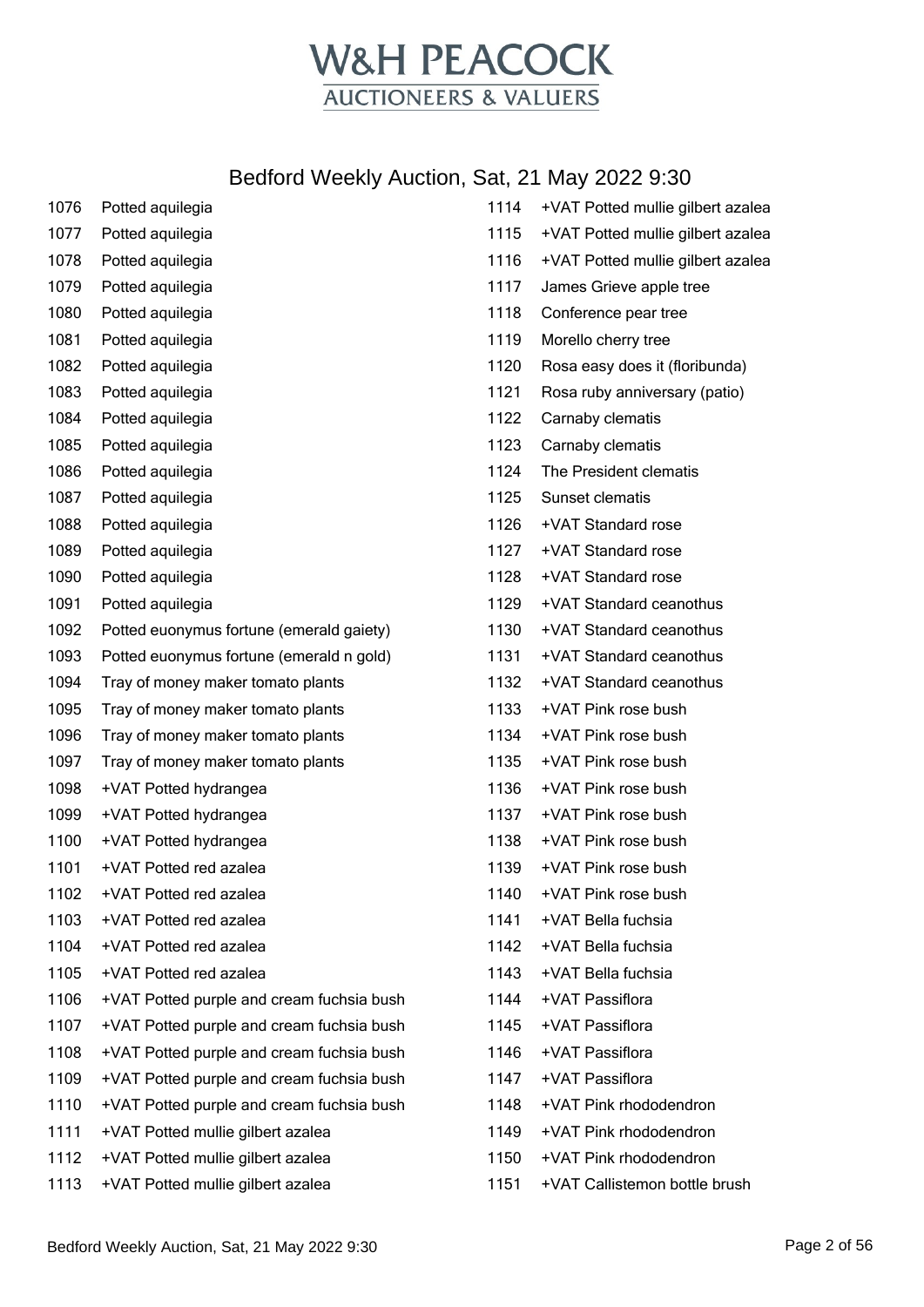# W&H PEACOCK

AUCTIONEERS & VALUERS

## Bedford Weekly Auction, Sat, 21 May 2022 9:30

| Lot | Description |
| --- | --- |
| 1076 | Potted aquilegia |
| 1077 | Potted aquilegia |
| 1078 | Potted aquilegia |
| 1079 | Potted aquilegia |
| 1080 | Potted aquilegia |
| 1081 | Potted aquilegia |
| 1082 | Potted aquilegia |
| 1083 | Potted aquilegia |
| 1084 | Potted aquilegia |
| 1085 | Potted aquilegia |
| 1086 | Potted aquilegia |
| 1087 | Potted aquilegia |
| 1088 | Potted aquilegia |
| 1089 | Potted aquilegia |
| 1090 | Potted aquilegia |
| 1091 | Potted aquilegia |
| 1092 | Potted euonymus fortune (emerald gaiety) |
| 1093 | Potted euonymus fortune (emerald n gold) |
| 1094 | Tray of money maker tomato plants |
| 1095 | Tray of money maker tomato plants |
| 1096 | Tray of money maker tomato plants |
| 1097 | Tray of money maker tomato plants |
| 1098 | +VAT Potted hydrangea |
| 1099 | +VAT Potted hydrangea |
| 1100 | +VAT Potted hydrangea |
| 1101 | +VAT Potted red azalea |
| 1102 | +VAT Potted red azalea |
| 1103 | +VAT Potted red azalea |
| 1104 | +VAT Potted red azalea |
| 1105 | +VAT Potted red azalea |
| 1106 | +VAT Potted purple and cream fuchsia bush |
| 1107 | +VAT Potted purple and cream fuchsia bush |
| 1108 | +VAT Potted purple and cream fuchsia bush |
| 1109 | +VAT Potted purple and cream fuchsia bush |
| 1110 | +VAT Potted purple and cream fuchsia bush |
| 1111 | +VAT Potted mullie gilbert azalea |
| 1112 | +VAT Potted mullie gilbert azalea |
| 1113 | +VAT Potted mullie gilbert azalea |
| 1114 | +VAT Potted mullie gilbert azalea |
| 1115 | +VAT Potted mullie gilbert azalea |
| 1116 | +VAT Potted mullie gilbert azalea |
| 1117 | James Grieve apple tree |
| 1118 | Conference pear tree |
| 1119 | Morello cherry tree |
| 1120 | Rosa easy does it (floribunda) |
| 1121 | Rosa ruby anniversary (patio) |
| 1122 | Carnaby clematis |
| 1123 | Carnaby clematis |
| 1124 | The President clematis |
| 1125 | Sunset clematis |
| 1126 | +VAT Standard rose |
| 1127 | +VAT Standard rose |
| 1128 | +VAT Standard rose |
| 1129 | +VAT Standard ceanothus |
| 1130 | +VAT Standard ceanothus |
| 1131 | +VAT Standard ceanothus |
| 1132 | +VAT Standard ceanothus |
| 1133 | +VAT Pink rose bush |
| 1134 | +VAT Pink rose bush |
| 1135 | +VAT Pink rose bush |
| 1136 | +VAT Pink rose bush |
| 1137 | +VAT Pink rose bush |
| 1138 | +VAT Pink rose bush |
| 1139 | +VAT Pink rose bush |
| 1140 | +VAT Pink rose bush |
| 1141 | +VAT Bella fuchsia |
| 1142 | +VAT Bella fuchsia |
| 1143 | +VAT Bella fuchsia |
| 1144 | +VAT Passiflora |
| 1145 | +VAT Passiflora |
| 1146 | +VAT Passiflora |
| 1147 | +VAT Passiflora |
| 1148 | +VAT Pink rhododendron |
| 1149 | +VAT Pink rhododendron |
| 1150 | +VAT Pink rhododendron |
| 1151 | +VAT Callistemon bottle brush |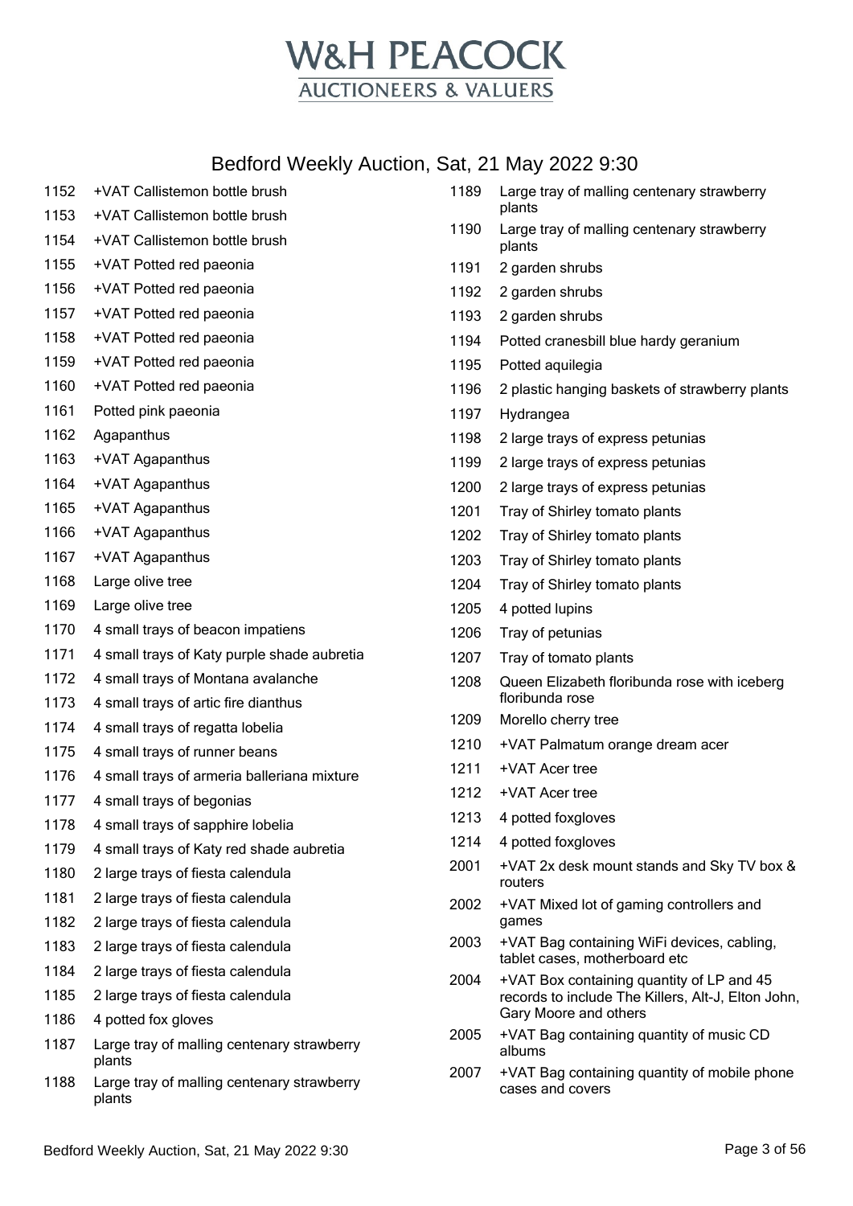# W&H PEACOCK

AUCTIONEERS & VALUERS

## Bedford Weekly Auction, Sat, 21 May 2022 9:30

| Lot | Description |
|---|---|
| 1152 | +VAT Callistemon bottle brush |
| 1153 | +VAT Callistemon bottle brush |
| 1154 | +VAT Callistemon bottle brush |
| 1155 | +VAT Potted red paeonia |
| 1156 | +VAT Potted red paeonia |
| 1157 | +VAT Potted red paeonia |
| 1158 | +VAT Potted red paeonia |
| 1159 | +VAT Potted red paeonia |
| 1160 | +VAT Potted red paeonia |
| 1161 | Potted pink paeonia |
| 1162 | Agapanthus |
| 1163 | +VAT Agapanthus |
| 1164 | +VAT Agapanthus |
| 1165 | +VAT Agapanthus |
| 1166 | +VAT Agapanthus |
| 1167 | +VAT Agapanthus |
| 1168 | Large olive tree |
| 1169 | Large olive tree |
| 1170 | 4 small trays of beacon impatiens |
| 1171 | 4 small trays of Katy purple shade aubretia |
| 1172 | 4 small trays of Montana avalanche |
| 1173 | 4 small trays of artic fire dianthus |
| 1174 | 4 small trays of regatta lobelia |
| 1175 | 4 small trays of runner beans |
| 1176 | 4 small trays of armeria balleriana mixture |
| 1177 | 4 small trays of begonias |
| 1178 | 4 small trays of sapphire lobelia |
| 1179 | 4 small trays of Katy red shade aubretia |
| 1180 | 2 large trays of fiesta calendula |
| 1181 | 2 large trays of fiesta calendula |
| 1182 | 2 large trays of fiesta calendula |
| 1183 | 2 large trays of fiesta calendula |
| 1184 | 2 large trays of fiesta calendula |
| 1185 | 2 large trays of fiesta calendula |
| 1186 | 4 potted fox gloves |
| 1187 | Large tray of malling centenary strawberry plants |
| 1188 | Large tray of malling centenary strawberry plants |
| 1189 | Large tray of malling centenary strawberry plants |
| 1190 | Large tray of malling centenary strawberry plants |
| 1191 | 2 garden shrubs |
| 1192 | 2 garden shrubs |
| 1193 | 2 garden shrubs |
| 1194 | Potted cranesbill blue hardy geranium |
| 1195 | Potted aquilegia |
| 1196 | 2 plastic hanging baskets of strawberry plants |
| 1197 | Hydrangea |
| 1198 | 2 large trays of express petunias |
| 1199 | 2 large trays of express petunias |
| 1200 | 2 large trays of express petunias |
| 1201 | Tray of Shirley tomato plants |
| 1202 | Tray of Shirley tomato plants |
| 1203 | Tray of Shirley tomato plants |
| 1204 | Tray of Shirley tomato plants |
| 1205 | 4 potted lupins |
| 1206 | Tray of petunias |
| 1207 | Tray of tomato plants |
| 1208 | Queen Elizabeth floribunda rose with iceberg floribunda rose |
| 1209 | Morello cherry tree |
| 1210 | +VAT Palmatum orange dream acer |
| 1211 | +VAT Acer tree |
| 1212 | +VAT Acer tree |
| 1213 | 4 potted foxgloves |
| 1214 | 4 potted foxgloves |
| 2001 | +VAT 2x desk mount stands and Sky TV box & routers |
| 2002 | +VAT Mixed lot of gaming controllers and games |
| 2003 | +VAT Bag containing WiFi devices, cabling, tablet cases, motherboard etc |
| 2004 | +VAT Box containing quantity of LP and 45 records to include The Killers, Alt-J, Elton John, Gary Moore and others |
| 2005 | +VAT Bag containing quantity of music CD albums |
| 2007 | +VAT Bag containing quantity of mobile phone cases and covers |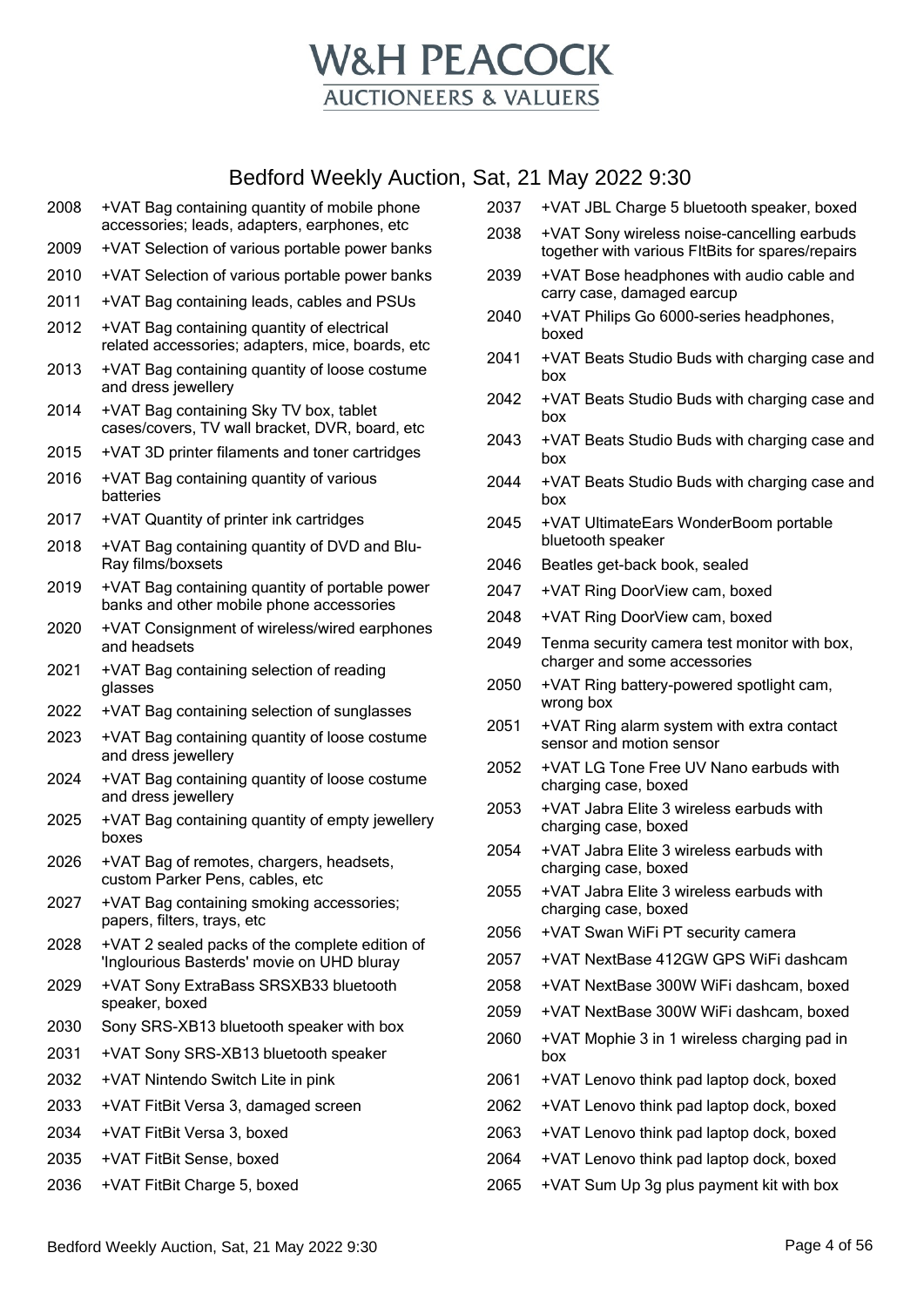# W&H PEACOCK
## AUCTIONEERS & VALUERS

## Bedford Weekly Auction, Sat, 21 May 2022 9:30

| Lot | Description |
|---|---|
| 2008 | +VAT Bag containing quantity of mobile phone accessories; leads, adapters, earphones, etc |
| 2009 | +VAT Selection of various portable power banks |
| 2010 | +VAT Selection of various portable power banks |
| 2011 | +VAT Bag containing leads, cables and PSUs |
| 2012 | +VAT Bag containing quantity of electrical related accessories; adapters, mice, boards, etc |
| 2013 | +VAT Bag containing quantity of loose costume and dress jewellery |
| 2014 | +VAT Bag containing Sky TV box, tablet cases/covers, TV wall bracket, DVR, board, etc |
| 2015 | +VAT 3D printer filaments and toner cartridges |
| 2016 | +VAT Bag containing quantity of various batteries |
| 2017 | +VAT Quantity of printer ink cartridges |
| 2018 | +VAT Bag containing quantity of DVD and Blu-Ray films/boxsets |
| 2019 | +VAT Bag containing quantity of portable power banks and other mobile phone accessories |
| 2020 | +VAT Consignment of wireless/wired earphones and headsets |
| 2021 | +VAT Bag containing selection of reading glasses |
| 2022 | +VAT Bag containing selection of sunglasses |
| 2023 | +VAT Bag containing quantity of loose costume and dress jewellery |
| 2024 | +VAT Bag containing quantity of loose costume and dress jewellery |
| 2025 | +VAT Bag containing quantity of empty jewellery boxes |
| 2026 | +VAT Bag of remotes, chargers, headsets, custom Parker Pens, cables, etc |
| 2027 | +VAT Bag containing smoking accessories; papers, filters, trays, etc |
| 2028 | +VAT 2 sealed packs of the complete edition of 'Inglourious Basterds' movie on UHD bluray |
| 2029 | +VAT Sony ExtraBass SRSXB33 bluetooth speaker, boxed |
| 2030 | Sony SRS-XB13 bluetooth speaker with box |
| 2031 | +VAT Sony SRS-XB13 bluetooth speaker |
| 2032 | +VAT Nintendo Switch Lite in pink |
| 2033 | +VAT FitBit Versa 3, damaged screen |
| 2034 | +VAT FitBit Versa 3, boxed |
| 2035 | +VAT FitBit Sense, boxed |
| 2036 | +VAT FitBit Charge 5, boxed |
| 2037 | +VAT JBL Charge 5 bluetooth speaker, boxed |
| 2038 | +VAT Sony wireless noise-cancelling earbuds together with various FItBits for spares/repairs |
| 2039 | +VAT Bose headphones with audio cable and carry case, damaged earcup |
| 2040 | +VAT Philips Go 6000-series headphones, boxed |
| 2041 | +VAT Beats Studio Buds with charging case and box |
| 2042 | +VAT Beats Studio Buds with charging case and box |
| 2043 | +VAT Beats Studio Buds with charging case and box |
| 2044 | +VAT Beats Studio Buds with charging case and box |
| 2045 | +VAT UltimateEars WonderBoom portable bluetooth speaker |
| 2046 | Beatles get-back book, sealed |
| 2047 | +VAT Ring DoorView cam, boxed |
| 2048 | +VAT Ring DoorView cam, boxed |
| 2049 | Tenma security camera test monitor with box, charger and some accessories |
| 2050 | +VAT Ring battery-powered spotlight cam, wrong box |
| 2051 | +VAT Ring alarm system with extra contact sensor and motion sensor |
| 2052 | +VAT LG Tone Free UV Nano earbuds with charging case, boxed |
| 2053 | +VAT Jabra Elite 3 wireless earbuds with charging case, boxed |
| 2054 | +VAT Jabra Elite 3 wireless earbuds with charging case, boxed |
| 2055 | +VAT Jabra Elite 3 wireless earbuds with charging case, boxed |
| 2056 | +VAT Swan WiFi PT security camera |
| 2057 | +VAT NextBase 412GW GPS WiFi dashcam |
| 2058 | +VAT NextBase 300W WiFi dashcam, boxed |
| 2059 | +VAT NextBase 300W WiFi dashcam, boxed |
| 2060 | +VAT Mophie 3 in 1 wireless charging pad in box |
| 2061 | +VAT Lenovo think pad laptop dock, boxed |
| 2062 | +VAT Lenovo think pad laptop dock, boxed |
| 2063 | +VAT Lenovo think pad laptop dock, boxed |
| 2064 | +VAT Lenovo think pad laptop dock, boxed |
| 2065 | +VAT Sum Up 3g plus payment kit with box |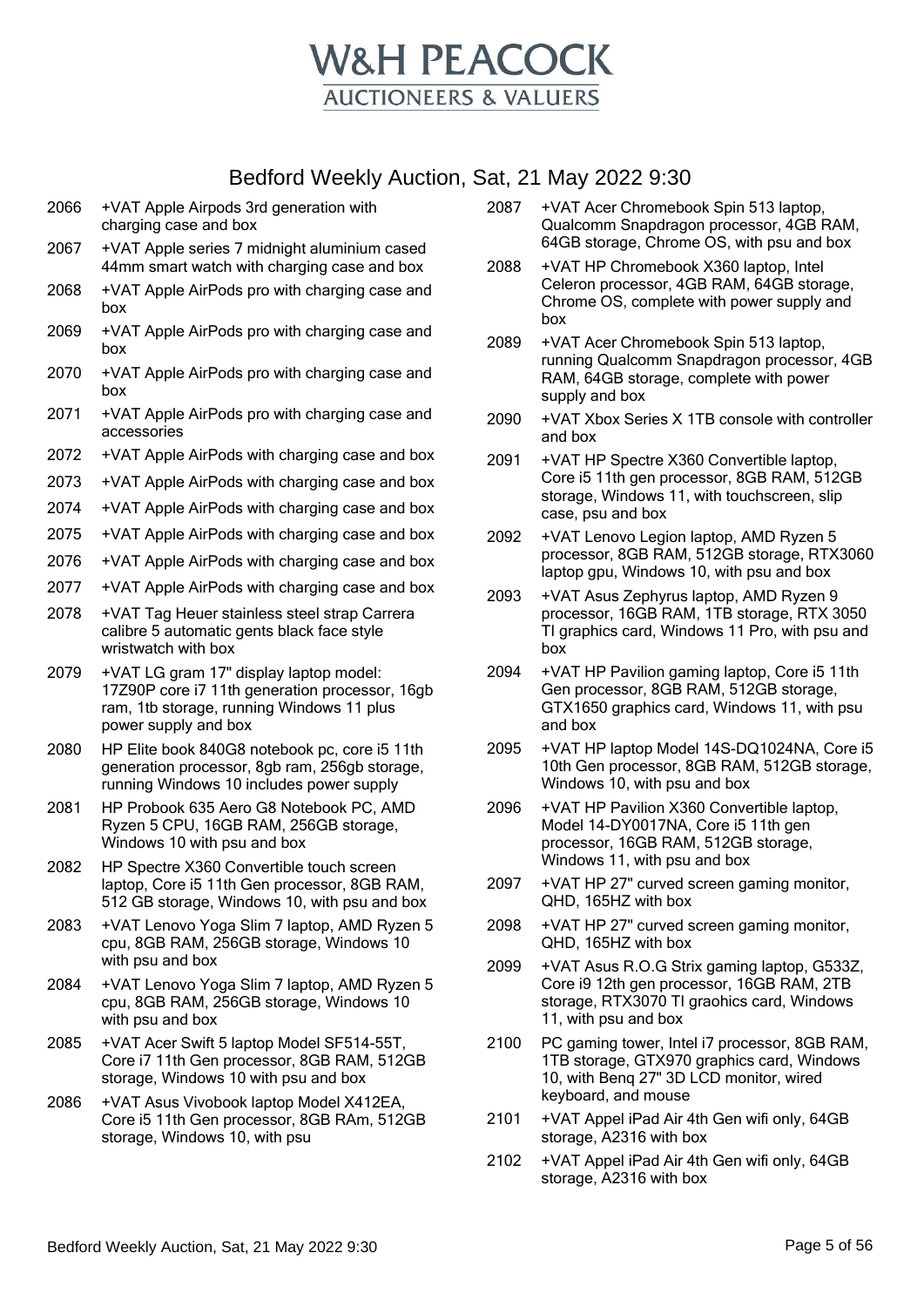# W&H PEACOCK
## AUCTIONEERS & VALUERS

## Bedford Weekly Auction, Sat, 21 May 2022 9:30

2066 +VAT Apple Airpods 3rd generation with charging case and box

2067 +VAT Apple series 7 midnight aluminium cased 44mm smart watch with charging case and box

2068 +VAT Apple AirPods pro with charging case and box

2069 +VAT Apple AirPods pro with charging case and box

2070 +VAT Apple AirPods pro with charging case and box

2071 +VAT Apple AirPods pro with charging case and accessories

2072 +VAT Apple AirPods with charging case and box

2073 +VAT Apple AirPods with charging case and box

2074 +VAT Apple AirPods with charging case and box

2075 +VAT Apple AirPods with charging case and box

2076 +VAT Apple AirPods with charging case and box

2077 +VAT Apple AirPods with charging case and box

2078 +VAT Tag Heuer stainless steel strap Carrera calibre 5 automatic gents black face style wristwatch with box

2079 +VAT LG gram 17" display laptop model: 17Z90P core i7 11th generation processor, 16gb ram, 1tb storage, running Windows 11 plus power supply and box

2080 HP Elite book 840G8 notebook pc, core i5 11th generation processor, 8gb ram, 256gb storage, running Windows 10 includes power supply

2081 HP Probook 635 Aero G8 Notebook PC, AMD Ryzen 5 CPU, 16GB RAM, 256GB storage, Windows 10 with psu and box

2082 HP Spectre X360 Convertible touch screen laptop, Core i5 11th Gen processor, 8GB RAM, 512 GB storage, Windows 10, with psu and box

2083 +VAT Lenovo Yoga Slim 7 laptop, AMD Ryzen 5 cpu, 8GB RAM, 256GB storage, Windows 10 with psu and box

2084 +VAT Lenovo Yoga Slim 7 laptop, AMD Ryzen 5 cpu, 8GB RAM, 256GB storage, Windows 10 with psu and box

2085 +VAT Acer Swift 5 laptop Model SF514-55T, Core i7 11th Gen processor, 8GB RAM, 512GB storage, Windows 10 with psu and box

2086 +VAT Asus Vivobook laptop Model X412EA, Core i5 11th Gen processor, 8GB RAm, 512GB storage, Windows 10, with psu

2087 +VAT Acer Chromebook Spin 513 laptop, Qualcomm Snapdragon processor, 4GB RAM, 64GB storage, Chrome OS, with psu and box

2088 +VAT HP Chromebook X360 laptop, Intel Celeron processor, 4GB RAM, 64GB storage, Chrome OS, complete with power supply and box

2089 +VAT Acer Chromebook Spin 513 laptop, running Qualcomm Snapdragon processor, 4GB RAM, 64GB storage, complete with power supply and box

2090 +VAT Xbox Series X 1TB console with controller and box

2091 +VAT HP Spectre X360 Convertible laptop, Core i5 11th gen processor, 8GB RAM, 512GB storage, Windows 11, with touchscreen, slip case, psu and box

2092 +VAT Lenovo Legion laptop, AMD Ryzen 5 processor, 8GB RAM, 512GB storage, RTX3060 laptop gpu, Windows 10, with psu and box

2093 +VAT Asus Zephyrus laptop, AMD Ryzen 9 processor, 16GB RAM, 1TB storage, RTX 3050 TI graphics card, Windows 11 Pro, with psu and box

2094 +VAT HP Pavilion gaming laptop, Core i5 11th Gen processor, 8GB RAM, 512GB storage, GTX1650 graphics card, Windows 11, with psu and box

2095 +VAT HP laptop Model 14S-DQ1024NA, Core i5 10th Gen processor, 8GB RAM, 512GB storage, Windows 10, with psu and box

2096 +VAT HP Pavilion X360 Convertible laptop, Model 14-DY0017NA, Core i5 11th gen processor, 16GB RAM, 512GB storage, Windows 11, with psu and box

2097 +VAT HP 27" curved screen gaming monitor, QHD, 165HZ with box

2098 +VAT HP 27" curved screen gaming monitor, QHD, 165HZ with box

2099 +VAT Asus R.O.G Strix gaming laptop, G533Z, Core i9 12th gen processor, 16GB RAM, 2TB storage, RTX3070 TI graohics card, Windows 11, with psu and box

2100 PC gaming tower, Intel i7 processor, 8GB RAM, 1TB storage, GTX970 graphics card, Windows 10, with Benq 27" 3D LCD monitor, wired keyboard, and mouse

2101 +VAT Appel iPad Air 4th Gen wifi only, 64GB storage, A2316 with box

2102 +VAT Appel iPad Air 4th Gen wifi only, 64GB storage, A2316 with box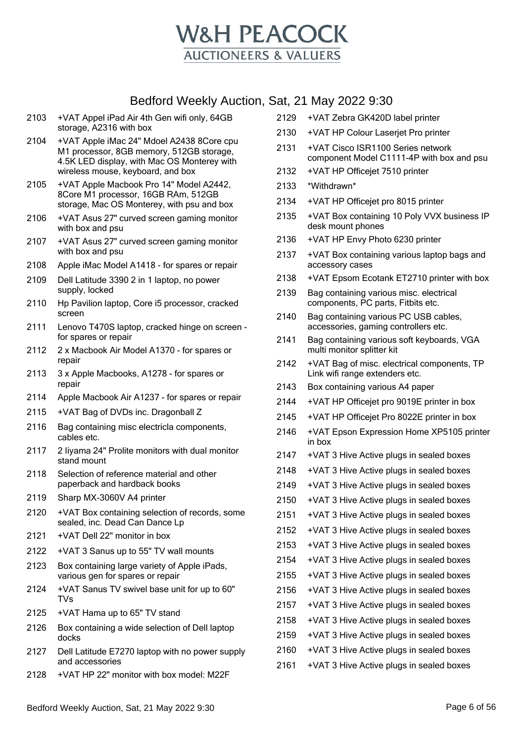# W&H PEACOCK
## AUCTIONEERS & VALUERS

## Bedford Weekly Auction, Sat, 21 May 2022 9:30

2103 +VAT Appel iPad Air 4th Gen wifi only, 64GB storage, A2316 with box

2104 +VAT Apple iMac 24" Mdoel A2438 8Core cpu M1 processor, 8GB memory, 512GB storage, 4.5K LED display, with Mac OS Monterey with wireless mouse, keyboard, and box

2105 +VAT Apple Macbook Pro 14" Model A2442, 8Core M1 processor, 16GB RAm, 512GB storage, Mac OS Monterey, with psu and box

2106 +VAT Asus 27" curved screen gaming monitor with box and psu

2107 +VAT Asus 27" curved screen gaming monitor with box and psu

2108 Apple iMac Model A1418 - for spares or repair

2109 Dell Latitude 3390 2 in 1 laptop, no power supply, locked

2110 Hp Pavilion laptop, Core i5 processor, cracked screen

2111 Lenovo T470S laptop, cracked hinge on screen - for spares or repair

2112 2 x Macbook Air Model A1370 - for spares or repair

2113 3 x Apple Macbooks, A1278 - for spares or repair

2114 Apple Macbook Air A1237 - for spares or repair

2115 +VAT Bag of DVDs inc. Dragonball Z

2116 Bag containing misc electricla components, cables etc.

2117 2 Iiyama 24" Prolite monitors with dual monitor stand mount

2118 Selection of reference material and other paperback and hardback books

2119 Sharp MX-3060V A4 printer

2120 +VAT Box containing selection of records, some sealed, inc. Dead Can Dance Lp

2121 +VAT Dell 22" monitor in box

2122 +VAT 3 Sanus up to 55" TV wall mounts

2123 Box containing large variety of Apple iPads, various gen for spares or repair

2124 +VAT Sanus TV swivel base unit for up to 60" TVs

2125 +VAT Hama up to 65" TV stand

2126 Box containing a wide selection of Dell laptop docks

2127 Dell Latitude E7270 laptop with no power supply and accessories

2128 +VAT HP 22" monitor with box model: M22F

2129 +VAT Zebra GK420D label printer

2130 +VAT HP Colour Laserjet Pro printer

2131 +VAT Cisco ISR1100 Series network component Model C1111-4P with box and psu

2132 +VAT HP Officejet 7510 printer

2133 *Withdrawn*

2134 +VAT HP Officejet pro 8015 printer

2135 +VAT Box containing 10 Poly VVX business IP desk mount phones

2136 +VAT HP Envy Photo 6230 printer

2137 +VAT Box containing various laptop bags and accessory cases

2138 +VAT Epsom Ecotank ET2710 printer with box

2139 Bag containing various misc. electrical components, PC parts, Fitbits etc.

2140 Bag containing various PC USB cables, accessories, gaming controllers etc.

2141 Bag containing various soft keyboards, VGA multi monitor splitter kit

2142 +VAT Bag of misc. electrical components, TP Link wifi range extenders etc.

2143 Box containing various A4 paper

2144 +VAT HP Officejet pro 9019E printer in box

2145 +VAT HP Officejet Pro 8022E printer in box

2146 +VAT Epson Expression Home XP5105 printer in box

2147 +VAT 3 Hive Active plugs in sealed boxes

2148 +VAT 3 Hive Active plugs in sealed boxes

2149 +VAT 3 Hive Active plugs in sealed boxes

2150 +VAT 3 Hive Active plugs in sealed boxes

2151 +VAT 3 Hive Active plugs in sealed boxes

2152 +VAT 3 Hive Active plugs in sealed boxes

2153 +VAT 3 Hive Active plugs in sealed boxes

2154 +VAT 3 Hive Active plugs in sealed boxes

2155 +VAT 3 Hive Active plugs in sealed boxes

2156 +VAT 3 Hive Active plugs in sealed boxes

2157 +VAT 3 Hive Active plugs in sealed boxes

2158 +VAT 3 Hive Active plugs in sealed boxes

2159 +VAT 3 Hive Active plugs in sealed boxes

2160 +VAT 3 Hive Active plugs in sealed boxes

2161 +VAT 3 Hive Active plugs in sealed boxes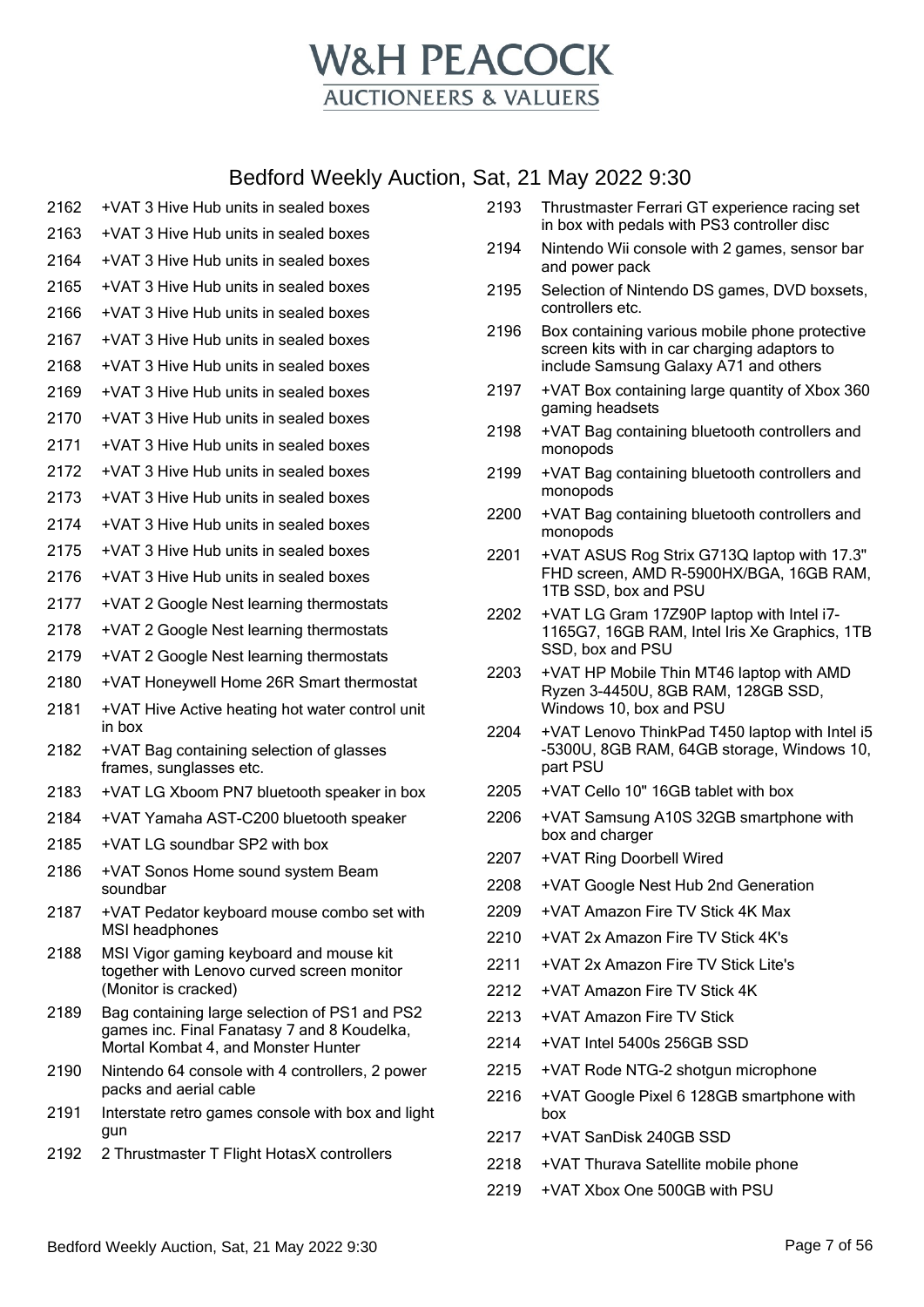# W&H PEACOCK
## AUCTIONEERS & VALUERS

## Bedford Weekly Auction, Sat, 21 May 2022 9:30

| Lot | Description |
| --- | --- |
| 2162 | +VAT 3 Hive Hub units in sealed boxes |
| 2163 | +VAT 3 Hive Hub units in sealed boxes |
| 2164 | +VAT 3 Hive Hub units in sealed boxes |
| 2165 | +VAT 3 Hive Hub units in sealed boxes |
| 2166 | +VAT 3 Hive Hub units in sealed boxes |
| 2167 | +VAT 3 Hive Hub units in sealed boxes |
| 2168 | +VAT 3 Hive Hub units in sealed boxes |
| 2169 | +VAT 3 Hive Hub units in sealed boxes |
| 2170 | +VAT 3 Hive Hub units in sealed boxes |
| 2171 | +VAT 3 Hive Hub units in sealed boxes |
| 2172 | +VAT 3 Hive Hub units in sealed boxes |
| 2173 | +VAT 3 Hive Hub units in sealed boxes |
| 2174 | +VAT 3 Hive Hub units in sealed boxes |
| 2175 | +VAT 3 Hive Hub units in sealed boxes |
| 2176 | +VAT 3 Hive Hub units in sealed boxes |
| 2177 | +VAT 2 Google Nest learning thermostats |
| 2178 | +VAT 2 Google Nest learning thermostats |
| 2179 | +VAT 2 Google Nest learning thermostats |
| 2180 | +VAT Honeywell Home 26R Smart thermostat |
| 2181 | +VAT Hive Active heating hot water control unit in box |
| 2182 | +VAT Bag containing selection of glasses frames, sunglasses etc. |
| 2183 | +VAT LG Xboom PN7 bluetooth speaker in box |
| 2184 | +VAT Yamaha AST-C200 bluetooth speaker |
| 2185 | +VAT LG soundbar SP2 with box |
| 2186 | +VAT Sonos Home sound system Beam soundbar |
| 2187 | +VAT Pedator keyboard mouse combo set with MSI headphones |
| 2188 | MSI Vigor gaming keyboard and mouse kit together with Lenovo curved screen monitor (Monitor is cracked) |
| 2189 | Bag containing large selection of PS1 and PS2 games inc. Final Fanatasy 7 and 8 Koudelka, Mortal Kombat 4, and Monster Hunter |
| 2190 | Nintendo 64 console with 4 controllers, 2 power packs and aerial cable |
| 2191 | Interstate retro games console with box and light gun |
| 2192 | 2 Thrustmaster T Flight HotasX controllers |
| 2193 | Thrustmaster Ferrari GT experience racing set in box with pedals with PS3 controller disc |
| 2194 | Nintendo Wii console with 2 games, sensor bar and power pack |
| 2195 | Selection of Nintendo DS games, DVD boxsets, controllers etc. |
| 2196 | Box containing various mobile phone protective screen kits with in car charging adaptors to include Samsung Galaxy A71 and others |
| 2197 | +VAT Box containing large quantity of Xbox 360 gaming headsets |
| 2198 | +VAT Bag containing bluetooth controllers and monopods |
| 2199 | +VAT Bag containing bluetooth controllers and monopods |
| 2200 | +VAT Bag containing bluetooth controllers and monopods |
| 2201 | +VAT ASUS Rog Strix G713Q laptop with 17.3" FHD screen, AMD R-5900HX/BGA, 16GB RAM, 1TB SSD, box and PSU |
| 2202 | +VAT LG Gram 17Z90P laptop with Intel i7-1165G7, 16GB RAM, Intel Iris Xe Graphics, 1TB SSD, box and PSU |
| 2203 | +VAT HP Mobile Thin MT46 laptop with AMD Ryzen 3-4450U, 8GB RAM, 128GB SSD, Windows 10, box and PSU |
| 2204 | +VAT Lenovo ThinkPad T450 laptop with Intel i5 -5300U, 8GB RAM, 64GB storage, Windows 10, part PSU |
| 2205 | +VAT Cello 10" 16GB tablet with box |
| 2206 | +VAT Samsung A10S 32GB smartphone with box and charger |
| 2207 | +VAT Ring Doorbell Wired |
| 2208 | +VAT Google Nest Hub 2nd Generation |
| 2209 | +VAT Amazon Fire TV Stick 4K Max |
| 2210 | +VAT 2x Amazon Fire TV Stick 4K's |
| 2211 | +VAT 2x Amazon Fire TV Stick Lite's |
| 2212 | +VAT Amazon Fire TV Stick 4K |
| 2213 | +VAT Amazon Fire TV Stick |
| 2214 | +VAT Intel 5400s 256GB SSD |
| 2215 | +VAT Rode NTG-2 shotgun microphone |
| 2216 | +VAT Google Pixel 6 128GB smartphone with box |
| 2217 | +VAT SanDisk 240GB SSD |
| 2218 | +VAT Thurava Satellite mobile phone |
| 2219 | +VAT Xbox One 500GB with PSU |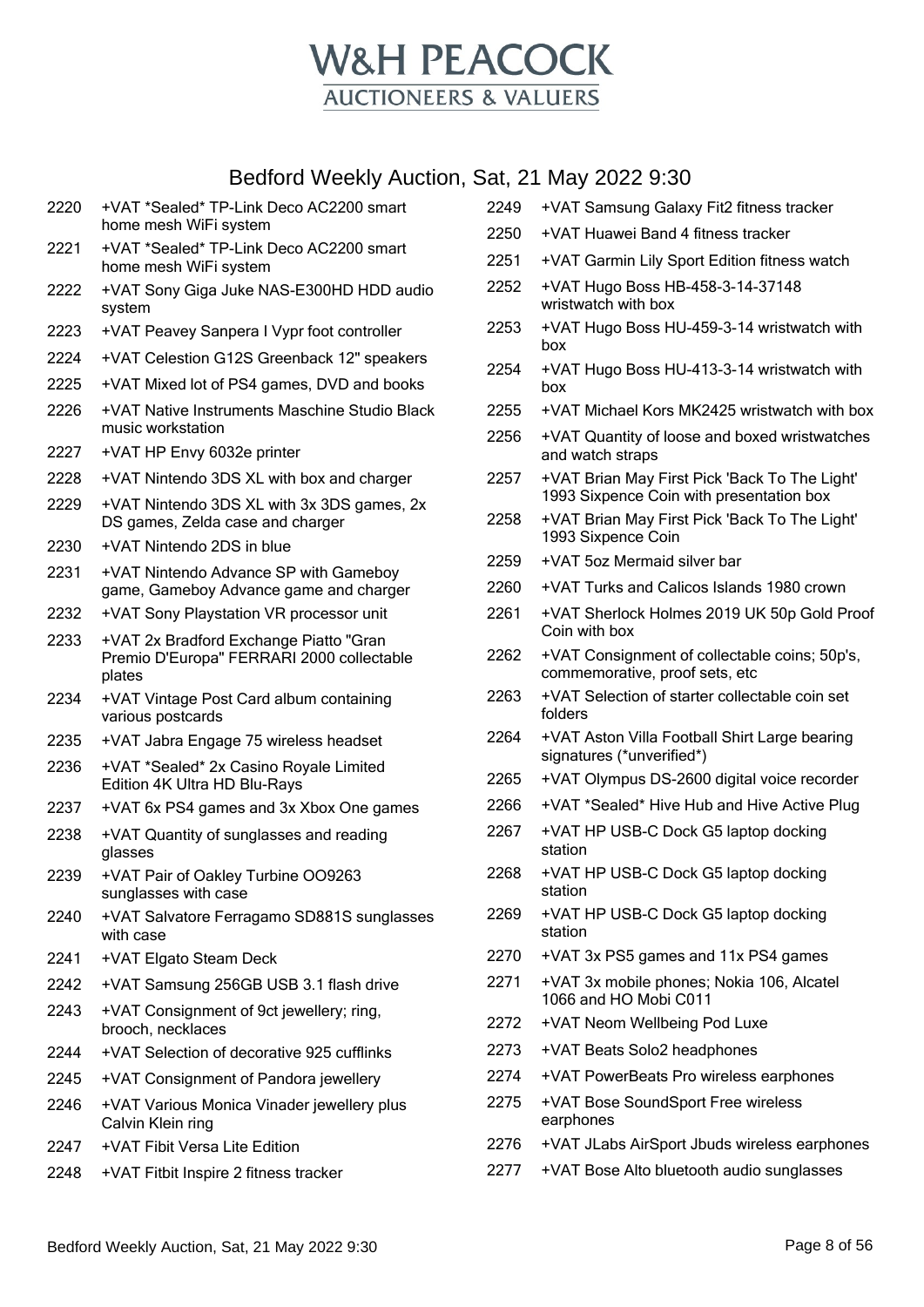# W&H PEACOCK
## AUCTIONEERS & VALUERS

## Bedford Weekly Auction, Sat, 21 May 2022 9:30

| Lot | Description |
|---|---|
| 2220 | +VAT *Sealed* TP-Link Deco AC2200 smart home mesh WiFi system |
| 2221 | +VAT *Sealed* TP-Link Deco AC2200 smart home mesh WiFi system |
| 2222 | +VAT Sony Giga Juke NAS-E300HD HDD audio system |
| 2223 | +VAT Peavey Sanpera I Vypr foot controller |
| 2224 | +VAT Celestion G12S Greenback 12" speakers |
| 2225 | +VAT Mixed lot of PS4 games, DVD and books |
| 2226 | +VAT Native Instruments Maschine Studio Black music workstation |
| 2227 | +VAT HP Envy 6032e printer |
| 2228 | +VAT Nintendo 3DS XL with box and charger |
| 2229 | +VAT Nintendo 3DS XL with 3x 3DS games, 2x DS games, Zelda case and charger |
| 2230 | +VAT Nintendo 2DS in blue |
| 2231 | +VAT Nintendo Advance SP with Gameboy game, Gameboy Advance game and charger |
| 2232 | +VAT Sony Playstation VR processor unit |
| 2233 | +VAT 2x Bradford Exchange Piatto "Gran Premio D'Europa" FERRARI 2000 collectable plates |
| 2234 | +VAT Vintage Post Card album containing various postcards |
| 2235 | +VAT Jabra Engage 75 wireless headset |
| 2236 | +VAT *Sealed* 2x Casino Royale Limited Edition 4K Ultra HD Blu-Rays |
| 2237 | +VAT 6x PS4 games and 3x Xbox One games |
| 2238 | +VAT Quantity of sunglasses and reading glasses |
| 2239 | +VAT Pair of Oakley Turbine OO9263 sunglasses with case |
| 2240 | +VAT Salvatore Ferragamo SD881S sunglasses with case |
| 2241 | +VAT Elgato Steam Deck |
| 2242 | +VAT Samsung 256GB USB 3.1 flash drive |
| 2243 | +VAT Consignment of 9ct jewellery; ring, brooch, necklaces |
| 2244 | +VAT Selection of decorative 925 cufflinks |
| 2245 | +VAT Consignment of Pandora jewellery |
| 2246 | +VAT Various Monica Vinader jewellery plus Calvin Klein ring |
| 2247 | +VAT Fibit Versa Lite Edition |
| 2248 | +VAT Fitbit Inspire 2 fitness tracker |
| 2249 | +VAT Samsung Galaxy Fit2 fitness tracker |
| 2250 | +VAT Huawei Band 4 fitness tracker |
| 2251 | +VAT Garmin Lily Sport Edition fitness watch |
| 2252 | +VAT Hugo Boss HB-458-3-14-37148 wristwatch with box |
| 2253 | +VAT Hugo Boss HU-459-3-14 wristwatch with box |
| 2254 | +VAT Hugo Boss HU-413-3-14 wristwatch with box |
| 2255 | +VAT Michael Kors MK2425 wristwatch with box |
| 2256 | +VAT Quantity of loose and boxed wristwatches and watch straps |
| 2257 | +VAT Brian May First Pick 'Back To The Light' 1993 Sixpence Coin with presentation box |
| 2258 | +VAT Brian May First Pick 'Back To The Light' 1993 Sixpence Coin |
| 2259 | +VAT 5oz Mermaid silver bar |
| 2260 | +VAT Turks and Calicos Islands 1980 crown |
| 2261 | +VAT Sherlock Holmes 2019 UK 50p Gold Proof Coin with box |
| 2262 | +VAT Consignment of collectable coins; 50p's, commemorative, proof sets, etc |
| 2263 | +VAT Selection of starter collectable coin set folders |
| 2264 | +VAT Aston Villa Football Shirt Large bearing signatures (*unverified*) |
| 2265 | +VAT Olympus DS-2600 digital voice recorder |
| 2266 | +VAT *Sealed* Hive Hub and Hive Active Plug |
| 2267 | +VAT HP USB-C Dock G5 laptop docking station |
| 2268 | +VAT HP USB-C Dock G5 laptop docking station |
| 2269 | +VAT HP USB-C Dock G5 laptop docking station |
| 2270 | +VAT 3x PS5 games and 11x PS4 games |
| 2271 | +VAT 3x mobile phones; Nokia 106, Alcatel 1066 and HO Mobi C011 |
| 2272 | +VAT Neom Wellbeing Pod Luxe |
| 2273 | +VAT Beats Solo2 headphones |
| 2274 | +VAT PowerBeats Pro wireless earphones |
| 2275 | +VAT Bose SoundSport Free wireless earphones |
| 2276 | +VAT JLabs AirSport Jbuds wireless earphones |
| 2277 | +VAT Bose Alto bluetooth audio sunglasses |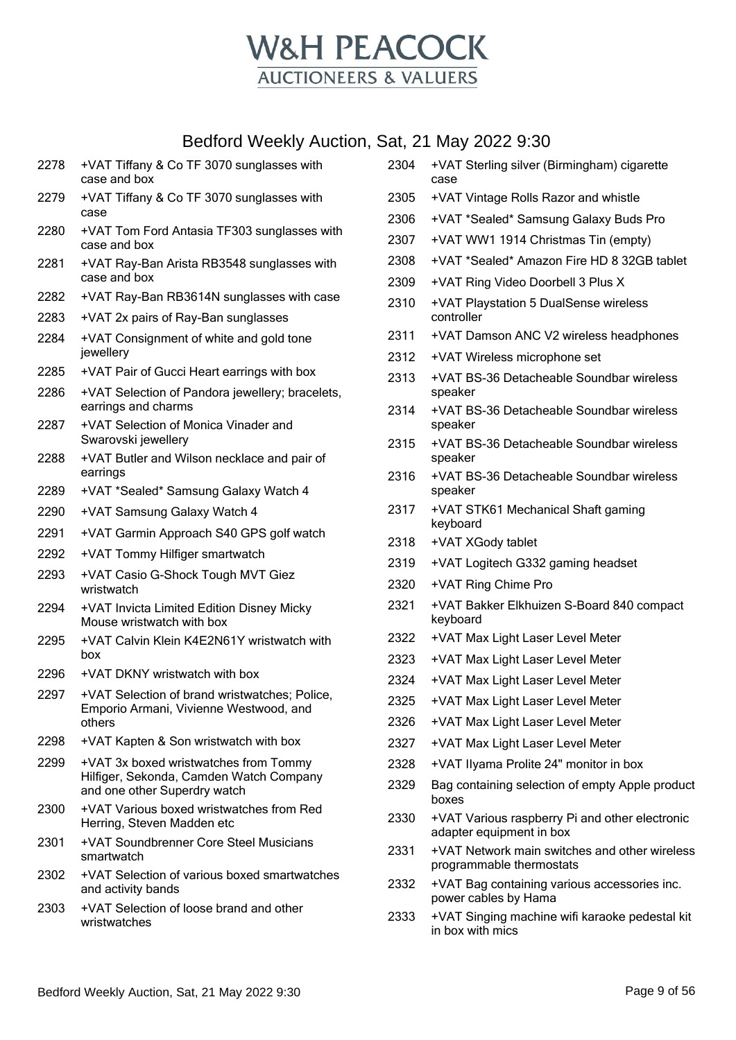# W&H PEACOCK
## AUCTIONEERS & VALUERS

## Bedford Weekly Auction, Sat, 21 May 2022 9:30

| Lot | Description |
|---|---|
| 2278 | +VAT Tiffany & Co TF 3070 sunglasses with case and box |
| 2279 | +VAT Tiffany & Co TF 3070 sunglasses with case |
| 2280 | +VAT Tom Ford Antasia TF303 sunglasses with case and box |
| 2281 | +VAT Ray-Ban Arista RB3548 sunglasses with case and box |
| 2282 | +VAT Ray-Ban RB3614N sunglasses with case |
| 2283 | +VAT 2x pairs of Ray-Ban sunglasses |
| 2284 | +VAT Consignment of white and gold tone jewellery |
| 2285 | +VAT Pair of Gucci Heart earrings with box |
| 2286 | +VAT Selection of Pandora jewellery; bracelets, earrings and charms |
| 2287 | +VAT Selection of Monica Vinader and Swarovski jewellery |
| 2288 | +VAT Butler and Wilson necklace and pair of earrings |
| 2289 | +VAT *Sealed* Samsung Galaxy Watch 4 |
| 2290 | +VAT Samsung Galaxy Watch 4 |
| 2291 | +VAT Garmin Approach S40 GPS golf watch |
| 2292 | +VAT Tommy Hilfiger smartwatch |
| 2293 | +VAT Casio G-Shock Tough MVT Giez wristwatch |
| 2294 | +VAT Invicta Limited Edition Disney Micky Mouse wristwatch with box |
| 2295 | +VAT Calvin Klein K4E2N61Y wristwatch with box |
| 2296 | +VAT DKNY wristwatch with box |
| 2297 | +VAT Selection of brand wristwatches; Police, Emporio Armani, Vivienne Westwood, and others |
| 2298 | +VAT Kapten & Son wristwatch with box |
| 2299 | +VAT 3x boxed wristwatches from Tommy Hilfiger, Sekonda, Camden Watch Company and one other Superdry watch |
| 2300 | +VAT Various boxed wristwatches from Red Herring, Steven Madden etc |
| 2301 | +VAT Soundbrenner Core Steel Musicians smartwatch |
| 2302 | +VAT Selection of various boxed smartwatches and activity bands |
| 2303 | +VAT Selection of loose brand and other wristwatches |
| 2304 | +VAT Sterling silver (Birmingham) cigarette case |
| 2305 | +VAT Vintage Rolls Razor and whistle |
| 2306 | +VAT *Sealed* Samsung Galaxy Buds Pro |
| 2307 | +VAT WW1 1914 Christmas Tin (empty) |
| 2308 | +VAT *Sealed* Amazon Fire HD 8 32GB tablet |
| 2309 | +VAT Ring Video Doorbell 3 Plus X |
| 2310 | +VAT Playstation 5 DualSense wireless controller |
| 2311 | +VAT Damson ANC V2 wireless headphones |
| 2312 | +VAT Wireless microphone set |
| 2313 | +VAT BS-36 Detacheable Soundbar wireless speaker |
| 2314 | +VAT BS-36 Detacheable Soundbar wireless speaker |
| 2315 | +VAT BS-36 Detacheable Soundbar wireless speaker |
| 2316 | +VAT BS-36 Detacheable Soundbar wireless speaker |
| 2317 | +VAT STK61 Mechanical Shaft gaming keyboard |
| 2318 | +VAT XGody tablet |
| 2319 | +VAT Logitech G332 gaming headset |
| 2320 | +VAT Ring Chime Pro |
| 2321 | +VAT Bakker Elkhuizen S-Board 840 compact keyboard |
| 2322 | +VAT Max Light Laser Level Meter |
| 2323 | +VAT Max Light Laser Level Meter |
| 2324 | +VAT Max Light Laser Level Meter |
| 2325 | +VAT Max Light Laser Level Meter |
| 2326 | +VAT Max Light Laser Level Meter |
| 2327 | +VAT Max Light Laser Level Meter |
| 2328 | +VAT Ilyama Prolite 24" monitor in box |
| 2329 | Bag containing selection of empty Apple product boxes |
| 2330 | +VAT Various raspberry Pi and other electronic adapter equipment in box |
| 2331 | +VAT Network main switches and other wireless programmable thermostats |
| 2332 | +VAT Bag containing various accessories inc. power cables by Hama |
| 2333 | +VAT Singing machine wifi karaoke pedestal kit in box with mics |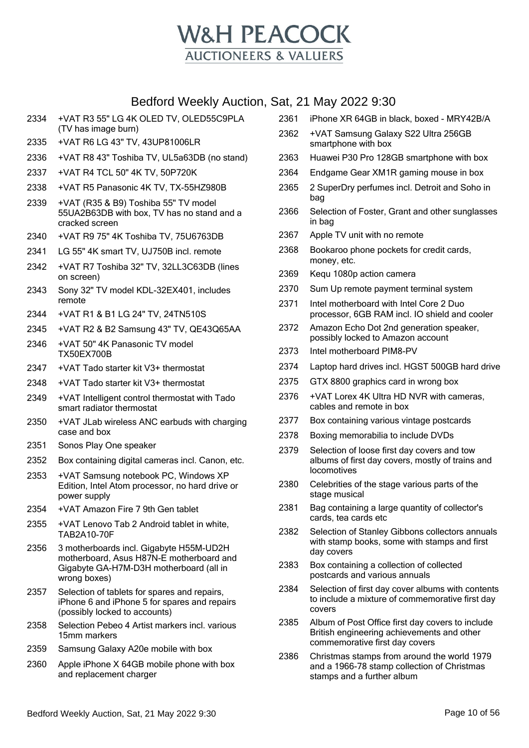# W&H PEACOCK

AUCTIONEERS & VALUERS

## Bedford Weekly Auction, Sat, 21 May 2022 9:30

| Lot | Description |
|---|---|
| 2334 | +VAT R3 55" LG 4K OLED TV, OLED55C9PLA (TV has image burn) |
| 2335 | +VAT R6 LG 43" TV, 43UP81006LR |
| 2336 | +VAT R8 43" Toshiba TV, UL5a63DB (no stand) |
| 2337 | +VAT R4 TCL 50" 4K TV, 50P720K |
| 2338 | +VAT R5 Panasonic 4K TV, TX-55HZ980B |
| 2339 | +VAT (R35 & B9) Toshiba 55" TV model 55UA2B63DB with box, TV has no stand and a cracked screen |
| 2340 | +VAT R9 75" 4K Toshiba TV, 75U6763DB |
| 2341 | LG 55" 4K smart TV, UJ750B incl. remote |
| 2342 | +VAT R7 Toshiba 32" TV, 32LL3C63DB (lines on screen) |
| 2343 | Sony 32" TV model KDL-32EX401, includes remote |
| 2344 | +VAT R1 & B1 LG 24" TV, 24TN510S |
| 2345 | +VAT R2 & B2 Samsung 43" TV, QE43Q65AA |
| 2346 | +VAT 50" 4K Panasonic TV model TX50EX700B |
| 2347 | +VAT Tado starter kit V3+ thermostat |
| 2348 | +VAT Tado starter kit V3+ thermostat |
| 2349 | +VAT Intelligent control thermostat with Tado smart radiator thermostat |
| 2350 | +VAT JLab wireless ANC earbuds with charging case and box |
| 2351 | Sonos Play One speaker |
| 2352 | Box containing digital cameras incl. Canon, etc. |
| 2353 | +VAT Samsung notebook PC, Windows XP Edition, Intel Atom processor, no hard drive or power supply |
| 2354 | +VAT Amazon Fire 7 9th Gen tablet |
| 2355 | +VAT Lenovo Tab 2 Android tablet in white, TAB2A10-70F |
| 2356 | 3 motherboards incl. Gigabyte H55M-UD2H motherboard, Asus H87N-E motherboard and Gigabyte GA-H7M-D3H motherboard (all in wrong boxes) |
| 2357 | Selection of tablets for spares and repairs, iPhone 6 and iPhone 5 for spares and repairs (possibly locked to accounts) |
| 2358 | Selection Pebeo 4 Artist markers incl. various 15mm markers |
| 2359 | Samsung Galaxy A20e mobile with box |
| 2360 | Apple iPhone X 64GB mobile phone with box and replacement charger |
| 2361 | iPhone XR 64GB in black, boxed - MRY42B/A |
| 2362 | +VAT Samsung Galaxy S22 Ultra 256GB smartphone with box |
| 2363 | Huawei P30 Pro 128GB smartphone with box |
| 2364 | Endgame Gear XM1R gaming mouse in box |
| 2365 | 2 SuperDry perfumes incl. Detroit and Soho in bag |
| 2366 | Selection of Foster, Grant and other sunglasses in bag |
| 2367 | Apple TV unit with no remote |
| 2368 | Bookaroo phone pockets for credit cards, money, etc. |
| 2369 | Kequ 1080p action camera |
| 2370 | Sum Up remote payment terminal system |
| 2371 | Intel motherboard with Intel Core 2 Duo processor, 6GB RAM incl. IO shield and cooler |
| 2372 | Amazon Echo Dot 2nd generation speaker, possibly locked to Amazon account |
| 2373 | Intel motherboard PIM8-PV |
| 2374 | Laptop hard drives incl. HGST 500GB hard drive |
| 2375 | GTX 8800 graphics card in wrong box |
| 2376 | +VAT Lorex 4K Ultra HD NVR with cameras, cables and remote in box |
| 2377 | Box containing various vintage postcards |
| 2378 | Boxing memorabilia to include DVDs |
| 2379 | Selection of loose first day covers and tow albums of first day covers, mostly of trains and locomotives |
| 2380 | Celebrities of the stage various parts of the stage musical |
| 2381 | Bag containing a large quantity of collector's cards, tea cards etc |
| 2382 | Selection of Stanley Gibbons collectors annuals with stamp books, some with stamps and first day covers |
| 2383 | Box containing a collection of collected postcards and various annuals |
| 2384 | Selection of first day cover albums with contents to include a mixture of commemorative first day covers |
| 2385 | Album of Post Office first day covers to include British engineering achievements and other commemorative first day covers |
| 2386 | Christmas stamps from around the world 1979 and a 1966-78 stamp collection of Christmas stamps and a further album |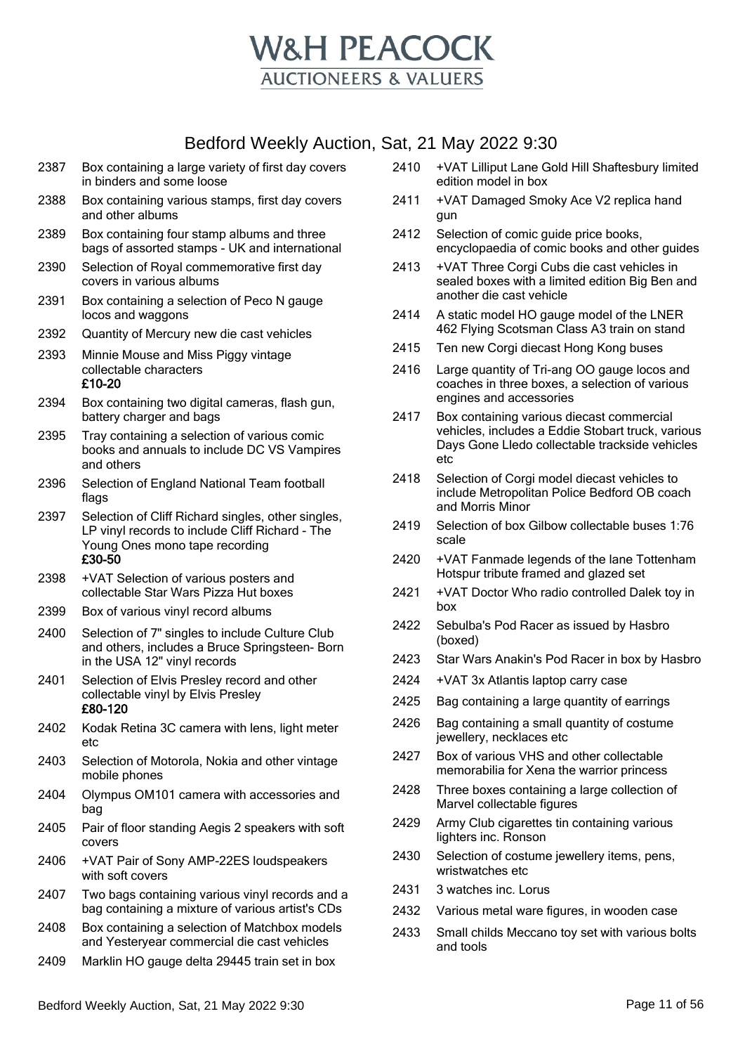# W&H PEACOCK
## AUCTIONEERS & VALUERS

## Bedford Weekly Auction, Sat, 21 May 2022 9:30

2387 Box containing a large variety of first day covers in binders and some loose

2388 Box containing various stamps, first day covers and other albums

2389 Box containing four stamp albums and three bags of assorted stamps - UK and international

2390 Selection of Royal commemorative first day covers in various albums

2391 Box containing a selection of Peco N gauge locos and waggons

2392 Quantity of Mercury new die cast vehicles

2393 Minnie Mouse and Miss Piggy vintage collectable characters
**£10-20**

2394 Box containing two digital cameras, flash gun, battery charger and bags

2395 Tray containing a selection of various comic books and annuals to include DC VS Vampires and others

2396 Selection of England National Team football flags

2397 Selection of Cliff Richard singles, other singles, LP vinyl records to include Cliff Richard - The Young Ones mono tape recording
**£30-50**

2398 +VAT Selection of various posters and collectable Star Wars Pizza Hut boxes

2399 Box of various vinyl record albums

2400 Selection of 7" singles to include Culture Club and others, includes a Bruce Springsteen- Born in the USA 12" vinyl records

2401 Selection of Elvis Presley record and other collectable vinyl by Elvis Presley
**£80-120**

2402 Kodak Retina 3C camera with lens, light meter etc

2403 Selection of Motorola, Nokia and other vintage mobile phones

2404 Olympus OM101 camera with accessories and bag

2405 Pair of floor standing Aegis 2 speakers with soft covers

2406 +VAT Pair of Sony AMP-22ES loudspeakers with soft covers

2407 Two bags containing various vinyl records and a bag containing a mixture of various artist's CDs

2408 Box containing a selection of Matchbox models and Yesteryear commercial die cast vehicles

2409 Marklin HO gauge delta 29445 train set in box

2410 +VAT Lilliput Lane Gold Hill Shaftesbury limited edition model in box

2411 +VAT Damaged Smoky Ace V2 replica hand gun

2412 Selection of comic guide price books, encyclopaedia of comic books and other guides

2413 +VAT Three Corgi Cubs die cast vehicles in sealed boxes with a limited edition Big Ben and another die cast vehicle

2414 A static model HO gauge model of the LNER 462 Flying Scotsman Class A3 train on stand

2415 Ten new Corgi diecast Hong Kong buses

2416 Large quantity of Tri-ang OO gauge locos and coaches in three boxes, a selection of various engines and accessories

2417 Box containing various diecast commercial vehicles, includes a Eddie Stobart truck, various Days Gone Lledo collectable trackside vehicles etc

2418 Selection of Corgi model diecast vehicles to include Metropolitan Police Bedford OB coach and Morris Minor

2419 Selection of box Gilbow collectable buses 1:76 scale

2420 +VAT Fanmade legends of the lane Tottenham Hotspur tribute framed and glazed set

2421 +VAT Doctor Who radio controlled Dalek toy in box

2422 Sebulba's Pod Racer as issued by Hasbro (boxed)

2423 Star Wars Anakin's Pod Racer in box by Hasbro

2424 +VAT 3x Atlantis laptop carry case

2425 Bag containing a large quantity of earrings

2426 Bag containing a small quantity of costume jewellery, necklaces etc

2427 Box of various VHS and other collectable memorabilia for Xena the warrior princess

2428 Three boxes containing a large collection of Marvel collectable figures

2429 Army Club cigarettes tin containing various lighters inc. Ronson

2430 Selection of costume jewellery items, pens, wristwatches etc

2431 3 watches inc. Lorus

2432 Various metal ware figures, in wooden case

2433 Small childs Meccano toy set with various bolts and tools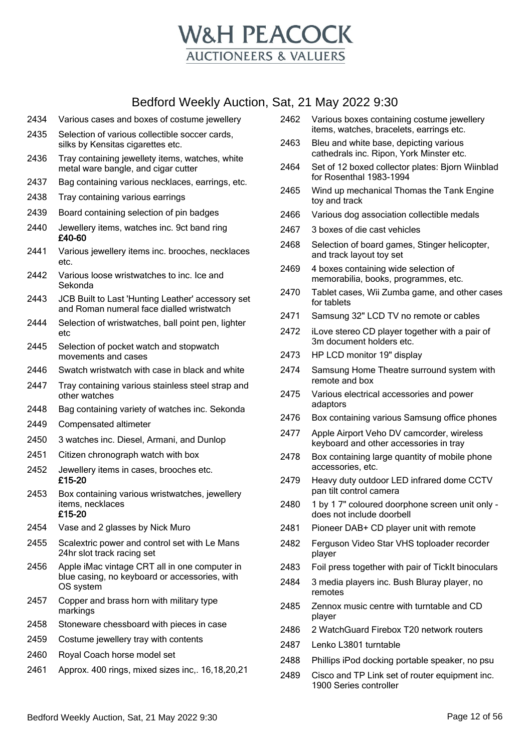# W&H PEACOCK

**AUCTIONEERS & VALUERS**

## Bedford Weekly Auction, Sat, 21 May 2022 9:30

| Lot | Description |
|---|---|
| 2434 | Various cases and boxes of costume jewellery |
| 2435 | Selection of various collectible soccer cards, silks by Kensitas cigarettes etc. |
| 2436 | Tray containing jewellety items, watches, white metal ware bangle, and cigar cutter |
| 2437 | Bag containing various necklaces, earrings, etc. |
| 2438 | Tray containing various earrings |
| 2439 | Board containing selection of pin badges |
| 2440 | Jewellery items, watches inc. 9ct band ring **£40-60** |
| 2441 | Various jewellery items inc. brooches, necklaces etc. |
| 2442 | Various loose wristwatches to inc. Ice and Sekonda |
| 2443 | JCB Built to Last 'Hunting Leather' accessory set and Roman numeral face dialled wristwatch |
| 2444 | Selection of wristwatches, ball point pen, lighter etc |
| 2445 | Selection of pocket watch and stopwatch movements and cases |
| 2446 | Swatch wristwatch with case in black and white |
| 2447 | Tray containing various stainless steel strap and other watches |
| 2448 | Bag containing variety of watches inc. Sekonda |
| 2449 | Compensated altimeter |
| 2450 | 3 watches inc. Diesel, Armani, and Dunlop |
| 2451 | Citizen chronograph watch with box |
| 2452 | Jewellery items in cases, brooches etc. **£15-20** |
| 2453 | Box containing various wristwatches, jewellery items, necklaces **£15-20** |
| 2454 | Vase and 2 glasses by Nick Muro |
| 2455 | Scalextric power and control set with Le Mans 24hr slot track racing set |
| 2456 | Apple iMac vintage CRT all in one computer in blue casing, no keyboard or accessories, with OS system |
| 2457 | Copper and brass horn with military type markings |
| 2458 | Stoneware chessboard with pieces in case |
| 2459 | Costume jewellery tray with contents |
| 2460 | Royal Coach horse model set |
| 2461 | Approx. 400 rings, mixed sizes inc,. 16,18,20,21 |
| 2462 | Various boxes containing costume jewellery items, watches, bracelets, earrings etc. |
| 2463 | Bleu and white base, depicting various cathedrals inc. Ripon, York Minster etc. |
| 2464 | Set of 12 boxed collector plates: Bjorn Wiinblad for Rosenthal 1983-1994 |
| 2465 | Wind up mechanical Thomas the Tank Engine toy and track |
| 2466 | Various dog association collectible medals |
| 2467 | 3 boxes of die cast vehicles |
| 2468 | Selection of board games, Stinger helicopter, and track layout toy set |
| 2469 | 4 boxes containing wide selection of memorabilia, books, programmes, etc. |
| 2470 | Tablet cases, Wii Zumba game, and other cases for tablets |
| 2471 | Samsung 32" LCD TV no remote or cables |
| 2472 | iLove stereo CD player together with a pair of 3m document holders etc. |
| 2473 | HP LCD monitor 19" display |
| 2474 | Samsung Home Theatre surround system with remote and box |
| 2475 | Various electrical accessories and power adaptors |
| 2476 | Box containing various Samsung office phones |
| 2477 | Apple Airport Veho DV camcorder, wireless keyboard and other accessories in tray |
| 2478 | Box containing large quantity of mobile phone accessories, etc. |
| 2479 | Heavy duty outdoor LED infrared dome CCTV pan tilt control camera |
| 2480 | 1 by 1 7" coloured doorphone screen unit only - does not include doorbell |
| 2481 | Pioneer DAB+ CD player unit with remote |
| 2482 | Ferguson Video Star VHS toploader recorder player |
| 2483 | Foil press together with pair of TickIt binoculars |
| 2484 | 3 media players inc. Bush Bluray player, no remotes |
| 2485 | Zennox music centre with turntable and CD player |
| 2486 | 2 WatchGuard Firebox T20 network routers |
| 2487 | Lenko L3801 turntable |
| 2488 | Phillips iPod docking portable speaker, no psu |
| 2489 | Cisco and TP Link set of router equipment inc. 1900 Series controller |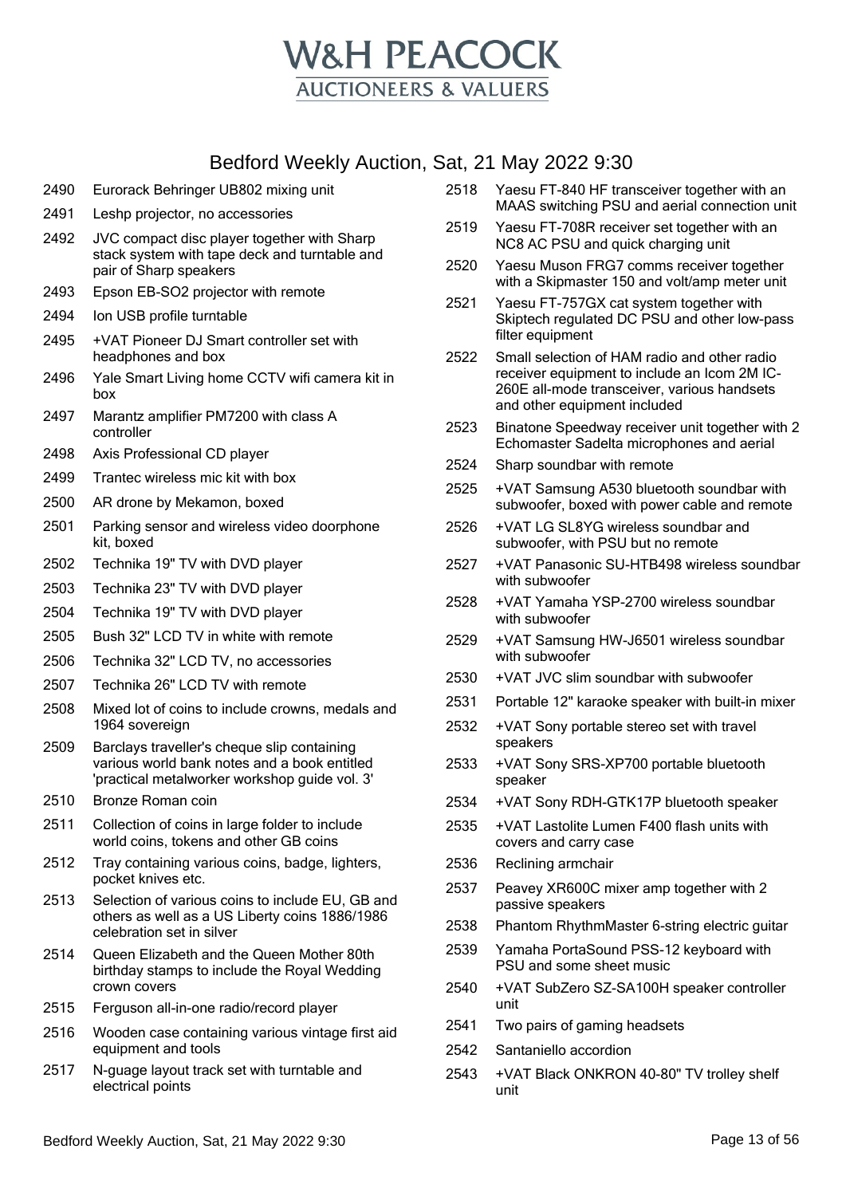# W&H PEACOCK
## AUCTIONEERS & VALUERS

## Bedford Weekly Auction, Sat, 21 May 2022 9:30

| Lot | Description |
|---|---|
| 2490 | Eurorack Behringer UB802 mixing unit |
| 2491 | Leshp projector, no accessories |
| 2492 | JVC compact disc player together with Sharp stack system with tape deck and turntable and pair of Sharp speakers |
| 2493 | Epson EB-SO2 projector with remote |
| 2494 | Ion USB profile turntable |
| 2495 | +VAT Pioneer DJ Smart controller set with headphones and box |
| 2496 | Yale Smart Living home CCTV wifi camera kit in box |
| 2497 | Marantz amplifier PM7200 with class A controller |
| 2498 | Axis Professional CD player |
| 2499 | Trantec wireless mic kit with box |
| 2500 | AR drone by Mekamon, boxed |
| 2501 | Parking sensor and wireless video doorphone kit, boxed |
| 2502 | Technika 19" TV with DVD player |
| 2503 | Technika 23" TV with DVD player |
| 2504 | Technika 19" TV with DVD player |
| 2505 | Bush 32" LCD TV in white with remote |
| 2506 | Technika 32" LCD TV, no accessories |
| 2507 | Technika 26" LCD TV with remote |
| 2508 | Mixed lot of coins to include crowns, medals and 1964 sovereign |
| 2509 | Barclays traveller's cheque slip containing various world bank notes and a book entitled 'practical metalworker workshop guide vol. 3' |
| 2510 | Bronze Roman coin |
| 2511 | Collection of coins in large folder to include world coins, tokens and other GB coins |
| 2512 | Tray containing various coins, badge, lighters, pocket knives etc. |
| 2513 | Selection of various coins to include EU, GB and others as well as a US Liberty coins 1886/1986 celebration set in silver |
| 2514 | Queen Elizabeth and the Queen Mother 80th birthday stamps to include the Royal Wedding crown covers |
| 2515 | Ferguson all-in-one radio/record player |
| 2516 | Wooden case containing various vintage first aid equipment and tools |
| 2517 | N-guage layout track set with turntable and electrical points |
| 2518 | Yaesu FT-840 HF transceiver together with an MAAS switching PSU and aerial connection unit |
| 2519 | Yaesu FT-708R receiver set together with an NC8 AC PSU and quick charging unit |
| 2520 | Yaesu Muson FRG7 comms receiver together with a Skipmaster 150 and volt/amp meter unit |
| 2521 | Yaesu FT-757GX cat system together with Skiptech regulated DC PSU and other low-pass filter equipment |
| 2522 | Small selection of HAM radio and other radio receiver equipment to include an Icom 2M IC-260E all-mode transceiver, various handsets and other equipment included |
| 2523 | Binatone Speedway receiver unit together with 2 Echomaster Sadelta microphones and aerial |
| 2524 | Sharp soundbar with remote |
| 2525 | +VAT Samsung A530 bluetooth soundbar with subwoofer, boxed with power cable and remote |
| 2526 | +VAT LG SL8YG wireless soundbar and subwoofer, with PSU but no remote |
| 2527 | +VAT Panasonic SU-HTB498 wireless soundbar with subwoofer |
| 2528 | +VAT Yamaha YSP-2700 wireless soundbar with subwoofer |
| 2529 | +VAT Samsung HW-J6501 wireless soundbar with subwoofer |
| 2530 | +VAT JVC slim soundbar with subwoofer |
| 2531 | Portable 12" karaoke speaker with built-in mixer |
| 2532 | +VAT Sony portable stereo set with travel speakers |
| 2533 | +VAT Sony SRS-XP700 portable bluetooth speaker |
| 2534 | +VAT Sony RDH-GTK17P bluetooth speaker |
| 2535 | +VAT Lastolite Lumen F400 flash units with covers and carry case |
| 2536 | Reclining armchair |
| 2537 | Peavey XR600C mixer amp together with 2 passive speakers |
| 2538 | Phantom RhythmMaster 6-string electric guitar |
| 2539 | Yamaha PortaSound PSS-12 keyboard with PSU and some sheet music |
| 2540 | +VAT SubZero SZ-SA100H speaker controller unit |
| 2541 | Two pairs of gaming headsets |
| 2542 | Santaniello accordion |
| 2543 | +VAT Black ONKRON 40-80" TV trolley shelf unit |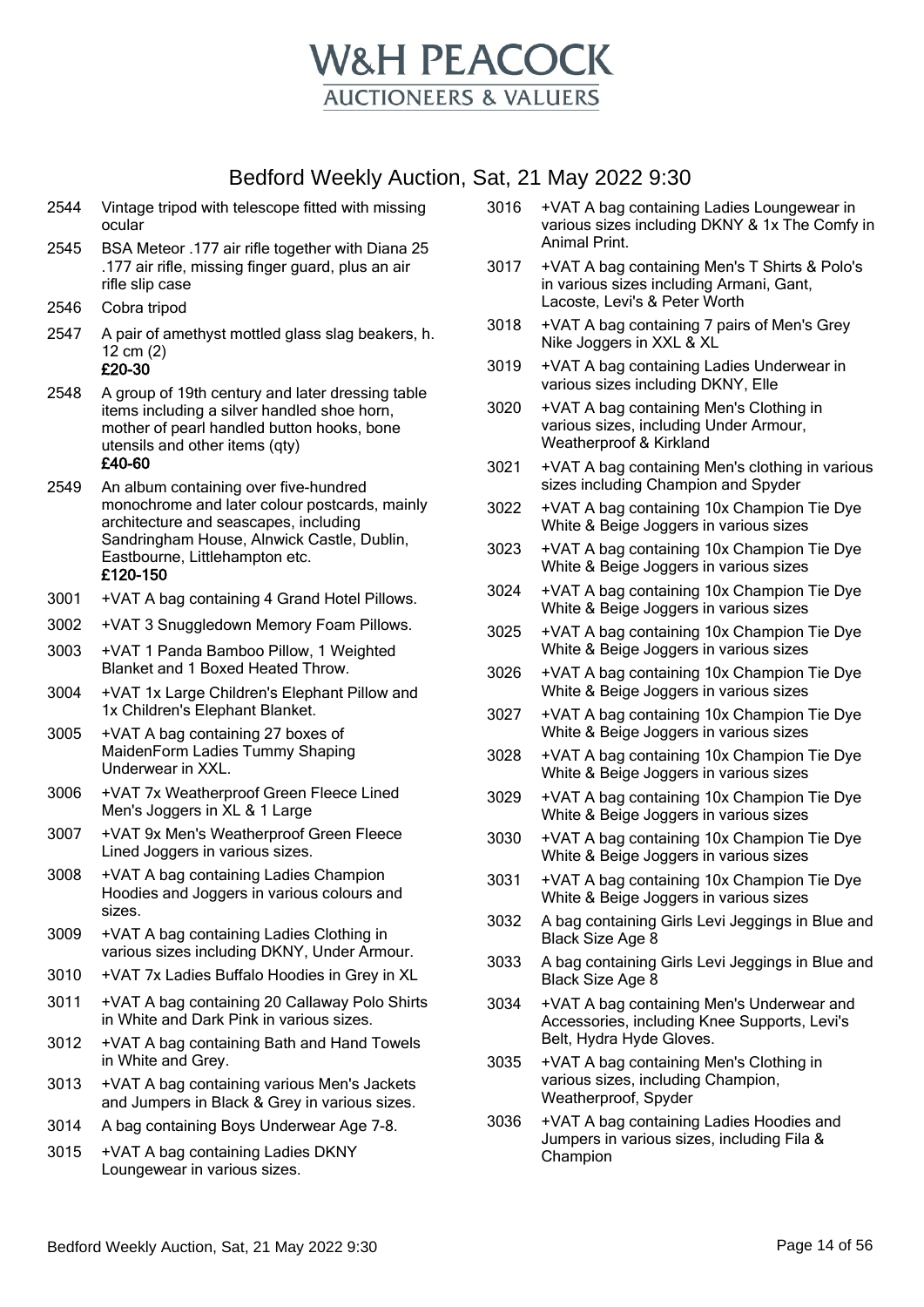# W&H PEACOCK
## AUCTIONEERS & VALUERS

## Bedford Weekly Auction, Sat, 21 May 2022 9:30

2544 Vintage tripod with telescope fitted with missing ocular

2545 BSA Meteor .177 air rifle together with Diana 25 .177 air rifle, missing finger guard, plus an air rifle slip case

2546 Cobra tripod

2547 A pair of amethyst mottled glass slag beakers, h. 12 cm (2)
**£20-30**

2548 A group of 19th century and later dressing table items including a silver handled shoe horn, mother of pearl handled button hooks, bone utensils and other items (qty)
**£40-60**

2549 An album containing over five-hundred monochrome and later colour postcards, mainly architecture and seascapes, including Sandringham House, Alnwick Castle, Dublin, Eastbourne, Littlehampton etc.
**£120-150**

3001 +VAT A bag containing 4 Grand Hotel Pillows.

3002 +VAT 3 Snuggledown Memory Foam Pillows.

3003 +VAT 1 Panda Bamboo Pillow, 1 Weighted Blanket and 1 Boxed Heated Throw.

3004 +VAT 1x Large Children's Elephant Pillow and 1x Children's Elephant Blanket.

3005 +VAT A bag containing 27 boxes of MaidenForm Ladies Tummy Shaping Underwear in XXL.

3006 +VAT 7x Weatherproof Green Fleece Lined Men's Joggers in XL & 1 Large

3007 +VAT 9x Men's Weatherproof Green Fleece Lined Joggers in various sizes.

3008 +VAT A bag containing Ladies Champion Hoodies and Joggers in various colours and sizes.

3009 +VAT A bag containing Ladies Clothing in various sizes including DKNY, Under Armour.

3010 +VAT 7x Ladies Buffalo Hoodies in Grey in XL

3011 +VAT A bag containing 20 Callaway Polo Shirts in White and Dark Pink in various sizes.

3012 +VAT A bag containing Bath and Hand Towels in White and Grey.

3013 +VAT A bag containing various Men's Jackets and Jumpers in Black & Grey in various sizes.

3014 A bag containing Boys Underwear Age 7-8.

3015 +VAT A bag containing Ladies DKNY Loungewear in various sizes.

3016 +VAT A bag containing Ladies Loungewear in various sizes including DKNY & 1x The Comfy in Animal Print.

3017 +VAT A bag containing Men's T Shirts & Polo's in various sizes including Armani, Gant, Lacoste, Levi's & Peter Worth

3018 +VAT A bag containing 7 pairs of Men's Grey Nike Joggers in XXL & XL

3019 +VAT A bag containing Ladies Underwear in various sizes including DKNY, Elle

3020 +VAT A bag containing Men's Clothing in various sizes, including Under Armour, Weatherproof & Kirkland

3021 +VAT A bag containing Men's clothing in various sizes including Champion and Spyder

3022 +VAT A bag containing 10x Champion Tie Dye White & Beige Joggers in various sizes

3023 +VAT A bag containing 10x Champion Tie Dye White & Beige Joggers in various sizes

3024 +VAT A bag containing 10x Champion Tie Dye White & Beige Joggers in various sizes

3025 +VAT A bag containing 10x Champion Tie Dye White & Beige Joggers in various sizes

3026 +VAT A bag containing 10x Champion Tie Dye White & Beige Joggers in various sizes

3027 +VAT A bag containing 10x Champion Tie Dye White & Beige Joggers in various sizes

3028 +VAT A bag containing 10x Champion Tie Dye White & Beige Joggers in various sizes

3029 +VAT A bag containing 10x Champion Tie Dye White & Beige Joggers in various sizes

3030 +VAT A bag containing 10x Champion Tie Dye White & Beige Joggers in various sizes

3031 +VAT A bag containing 10x Champion Tie Dye White & Beige Joggers in various sizes

3032 A bag containing Girls Levi Jeggings in Blue and Black Size Age 8

3033 A bag containing Girls Levi Jeggings in Blue and Black Size Age 8

3034 +VAT A bag containing Men's Underwear and Accessories, including Knee Supports, Levi's Belt, Hydra Hyde Gloves.

3035 +VAT A bag containing Men's Clothing in various sizes, including Champion, Weatherproof, Spyder

3036 +VAT A bag containing Ladies Hoodies and Jumpers in various sizes, including Fila & Champion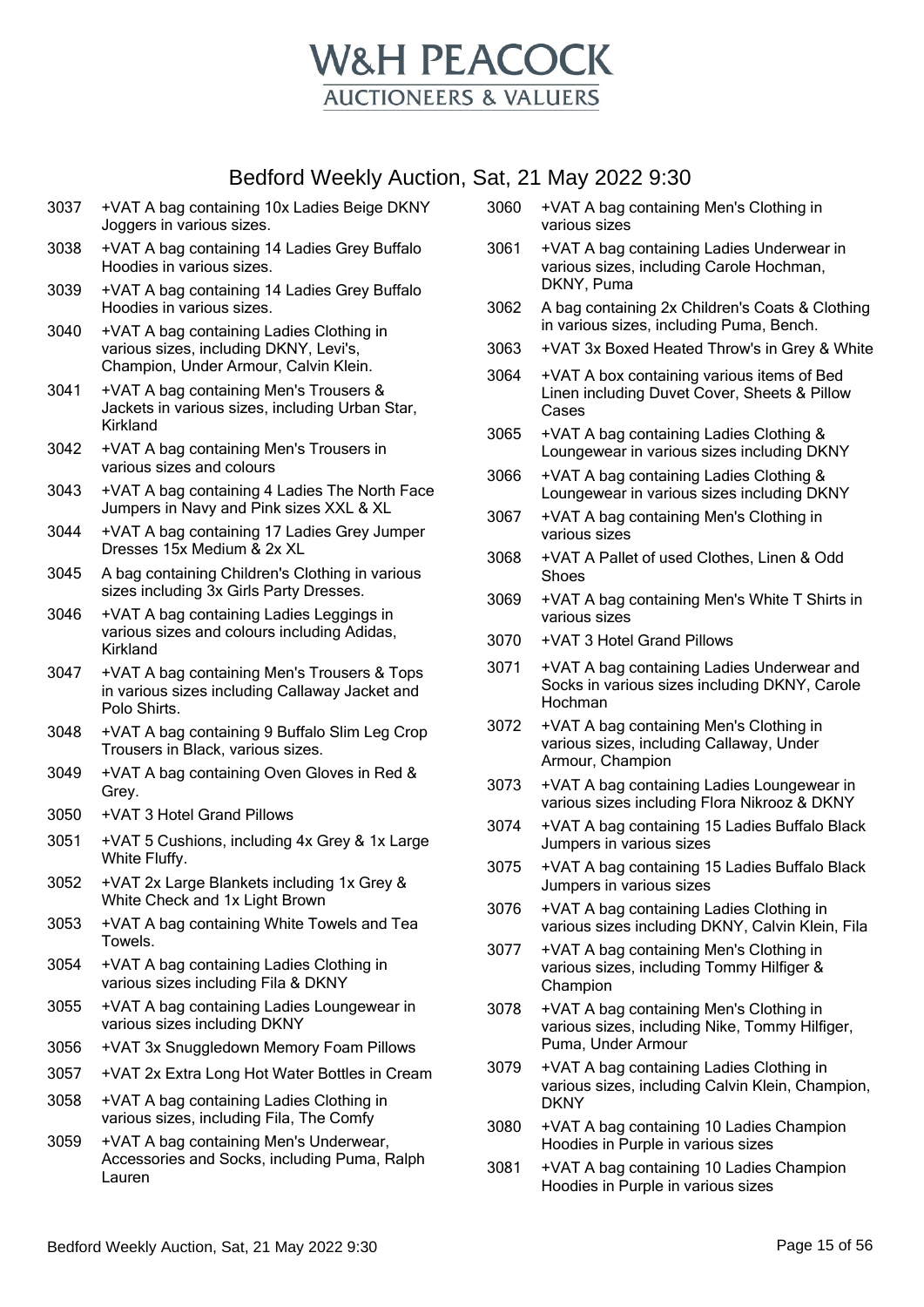# W&H PEACOCK

AUCTIONEERS & VALUERS

## Bedford Weekly Auction, Sat, 21 May 2022 9:30

| Lot | Description |
|---|---|
| 3037 | +VAT A bag containing 10x Ladies Beige DKNY Joggers in various sizes. |
| 3038 | +VAT A bag containing 14 Ladies Grey Buffalo Hoodies in various sizes. |
| 3039 | +VAT A bag containing 14 Ladies Grey Buffalo Hoodies in various sizes. |
| 3040 | +VAT A bag containing Ladies Clothing in various sizes, including DKNY, Levi's, Champion, Under Armour, Calvin Klein. |
| 3041 | +VAT A bag containing Men's Trousers & Jackets in various sizes, including Urban Star, Kirkland |
| 3042 | +VAT A bag containing Men's Trousers in various sizes and colours |
| 3043 | +VAT A bag containing 4 Ladies The North Face Jumpers in Navy and Pink sizes XXL & XL |
| 3044 | +VAT A bag containing 17 Ladies Grey Jumper Dresses 15x Medium & 2x XL |
| 3045 | A bag containing Children's Clothing in various sizes including 3x Girls Party Dresses. |
| 3046 | +VAT A bag containing Ladies Leggings in various sizes and colours including Adidas, Kirkland |
| 3047 | +VAT A bag containing Men's Trousers & Tops in various sizes including Callaway Jacket and Polo Shirts. |
| 3048 | +VAT A bag containing 9 Buffalo Slim Leg Crop Trousers in Black, various sizes. |
| 3049 | +VAT A bag containing Oven Gloves in Red & Grey. |
| 3050 | +VAT 3 Hotel Grand Pillows |
| 3051 | +VAT 5 Cushions, including 4x Grey & 1x Large White Fluffy. |
| 3052 | +VAT 2x Large Blankets including 1x Grey & White Check and 1x Light Brown |
| 3053 | +VAT A bag containing White Towels and Tea Towels. |
| 3054 | +VAT A bag containing Ladies Clothing in various sizes including Fila & DKNY |
| 3055 | +VAT A bag containing Ladies Loungewear in various sizes including DKNY |
| 3056 | +VAT 3x Snuggledown Memory Foam Pillows |
| 3057 | +VAT 2x Extra Long Hot Water Bottles in Cream |
| 3058 | +VAT A bag containing Ladies Clothing in various sizes, including Fila, The Comfy |
| 3059 | +VAT A bag containing Men's Underwear, Accessories and Socks, including Puma, Ralph Lauren |
| 3060 | +VAT A bag containing Men's Clothing in various sizes |
| 3061 | +VAT A bag containing Ladies Underwear in various sizes, including Carole Hochman, DKNY, Puma |
| 3062 | A bag containing 2x Children's Coats & Clothing in various sizes, including Puma, Bench. |
| 3063 | +VAT 3x Boxed Heated Throw's in Grey & White |
| 3064 | +VAT A box containing various items of Bed Linen including Duvet Cover, Sheets & Pillow Cases |
| 3065 | +VAT A bag containing Ladies Clothing & Loungewear in various sizes including DKNY |
| 3066 | +VAT A bag containing Ladies Clothing & Loungewear in various sizes including DKNY |
| 3067 | +VAT A bag containing Men's Clothing in various sizes |
| 3068 | +VAT A Pallet of used Clothes, Linen & Odd Shoes |
| 3069 | +VAT A bag containing Men's White T Shirts in various sizes |
| 3070 | +VAT 3 Hotel Grand Pillows |
| 3071 | +VAT A bag containing Ladies Underwear and Socks in various sizes including DKNY, Carole Hochman |
| 3072 | +VAT A bag containing Men's Clothing in various sizes, including Callaway, Under Armour, Champion |
| 3073 | +VAT A bag containing Ladies Loungewear in various sizes including Flora Nikrooz & DKNY |
| 3074 | +VAT A bag containing 15 Ladies Buffalo Black Jumpers in various sizes |
| 3075 | +VAT A bag containing 15 Ladies Buffalo Black Jumpers in various sizes |
| 3076 | +VAT A bag containing Ladies Clothing in various sizes including DKNY, Calvin Klein, Fila |
| 3077 | +VAT A bag containing Men's Clothing in various sizes, including Tommy Hilfiger & Champion |
| 3078 | +VAT A bag containing Men's Clothing in various sizes, including Nike, Tommy Hilfiger, Puma, Under Armour |
| 3079 | +VAT A bag containing Ladies Clothing in various sizes, including Calvin Klein, Champion, DKNY |
| 3080 | +VAT A bag containing 10 Ladies Champion Hoodies in Purple in various sizes |
| 3081 | +VAT A bag containing 10 Ladies Champion Hoodies in Purple in various sizes |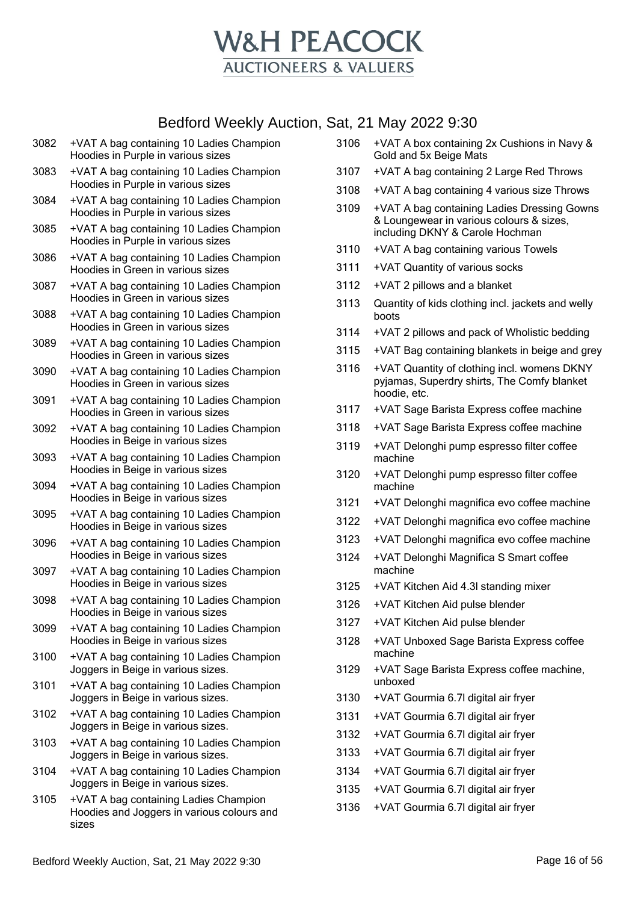# W&H PEACOCK

AUCTIONEERS & VALUERS

## Bedford Weekly Auction, Sat, 21 May 2022 9:30

3082 +VAT A bag containing 10 Ladies Champion Hoodies in Purple in various sizes

3083 +VAT A bag containing 10 Ladies Champion Hoodies in Purple in various sizes

3084 +VAT A bag containing 10 Ladies Champion Hoodies in Purple in various sizes

3085 +VAT A bag containing 10 Ladies Champion Hoodies in Purple in various sizes

3086 +VAT A bag containing 10 Ladies Champion Hoodies in Green in various sizes

3087 +VAT A bag containing 10 Ladies Champion Hoodies in Green in various sizes

3088 +VAT A bag containing 10 Ladies Champion Hoodies in Green in various sizes

3089 +VAT A bag containing 10 Ladies Champion Hoodies in Green in various sizes

3090 +VAT A bag containing 10 Ladies Champion Hoodies in Green in various sizes

3091 +VAT A bag containing 10 Ladies Champion Hoodies in Green in various sizes

3092 +VAT A bag containing 10 Ladies Champion Hoodies in Beige in various sizes

3093 +VAT A bag containing 10 Ladies Champion Hoodies in Beige in various sizes

3094 +VAT A bag containing 10 Ladies Champion Hoodies in Beige in various sizes

3095 +VAT A bag containing 10 Ladies Champion Hoodies in Beige in various sizes

3096 +VAT A bag containing 10 Ladies Champion Hoodies in Beige in various sizes

3097 +VAT A bag containing 10 Ladies Champion Hoodies in Beige in various sizes

3098 +VAT A bag containing 10 Ladies Champion Hoodies in Beige in various sizes

3099 +VAT A bag containing 10 Ladies Champion Hoodies in Beige in various sizes

3100 +VAT A bag containing 10 Ladies Champion Joggers in Beige in various sizes.

3101 +VAT A bag containing 10 Ladies Champion Joggers in Beige in various sizes.

3102 +VAT A bag containing 10 Ladies Champion Joggers in Beige in various sizes.

3103 +VAT A bag containing 10 Ladies Champion Joggers in Beige in various sizes.

3104 +VAT A bag containing 10 Ladies Champion Joggers in Beige in various sizes.

3105 +VAT A bag containing Ladies Champion Hoodies and Joggers in various colours and sizes

3106 +VAT A box containing 2x Cushions in Navy & Gold and 5x Beige Mats

3107 +VAT A bag containing 2 Large Red Throws

3108 +VAT A bag containing 4 various size Throws

3109 +VAT A bag containing Ladies Dressing Gowns & Loungewear in various colours & sizes, including DKNY & Carole Hochman

3110 +VAT A bag containing various Towels

3111 +VAT Quantity of various socks

3112 +VAT 2 pillows and a blanket

3113 Quantity of kids clothing incl. jackets and welly boots

3114 +VAT 2 pillows and pack of Wholistic bedding

3115 +VAT Bag containing blankets in beige and grey

3116 +VAT Quantity of clothing incl. womens DKNY pyjamas, Superdry shirts, The Comfy blanket hoodie, etc.

3117 +VAT Sage Barista Express coffee machine

3118 +VAT Sage Barista Express coffee machine

3119 +VAT Delonghi pump espresso filter coffee machine

3120 +VAT Delonghi pump espresso filter coffee machine

3121 +VAT Delonghi magnifica evo coffee machine

3122 +VAT Delonghi magnifica evo coffee machine

3123 +VAT Delonghi magnifica evo coffee machine

3124 +VAT Delonghi Magnifica S Smart coffee machine

3125 +VAT Kitchen Aid 4.3l standing mixer

3126 +VAT Kitchen Aid pulse blender

3127 +VAT Kitchen Aid pulse blender

3128 +VAT Unboxed Sage Barista Express coffee machine

3129 +VAT Sage Barista Express coffee machine, unboxed

3130 +VAT Gourmia 6.7l digital air fryer

3131 +VAT Gourmia 6.7l digital air fryer

3132 +VAT Gourmia 6.7l digital air fryer

3133 +VAT Gourmia 6.7l digital air fryer

3134 +VAT Gourmia 6.7l digital air fryer

3135 +VAT Gourmia 6.7l digital air fryer

3136 +VAT Gourmia 6.7l digital air fryer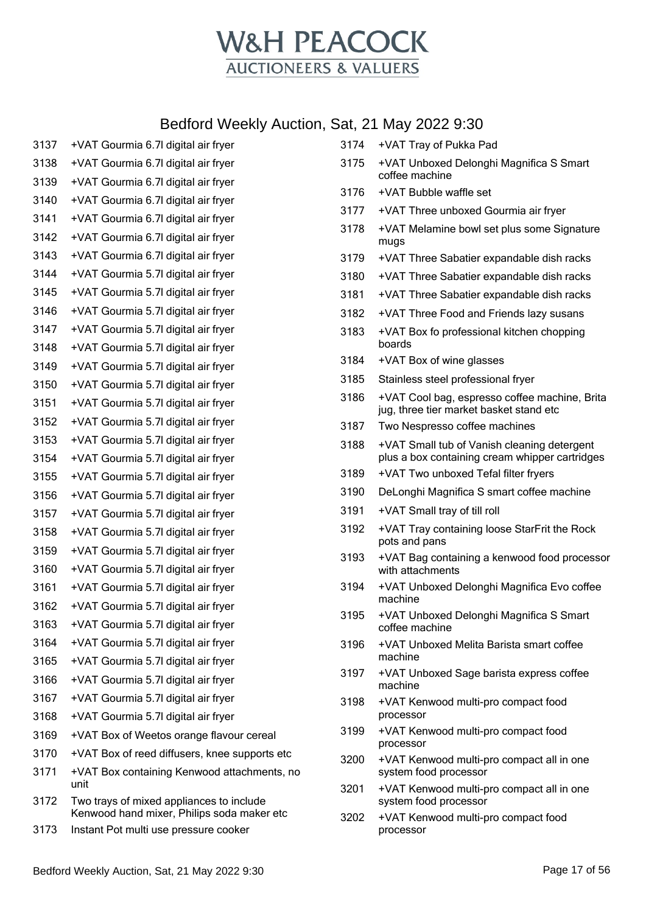# W&H PEACOCK
## AUCTIONEERS & VALUERS

## Bedford Weekly Auction, Sat, 21 May 2022 9:30

| Lot | Description |
|---|---|
| 3137 | +VAT Gourmia 6.7l digital air fryer |
| 3138 | +VAT Gourmia 6.7l digital air fryer |
| 3139 | +VAT Gourmia 6.7l digital air fryer |
| 3140 | +VAT Gourmia 6.7l digital air fryer |
| 3141 | +VAT Gourmia 6.7l digital air fryer |
| 3142 | +VAT Gourmia 6.7l digital air fryer |
| 3143 | +VAT Gourmia 6.7l digital air fryer |
| 3144 | +VAT Gourmia 5.7l digital air fryer |
| 3145 | +VAT Gourmia 5.7l digital air fryer |
| 3146 | +VAT Gourmia 5.7l digital air fryer |
| 3147 | +VAT Gourmia 5.7l digital air fryer |
| 3148 | +VAT Gourmia 5.7l digital air fryer |
| 3149 | +VAT Gourmia 5.7l digital air fryer |
| 3150 | +VAT Gourmia 5.7l digital air fryer |
| 3151 | +VAT Gourmia 5.7l digital air fryer |
| 3152 | +VAT Gourmia 5.7l digital air fryer |
| 3153 | +VAT Gourmia 5.7l digital air fryer |
| 3154 | +VAT Gourmia 5.7l digital air fryer |
| 3155 | +VAT Gourmia 5.7l digital air fryer |
| 3156 | +VAT Gourmia 5.7l digital air fryer |
| 3157 | +VAT Gourmia 5.7l digital air fryer |
| 3158 | +VAT Gourmia 5.7l digital air fryer |
| 3159 | +VAT Gourmia 5.7l digital air fryer |
| 3160 | +VAT Gourmia 5.7l digital air fryer |
| 3161 | +VAT Gourmia 5.7l digital air fryer |
| 3162 | +VAT Gourmia 5.7l digital air fryer |
| 3163 | +VAT Gourmia 5.7l digital air fryer |
| 3164 | +VAT Gourmia 5.7l digital air fryer |
| 3165 | +VAT Gourmia 5.7l digital air fryer |
| 3166 | +VAT Gourmia 5.7l digital air fryer |
| 3167 | +VAT Gourmia 5.7l digital air fryer |
| 3168 | +VAT Gourmia 5.7l digital air fryer |
| 3169 | +VAT Box of Weetos orange flavour cereal |
| 3170 | +VAT Box of reed diffusers, knee supports etc |
| 3171 | +VAT Box containing Kenwood attachments, no unit |
| 3172 | Two trays of mixed appliances to include Kenwood hand mixer, Philips soda maker etc |
| 3173 | Instant Pot multi use pressure cooker |
| 3174 | +VAT Tray of Pukka Pad |
| 3175 | +VAT Unboxed Delonghi Magnifica S Smart coffee machine |
| 3176 | +VAT Bubble waffle set |
| 3177 | +VAT Three unboxed Gourmia air fryer |
| 3178 | +VAT Melamine bowl set plus some Signature mugs |
| 3179 | +VAT Three Sabatier expandable dish racks |
| 3180 | +VAT Three Sabatier expandable dish racks |
| 3181 | +VAT Three Sabatier expandable dish racks |
| 3182 | +VAT Three Food and Friends lazy susans |
| 3183 | +VAT Box fo professional kitchen chopping boards |
| 3184 | +VAT Box of wine glasses |
| 3185 | Stainless steel professional fryer |
| 3186 | +VAT Cool bag, espresso coffee machine, Brita jug, three tier market basket stand etc |
| 3187 | Two Nespresso coffee machines |
| 3188 | +VAT Small tub of Vanish cleaning detergent plus a box containing cream whipper cartridges |
| 3189 | +VAT Two unboxed Tefal filter fryers |
| 3190 | DeLonghi Magnifica S smart coffee machine |
| 3191 | +VAT Small tray of till roll |
| 3192 | +VAT Tray containing loose StarFrit the Rock pots and pans |
| 3193 | +VAT Bag containing a kenwood food processor with attachments |
| 3194 | +VAT Unboxed Delonghi Magnifica Evo coffee machine |
| 3195 | +VAT Unboxed Delonghi Magnifica S Smart coffee machine |
| 3196 | +VAT Unboxed Melita Barista smart coffee machine |
| 3197 | +VAT Unboxed Sage barista express coffee machine |
| 3198 | +VAT Kenwood multi-pro compact food processor |
| 3199 | +VAT Kenwood multi-pro compact food processor |
| 3200 | +VAT Kenwood multi-pro compact all in one system food processor |
| 3201 | +VAT Kenwood multi-pro compact all in one system food processor |
| 3202 | +VAT Kenwood multi-pro compact food processor |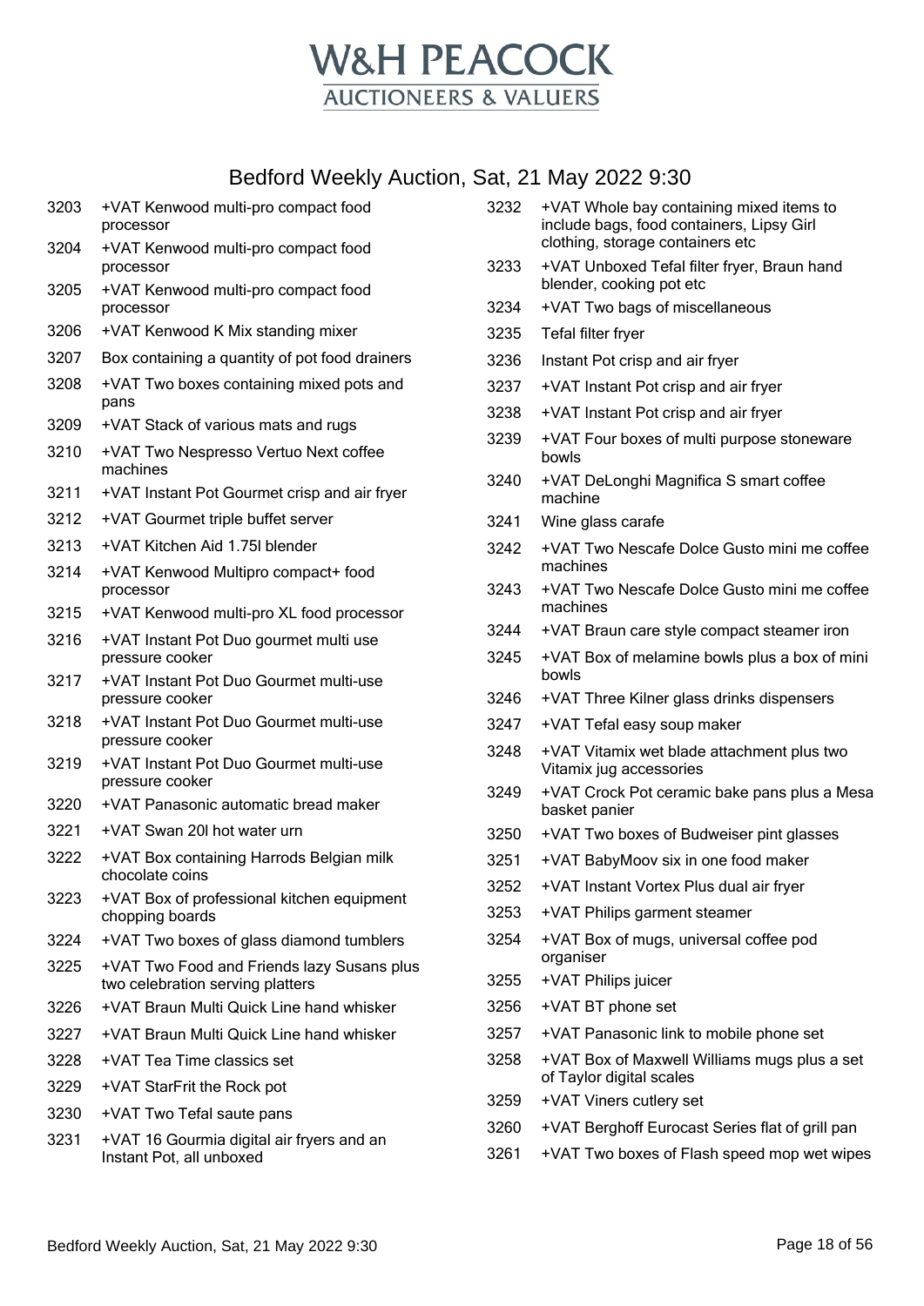# W&H PEACOCK
AUCTIONEERS & VALUERS

## Bedford Weekly Auction, Sat, 21 May 2022 9:30

| Lot | Description |
|---|---|
| 3203 | +VAT Kenwood multi-pro compact food processor |
| 3204 | +VAT Kenwood multi-pro compact food processor |
| 3205 | +VAT Kenwood multi-pro compact food processor |
| 3206 | +VAT Kenwood K Mix standing mixer |
| 3207 | Box containing a quantity of pot food drainers |
| 3208 | +VAT Two boxes containing mixed pots and pans |
| 3209 | +VAT Stack of various mats and rugs |
| 3210 | +VAT Two Nespresso Vertuo Next coffee machines |
| 3211 | +VAT Instant Pot Gourmet crisp and air fryer |
| 3212 | +VAT Gourmet triple buffet server |
| 3213 | +VAT Kitchen Aid 1.75l blender |
| 3214 | +VAT Kenwood Multipro compact+ food processor |
| 3215 | +VAT Kenwood multi-pro XL food processor |
| 3216 | +VAT Instant Pot Duo gourmet multi use pressure cooker |
| 3217 | +VAT Instant Pot Duo Gourmet multi-use pressure cooker |
| 3218 | +VAT Instant Pot Duo Gourmet multi-use pressure cooker |
| 3219 | +VAT Instant Pot Duo Gourmet multi-use pressure cooker |
| 3220 | +VAT Panasonic automatic bread maker |
| 3221 | +VAT Swan 20l hot water urn |
| 3222 | +VAT Box containing Harrods Belgian milk chocolate coins |
| 3223 | +VAT Box of professional kitchen equipment chopping boards |
| 3224 | +VAT Two boxes of glass diamond tumblers |
| 3225 | +VAT Two Food and Friends lazy Susans plus two celebration serving platters |
| 3226 | +VAT Braun Multi Quick Line hand whisker |
| 3227 | +VAT Braun Multi Quick Line hand whisker |
| 3228 | +VAT Tea Time classics set |
| 3229 | +VAT StarFrit the Rock pot |
| 3230 | +VAT Two Tefal saute pans |
| 3231 | +VAT 16 Gourmia digital air fryers and an Instant Pot, all unboxed |
| 3232 | +VAT Whole bay containing mixed items to include bags, food containers, Lipsy Girl clothing, storage containers etc |
| 3233 | +VAT Unboxed Tefal filter fryer, Braun hand blender, cooking pot etc |
| 3234 | +VAT Two bags of miscellaneous |
| 3235 | Tefal filter fryer |
| 3236 | Instant Pot crisp and air fryer |
| 3237 | +VAT Instant Pot crisp and air fryer |
| 3238 | +VAT Instant Pot crisp and air fryer |
| 3239 | +VAT Four boxes of multi purpose stoneware bowls |
| 3240 | +VAT DeLonghi Magnifica S smart coffee machine |
| 3241 | Wine glass carafe |
| 3242 | +VAT Two Nescafe Dolce Gusto mini me coffee machines |
| 3243 | +VAT Two Nescafe Dolce Gusto mini me coffee machines |
| 3244 | +VAT Braun care style compact steamer iron |
| 3245 | +VAT Box of melamine bowls plus a box of mini bowls |
| 3246 | +VAT Three Kilner glass drinks dispensers |
| 3247 | +VAT Tefal easy soup maker |
| 3248 | +VAT Vitamix wet blade attachment plus two Vitamix jug accessories |
| 3249 | +VAT Crock Pot ceramic bake pans plus a Mesa basket panier |
| 3250 | +VAT Two boxes of Budweiser pint glasses |
| 3251 | +VAT BabyMoov six in one food maker |
| 3252 | +VAT Instant Vortex Plus dual air fryer |
| 3253 | +VAT Philips garment steamer |
| 3254 | +VAT Box of mugs, universal coffee pod organiser |
| 3255 | +VAT Philips juicer |
| 3256 | +VAT BT phone set |
| 3257 | +VAT Panasonic link to mobile phone set |
| 3258 | +VAT Box of Maxwell Williams mugs plus a set of Taylor digital scales |
| 3259 | +VAT Viners cutlery set |
| 3260 | +VAT Berghoff Eurocast Series flat of grill pan |
| 3261 | +VAT Two boxes of Flash speed mop wet wipes |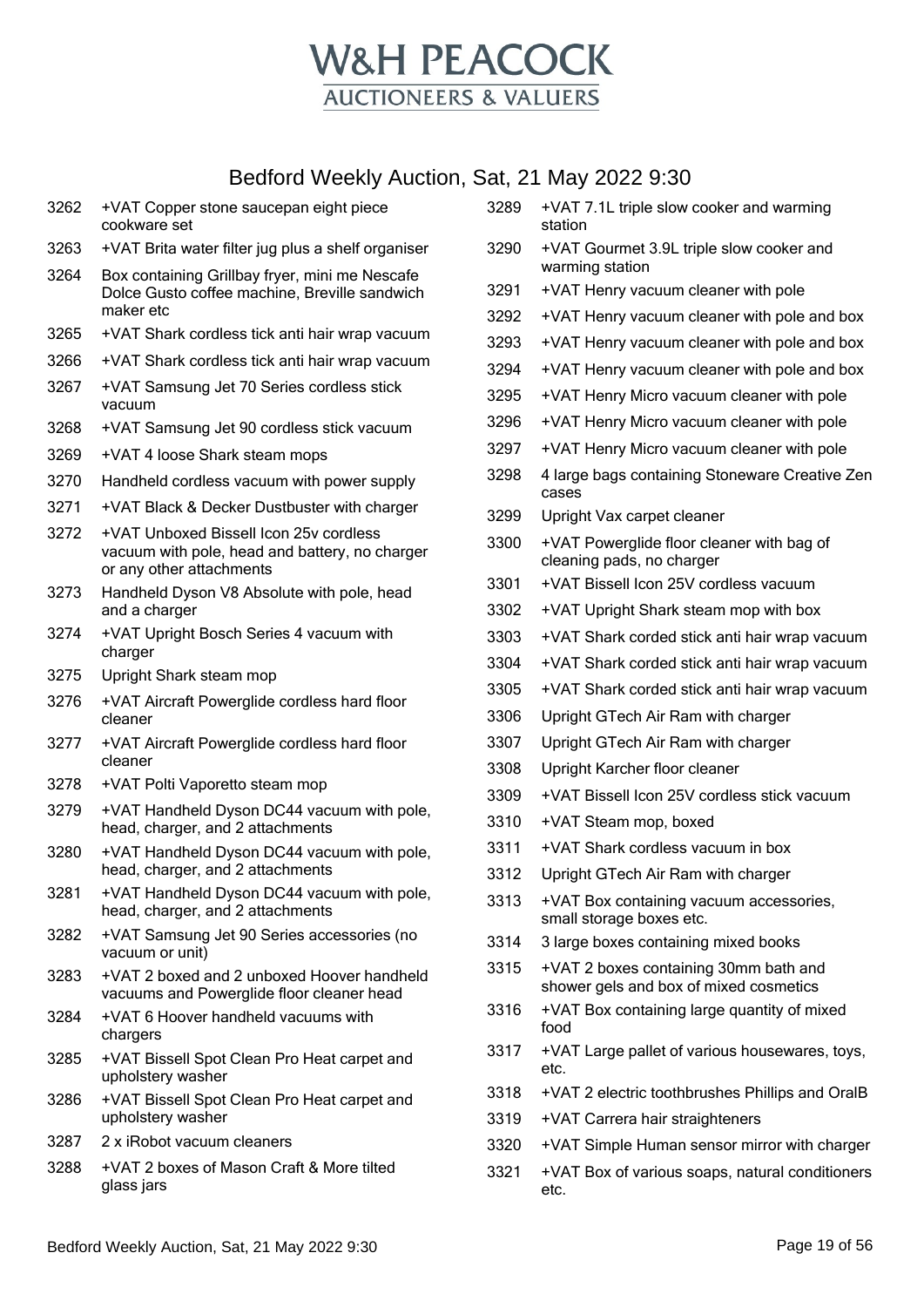# W&H PEACOCK
## AUCTIONEERS & VALUERS

## Bedford Weekly Auction, Sat, 21 May 2022 9:30

| Lot | Description |
|---|---|
| 3262 | +VAT Copper stone saucepan eight piece cookware set |
| 3263 | +VAT Brita water filter jug plus a shelf organiser |
| 3264 | Box containing Grillbay fryer, mini me Nescafe Dolce Gusto coffee machine, Breville sandwich maker etc |
| 3265 | +VAT Shark cordless tick anti hair wrap vacuum |
| 3266 | +VAT Shark cordless tick anti hair wrap vacuum |
| 3267 | +VAT Samsung Jet 70 Series cordless stick vacuum |
| 3268 | +VAT Samsung Jet 90 cordless stick vacuum |
| 3269 | +VAT 4 loose Shark steam mops |
| 3270 | Handheld cordless vacuum with power supply |
| 3271 | +VAT Black & Decker Dustbuster with charger |
| 3272 | +VAT Unboxed Bissell Icon 25v cordless vacuum with pole, head and battery, no charger or any other attachments |
| 3273 | Handheld Dyson V8 Absolute with pole, head and a charger |
| 3274 | +VAT Upright Bosch Series 4 vacuum with charger |
| 3275 | Upright Shark steam mop |
| 3276 | +VAT Aircraft Powerglide cordless hard floor cleaner |
| 3277 | +VAT Aircraft Powerglide cordless hard floor cleaner |
| 3278 | +VAT Polti Vaporetto steam mop |
| 3279 | +VAT Handheld Dyson DC44 vacuum with pole, head, charger, and 2 attachments |
| 3280 | +VAT Handheld Dyson DC44 vacuum with pole, head, charger, and 2 attachments |
| 3281 | +VAT Handheld Dyson DC44 vacuum with pole, head, charger, and 2 attachments |
| 3282 | +VAT Samsung Jet 90 Series accessories (no vacuum or unit) |
| 3283 | +VAT 2 boxed and 2 unboxed Hoover handheld vacuums and Powerglide floor cleaner head |
| 3284 | +VAT 6 Hoover handheld vacuums with chargers |
| 3285 | +VAT Bissell Spot Clean Pro Heat carpet and upholstery washer |
| 3286 | +VAT Bissell Spot Clean Pro Heat carpet and upholstery washer |
| 3287 | 2 x iRobot vacuum cleaners |
| 3288 | +VAT 2 boxes of Mason Craft & More tilted glass jars |
| 3289 | +VAT 7.1L triple slow cooker and warming station |
| 3290 | +VAT Gourmet 3.9L triple slow cooker and warming station |
| 3291 | +VAT Henry vacuum cleaner with pole |
| 3292 | +VAT Henry vacuum cleaner with pole and box |
| 3293 | +VAT Henry vacuum cleaner with pole and box |
| 3294 | +VAT Henry vacuum cleaner with pole and box |
| 3295 | +VAT Henry Micro vacuum cleaner with pole |
| 3296 | +VAT Henry Micro vacuum cleaner with pole |
| 3297 | +VAT Henry Micro vacuum cleaner with pole |
| 3298 | 4 large bags containing Stoneware Creative Zen cases |
| 3299 | Upright Vax carpet cleaner |
| 3300 | +VAT Powerglide floor cleaner with bag of cleaning pads, no charger |
| 3301 | +VAT Bissell Icon 25V cordless vacuum |
| 3302 | +VAT Upright Shark steam mop with box |
| 3303 | +VAT Shark corded stick anti hair wrap vacuum |
| 3304 | +VAT Shark corded stick anti hair wrap vacuum |
| 3305 | +VAT Shark corded stick anti hair wrap vacuum |
| 3306 | Upright GTech Air Ram with charger |
| 3307 | Upright GTech Air Ram with charger |
| 3308 | Upright Karcher floor cleaner |
| 3309 | +VAT Bissell Icon 25V cordless stick vacuum |
| 3310 | +VAT Steam mop, boxed |
| 3311 | +VAT Shark cordless vacuum in box |
| 3312 | Upright GTech Air Ram with charger |
| 3313 | +VAT Box containing vacuum accessories, small storage boxes etc. |
| 3314 | 3 large boxes containing mixed books |
| 3315 | +VAT 2 boxes containing 30mm bath and shower gels and box of mixed cosmetics |
| 3316 | +VAT Box containing large quantity of mixed food |
| 3317 | +VAT Large pallet of various housewares, toys, etc. |
| 3318 | +VAT 2 electric toothbrushes Phillips and OralB |
| 3319 | +VAT Carrera hair straighteners |
| 3320 | +VAT Simple Human sensor mirror with charger |
| 3321 | +VAT Box of various soaps, natural conditioners etc. |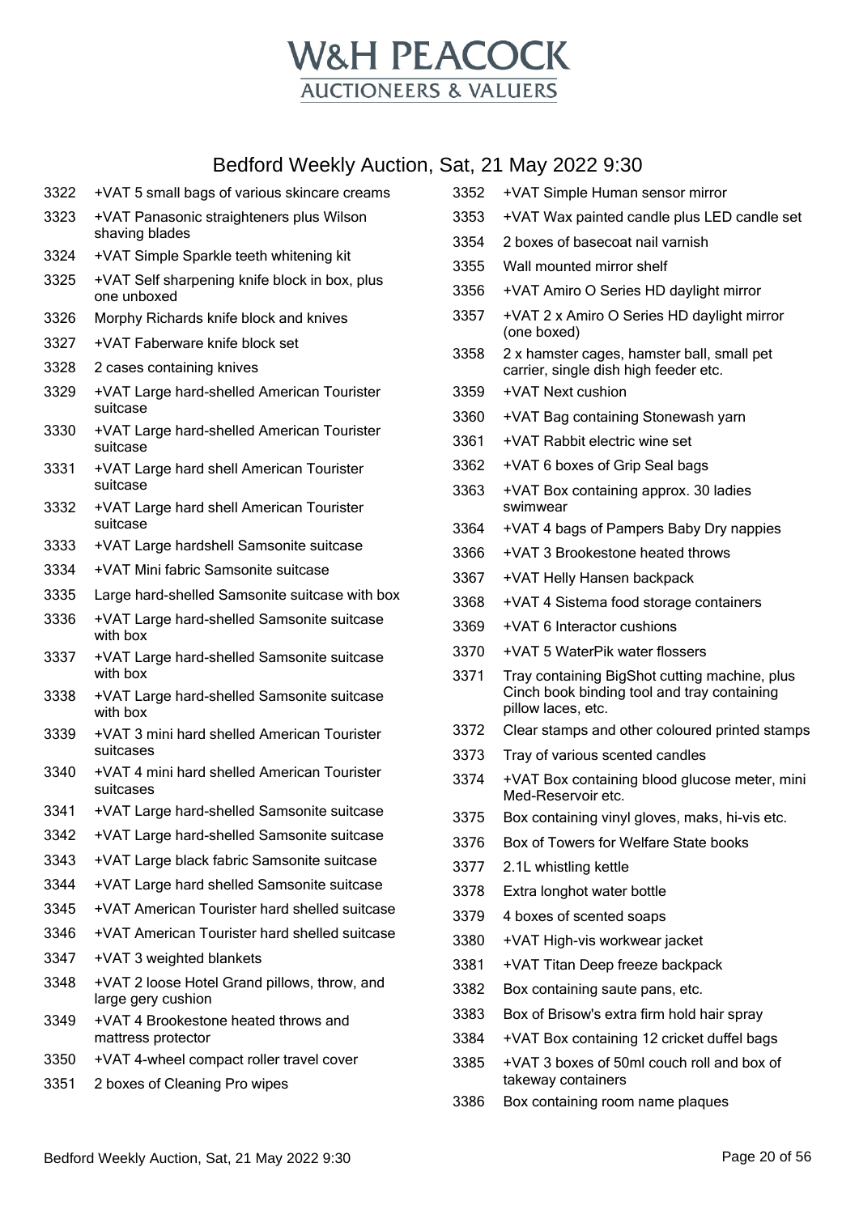# W&H PEACOCK

## AUCTIONEERS & VALUERS

## Bedford Weekly Auction, Sat, 21 May 2022 9:30

| Lot | Description |
|---|---|
| 3322 | +VAT 5 small bags of various skincare creams |
| 3323 | +VAT Panasonic straighteners plus Wilson shaving blades |
| 3324 | +VAT Simple Sparkle teeth whitening kit |
| 3325 | +VAT Self sharpening knife block in box, plus one unboxed |
| 3326 | Morphy Richards knife block and knives |
| 3327 | +VAT Faberware knife block set |
| 3328 | 2 cases containing knives |
| 3329 | +VAT Large hard-shelled American Tourister suitcase |
| 3330 | +VAT Large hard-shelled American Tourister suitcase |
| 3331 | +VAT Large hard shell American Tourister suitcase |
| 3332 | +VAT Large hard shell American Tourister suitcase |
| 3333 | +VAT Large hardshell Samsonite suitcase |
| 3334 | +VAT Mini fabric Samsonite suitcase |
| 3335 | Large hard-shelled Samsonite suitcase with box |
| 3336 | +VAT Large hard-shelled Samsonite suitcase with box |
| 3337 | +VAT Large hard-shelled Samsonite suitcase with box |
| 3338 | +VAT Large hard-shelled Samsonite suitcase with box |
| 3339 | +VAT 3 mini hard shelled American Tourister suitcases |
| 3340 | +VAT 4 mini hard shelled American Tourister suitcases |
| 3341 | +VAT Large hard-shelled Samsonite suitcase |
| 3342 | +VAT Large hard-shelled Samsonite suitcase |
| 3343 | +VAT Large black fabric Samsonite suitcase |
| 3344 | +VAT Large hard shelled Samsonite suitcase |
| 3345 | +VAT American Tourister hard shelled suitcase |
| 3346 | +VAT American Tourister hard shelled suitcase |
| 3347 | +VAT 3 weighted blankets |
| 3348 | +VAT 2 loose Hotel Grand pillows, throw, and large gery cushion |
| 3349 | +VAT 4 Brookestone heated throws and mattress protector |
| 3350 | +VAT 4-wheel compact roller travel cover |
| 3351 | 2 boxes of Cleaning Pro wipes |
| 3352 | +VAT Simple Human sensor mirror |
| 3353 | +VAT Wax painted candle plus LED candle set |
| 3354 | 2 boxes of basecoat nail varnish |
| 3355 | Wall mounted mirror shelf |
| 3356 | +VAT Amiro O Series HD daylight mirror |
| 3357 | +VAT 2 x Amiro O Series HD daylight mirror (one boxed) |
| 3358 | 2 x hamster cages, hamster ball, small pet carrier, single dish high feeder etc. |
| 3359 | +VAT Next cushion |
| 3360 | +VAT Bag containing Stonewash yarn |
| 3361 | +VAT Rabbit electric wine set |
| 3362 | +VAT 6 boxes of Grip Seal bags |
| 3363 | +VAT Box containing approx. 30 ladies swimwear |
| 3364 | +VAT 4 bags of Pampers Baby Dry nappies |
| 3366 | +VAT 3 Brookestone heated throws |
| 3367 | +VAT Helly Hansen backpack |
| 3368 | +VAT 4 Sistema food storage containers |
| 3369 | +VAT 6 Interactor cushions |
| 3370 | +VAT 5 WaterPik water flossers |
| 3371 | Tray containing BigShot cutting machine, plus Cinch book binding tool and tray containing pillow laces, etc. |
| 3372 | Clear stamps and other coloured printed stamps |
| 3373 | Tray of various scented candles |
| 3374 | +VAT Box containing blood glucose meter, mini Med-Reservoir etc. |
| 3375 | Box containing vinyl gloves, maks, hi-vis etc. |
| 3376 | Box of Towers for Welfare State books |
| 3377 | 2.1L whistling kettle |
| 3378 | Extra longhot water bottle |
| 3379 | 4 boxes of scented soaps |
| 3380 | +VAT High-vis workwear jacket |
| 3381 | +VAT Titan Deep freeze backpack |
| 3382 | Box containing saute pans, etc. |
| 3383 | Box of Brisow's extra firm hold hair spray |
| 3384 | +VAT Box containing 12 cricket duffel bags |
| 3385 | +VAT 3 boxes of 50ml couch roll and box of takeway containers |
| 3386 | Box containing room name plaques |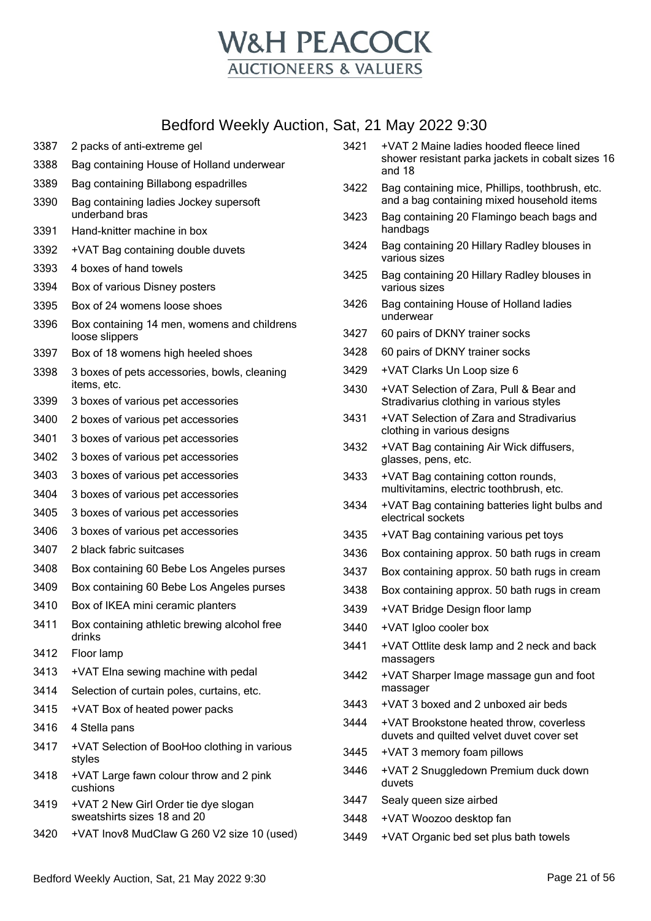# W&H PEACOCK
## AUCTIONEERS & VALUERS

## Bedford Weekly Auction, Sat, 21 May 2022 9:30

| Lot | Description |
|---|---|
| 3387 | 2 packs of anti-extreme gel |
| 3388 | Bag containing House of Holland underwear |
| 3389 | Bag containing Billabong espadrilles |
| 3390 | Bag containing ladies Jockey supersoft underband bras |
| 3391 | Hand-knitter machine in box |
| 3392 | +VAT Bag containing double duvets |
| 3393 | 4 boxes of hand towels |
| 3394 | Box of various Disney posters |
| 3395 | Box of 24 womens loose shoes |
| 3396 | Box containing 14 men, womens and childrens loose slippers |
| 3397 | Box of 18 womens high heeled shoes |
| 3398 | 3 boxes of pets accessories, bowls, cleaning items, etc. |
| 3399 | 3 boxes of various pet accessories |
| 3400 | 2 boxes of various pet accessories |
| 3401 | 3 boxes of various pet accessories |
| 3402 | 3 boxes of various pet accessories |
| 3403 | 3 boxes of various pet accessories |
| 3404 | 3 boxes of various pet accessories |
| 3405 | 3 boxes of various pet accessories |
| 3406 | 3 boxes of various pet accessories |
| 3407 | 2 black fabric suitcases |
| 3408 | Box containing 60 Bebe Los Angeles purses |
| 3409 | Box containing 60 Bebe Los Angeles purses |
| 3410 | Box of IKEA mini ceramic planters |
| 3411 | Box containing athletic brewing alcohol free drinks |
| 3412 | Floor lamp |
| 3413 | +VAT Elna sewing machine with pedal |
| 3414 | Selection of curtain poles, curtains, etc. |
| 3415 | +VAT Box of heated power packs |
| 3416 | 4 Stella pans |
| 3417 | +VAT Selection of BooHoo clothing in various styles |
| 3418 | +VAT Large fawn colour throw and 2 pink cushions |
| 3419 | +VAT 2 New Girl Order tie dye slogan sweatshirts sizes 18 and 20 |
| 3420 | +VAT Inov8 MudClaw G 260 V2 size 10 (used) |
| 3421 | +VAT 2 Maine ladies hooded fleece lined shower resistant parka jackets in cobalt sizes 16 and 18 |
| 3422 | Bag containing mice, Phillips, toothbrush, etc. and a bag containing mixed household items |
| 3423 | Bag containing 20 Flamingo beach bags and handbags |
| 3424 | Bag containing 20 Hillary Radley blouses in various sizes |
| 3425 | Bag containing 20 Hillary Radley blouses in various sizes |
| 3426 | Bag containing House of Holland ladies underwear |
| 3427 | 60 pairs of DKNY trainer socks |
| 3428 | 60 pairs of DKNY trainer socks |
| 3429 | +VAT Clarks Un Loop size 6 |
| 3430 | +VAT Selection of Zara, Pull & Bear and Stradivarius clothing in various styles |
| 3431 | +VAT Selection of Zara and Stradivarius clothing in various designs |
| 3432 | +VAT Bag containing Air Wick diffusers, glasses, pens, etc. |
| 3433 | +VAT Bag containing cotton rounds, multivitamins, electric toothbrush, etc. |
| 3434 | +VAT Bag containing batteries light bulbs and electrical sockets |
| 3435 | +VAT Bag containing various pet toys |
| 3436 | Box containing approx. 50 bath rugs in cream |
| 3437 | Box containing approx. 50 bath rugs in cream |
| 3438 | Box containing approx. 50 bath rugs in cream |
| 3439 | +VAT Bridge Design floor lamp |
| 3440 | +VAT Igloo cooler box |
| 3441 | +VAT Ottlite desk lamp and 2 neck and back massagers |
| 3442 | +VAT Sharper Image massage gun and foot massager |
| 3443 | +VAT 3 boxed and 2 unboxed air beds |
| 3444 | +VAT Brookstone heated throw, coverless duvets and quilted velvet duvet cover set |
| 3445 | +VAT 3 memory foam pillows |
| 3446 | +VAT 2 Snuggledown Premium duck down duvets |
| 3447 | Sealy queen size airbed |
| 3448 | +VAT Woozoo desktop fan |
| 3449 | +VAT Organic bed set plus bath towels |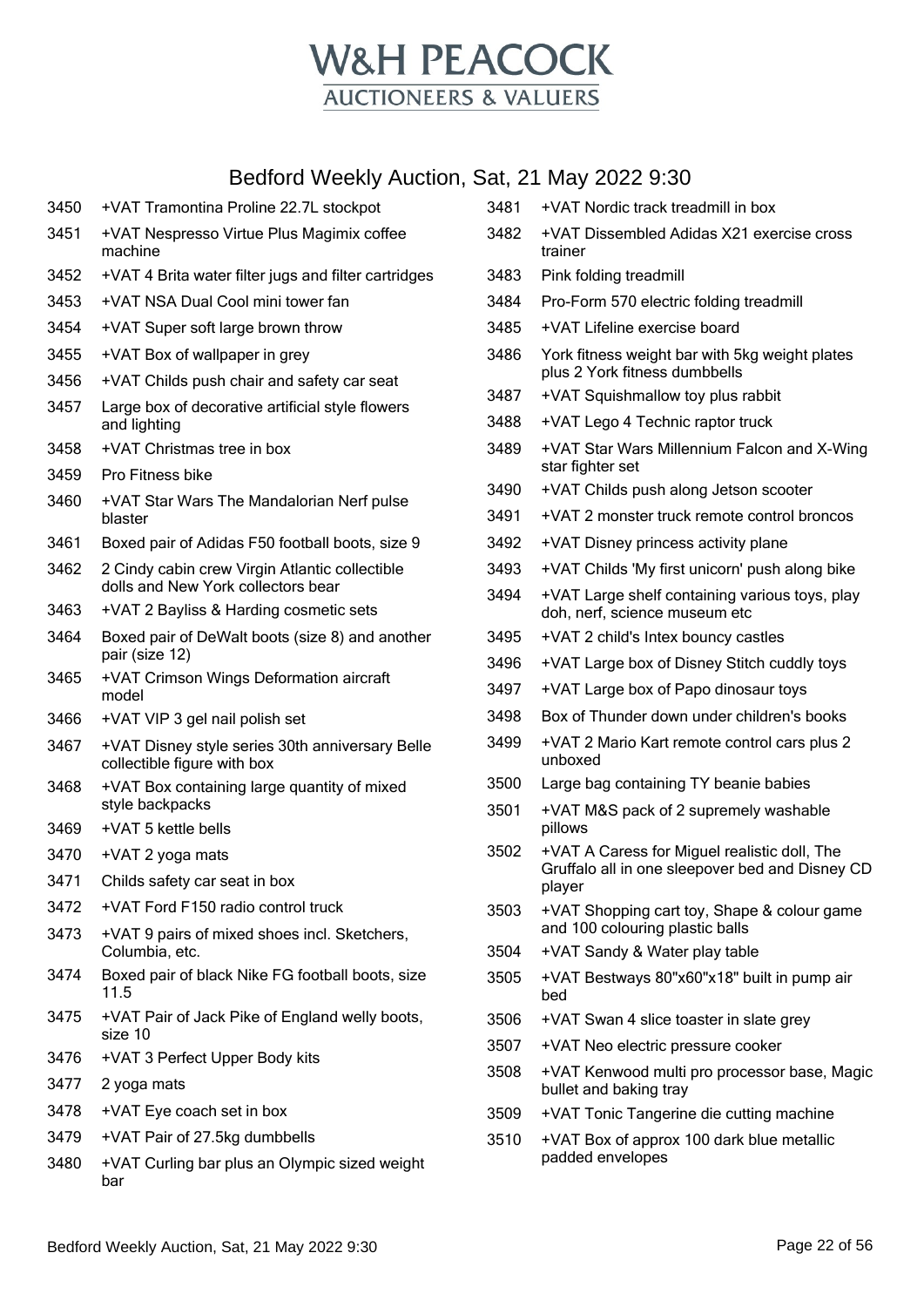# W&H PEACOCK
## AUCTIONEERS & VALUERS

## Bedford Weekly Auction, Sat, 21 May 2022 9:30

| Lot | Description |
|---|---|
| 3450 | +VAT Tramontina Proline 22.7L stockpot |
| 3451 | +VAT Nespresso Virtue Plus Magimix coffee machine |
| 3452 | +VAT 4 Brita water filter jugs and filter cartridges |
| 3453 | +VAT NSA Dual Cool mini tower fan |
| 3454 | +VAT Super soft large brown throw |
| 3455 | +VAT Box of wallpaper in grey |
| 3456 | +VAT Childs push chair and safety car seat |
| 3457 | Large box of decorative artificial style flowers and lighting |
| 3458 | +VAT Christmas tree in box |
| 3459 | Pro Fitness bike |
| 3460 | +VAT Star Wars The Mandalorian Nerf pulse blaster |
| 3461 | Boxed pair of Adidas F50 football boots, size 9 |
| 3462 | 2 Cindy cabin crew Virgin Atlantic collectible dolls and New York collectors bear |
| 3463 | +VAT 2 Bayliss & Harding cosmetic sets |
| 3464 | Boxed pair of DeWalt boots (size 8) and another pair (size 12) |
| 3465 | +VAT Crimson Wings Deformation aircraft model |
| 3466 | +VAT VIP 3 gel nail polish set |
| 3467 | +VAT Disney style series 30th anniversary Belle collectible figure with box |
| 3468 | +VAT Box containing large quantity of mixed style backpacks |
| 3469 | +VAT 5 kettle bells |
| 3470 | +VAT 2 yoga mats |
| 3471 | Childs safety car seat in box |
| 3472 | +VAT Ford F150 radio control truck |
| 3473 | +VAT 9 pairs of mixed shoes incl. Sketchers, Columbia, etc. |
| 3474 | Boxed pair of black Nike FG football boots, size 11.5 |
| 3475 | +VAT Pair of Jack Pike of England welly boots, size 10 |
| 3476 | +VAT 3 Perfect Upper Body kits |
| 3477 | 2 yoga mats |
| 3478 | +VAT Eye coach set in box |
| 3479 | +VAT Pair of 27.5kg dumbbells |
| 3480 | +VAT Curling bar plus an Olympic sized weight bar |
| 3481 | +VAT Nordic track treadmill in box |
| 3482 | +VAT Dissembled Adidas X21 exercise cross trainer |
| 3483 | Pink folding treadmill |
| 3484 | Pro-Form 570 electric folding treadmill |
| 3485 | +VAT Lifeline exercise board |
| 3486 | York fitness weight bar with 5kg weight plates plus 2 York fitness dumbbells |
| 3487 | +VAT Squishmallow toy plus rabbit |
| 3488 | +VAT Lego 4 Technic raptor truck |
| 3489 | +VAT Star Wars Millennium Falcon and X-Wing star fighter set |
| 3490 | +VAT Childs push along Jetson scooter |
| 3491 | +VAT 2 monster truck remote control broncos |
| 3492 | +VAT Disney princess activity plane |
| 3493 | +VAT Childs 'My first unicorn' push along bike |
| 3494 | +VAT Large shelf containing various toys, play doh, nerf, science museum etc |
| 3495 | +VAT 2 child's Intex bouncy castles |
| 3496 | +VAT Large box of Disney Stitch cuddly toys |
| 3497 | +VAT Large box of Papo dinosaur toys |
| 3498 | Box of Thunder down under children's books |
| 3499 | +VAT 2 Mario Kart remote control cars plus 2 unboxed |
| 3500 | Large bag containing TY beanie babies |
| 3501 | +VAT M&S pack of 2 supremely washable pillows |
| 3502 | +VAT A Caress for Miguel realistic doll, The Gruffalo all in one sleepover bed and Disney CD player |
| 3503 | +VAT Shopping cart toy, Shape & colour game and 100 colouring plastic balls |
| 3504 | +VAT Sandy & Water play table |
| 3505 | +VAT Bestways 80"x60"x18" built in pump air bed |
| 3506 | +VAT Swan 4 slice toaster in slate grey |
| 3507 | +VAT Neo electric pressure cooker |
| 3508 | +VAT Kenwood multi pro processor base, Magic bullet and baking tray |
| 3509 | +VAT Tonic Tangerine die cutting machine |
| 3510 | +VAT Box of approx 100 dark blue metallic padded envelopes |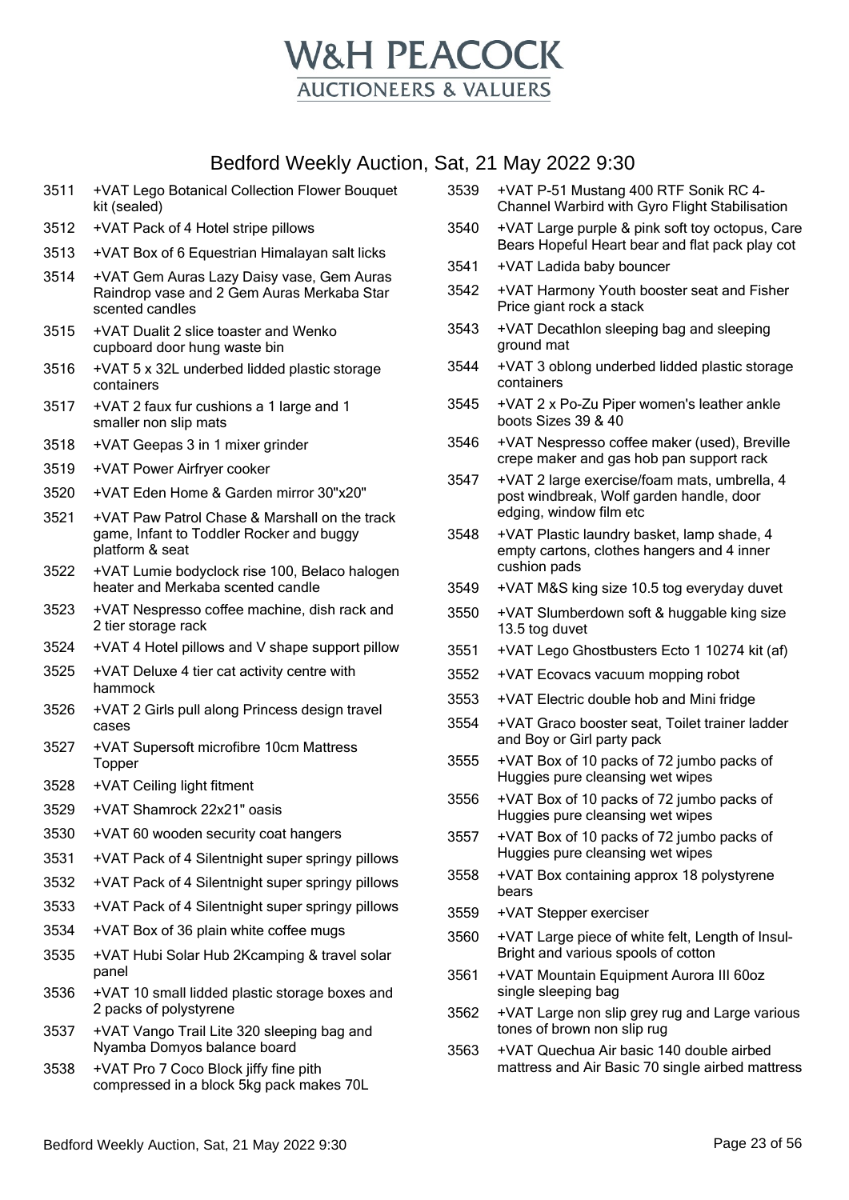# W&H PEACOCK
## AUCTIONEERS & VALUERS

## Bedford Weekly Auction, Sat, 21 May 2022 9:30

| Lot | Description |
|---|---|
| 3511 | +VAT Lego Botanical Collection Flower Bouquet kit (sealed) |
| 3512 | +VAT Pack of 4 Hotel stripe pillows |
| 3513 | +VAT Box of 6 Equestrian Himalayan salt licks |
| 3514 | +VAT Gem Auras Lazy Daisy vase, Gem Auras Raindrop vase and 2 Gem Auras Merkaba Star scented candles |
| 3515 | +VAT Dualit 2 slice toaster and Wenko cupboard door hung waste bin |
| 3516 | +VAT 5 x 32L underbed lidded plastic storage containers |
| 3517 | +VAT 2 faux fur cushions a 1 large and 1 smaller non slip mats |
| 3518 | +VAT Geepas 3 in 1 mixer grinder |
| 3519 | +VAT Power Airfryer cooker |
| 3520 | +VAT Eden Home & Garden mirror 30"x20" |
| 3521 | +VAT Paw Patrol Chase & Marshall on the track game, Infant to Toddler Rocker and buggy platform & seat |
| 3522 | +VAT Lumie bodyclock rise 100, Belaco halogen heater and Merkaba scented candle |
| 3523 | +VAT Nespresso coffee machine, dish rack and 2 tier storage rack |
| 3524 | +VAT 4 Hotel pillows and V shape support pillow |
| 3525 | +VAT Deluxe 4 tier cat activity centre with hammock |
| 3526 | +VAT 2 Girls pull along Princess design travel cases |
| 3527 | +VAT Supersoft microfibre 10cm Mattress Topper |
| 3528 | +VAT Ceiling light fitment |
| 3529 | +VAT Shamrock 22x21" oasis |
| 3530 | +VAT 60 wooden security coat hangers |
| 3531 | +VAT Pack of 4 Silentnight super springy pillows |
| 3532 | +VAT Pack of 4 Silentnight super springy pillows |
| 3533 | +VAT Pack of 4 Silentnight super springy pillows |
| 3534 | +VAT Box of 36 plain white coffee mugs |
| 3535 | +VAT Hubi Solar Hub 2Kcamping & travel solar panel |
| 3536 | +VAT 10 small lidded plastic storage boxes and 2 packs of polystyrene |
| 3537 | +VAT Vango Trail Lite 320 sleeping bag and Nyamba Domyos balance board |
| 3538 | +VAT Pro 7 Coco Block jiffy fine pith compressed in a block 5kg pack makes 70L |
| 3539 | +VAT P-51 Mustang 400 RTF Sonik RC 4-Channel Warbird with Gyro Flight Stabilisation |
| 3540 | +VAT Large purple & pink soft toy octopus, Care Bears Hopeful Heart bear and flat pack play cot |
| 3541 | +VAT Ladida baby bouncer |
| 3542 | +VAT Harmony Youth booster seat and Fisher Price giant rock a stack |
| 3543 | +VAT Decathlon sleeping bag and sleeping ground mat |
| 3544 | +VAT 3 oblong underbed lidded plastic storage containers |
| 3545 | +VAT 2 x Po-Zu Piper women's leather ankle boots Sizes 39 & 40 |
| 3546 | +VAT Nespresso coffee maker (used), Breville crepe maker and gas hob pan support rack |
| 3547 | +VAT 2 large exercise/foam mats, umbrella, 4 post windbreak, Wolf garden handle, door edging, window film etc |
| 3548 | +VAT Plastic laundry basket, lamp shade, 4 empty cartons, clothes hangers and 4 inner cushion pads |
| 3549 | +VAT M&S king size 10.5 tog everyday duvet |
| 3550 | +VAT Slumberdown soft & huggable king size 13.5 tog duvet |
| 3551 | +VAT Lego Ghostbusters Ecto 1 10274 kit (af) |
| 3552 | +VAT Ecovacs vacuum mopping robot |
| 3553 | +VAT Electric double hob and Mini fridge |
| 3554 | +VAT Graco booster seat, Toilet trainer ladder and Boy or Girl party pack |
| 3555 | +VAT Box of 10 packs of 72 jumbo packs of Huggies pure cleansing wet wipes |
| 3556 | +VAT Box of 10 packs of 72 jumbo packs of Huggies pure cleansing wet wipes |
| 3557 | +VAT Box of 10 packs of 72 jumbo packs of Huggies pure cleansing wet wipes |
| 3558 | +VAT Box containing approx 18 polystyrene bears |
| 3559 | +VAT Stepper exerciser |
| 3560 | +VAT Large piece of white felt, Length of Insul-Bright and various spools of cotton |
| 3561 | +VAT Mountain Equipment Aurora III 60oz single sleeping bag |
| 3562 | +VAT Large non slip grey rug and Large various tones of brown non slip rug |
| 3563 | +VAT Quechua Air basic 140 double airbed mattress and Air Basic 70 single airbed mattress |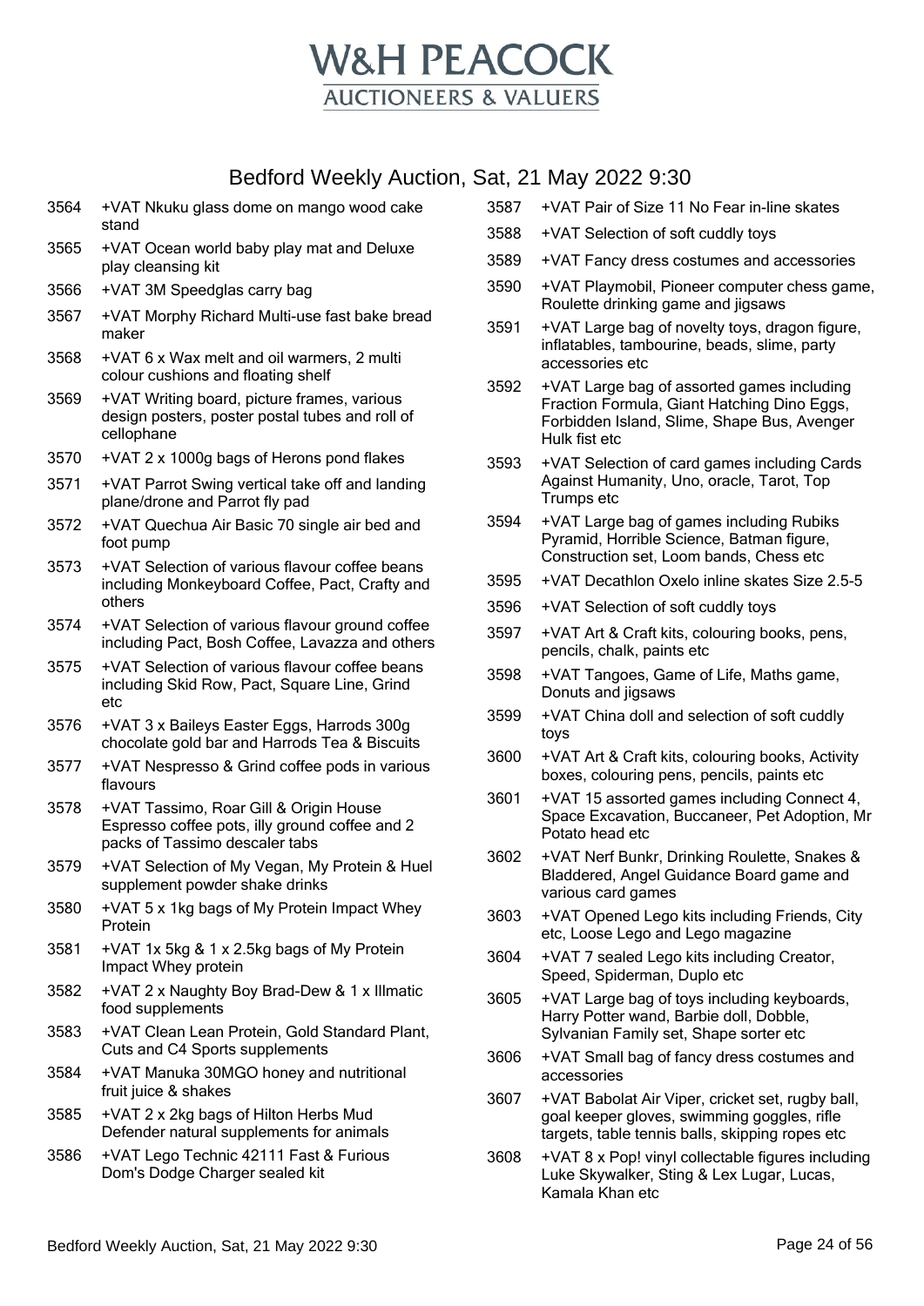# W&H PEACOCK
## AUCTIONEERS & VALUERS

## Bedford Weekly Auction, Sat, 21 May 2022 9:30

| Lot | Description |
|---|---|
| 3564 | +VAT Nkuku glass dome on mango wood cake stand |
| 3565 | +VAT Ocean world baby play mat and Deluxe play cleansing kit |
| 3566 | +VAT 3M Speedglas carry bag |
| 3567 | +VAT Morphy Richard Multi-use fast bake bread maker |
| 3568 | +VAT 6 x Wax melt and oil warmers, 2 multi colour cushions and floating shelf |
| 3569 | +VAT Writing board, picture frames, various design posters, poster postal tubes and roll of cellophane |
| 3570 | +VAT 2 x 1000g bags of Herons pond flakes |
| 3571 | +VAT Parrot Swing vertical take off and landing plane/drone and Parrot fly pad |
| 3572 | +VAT Quechua Air Basic 70 single air bed and foot pump |
| 3573 | +VAT Selection of various flavour coffee beans including Monkeyboard Coffee, Pact, Crafty and others |
| 3574 | +VAT Selection of various flavour ground coffee including Pact, Bosh Coffee, Lavazza and others |
| 3575 | +VAT Selection of various flavour coffee beans including Skid Row, Pact, Square Line, Grind etc |
| 3576 | +VAT 3 x Baileys Easter Eggs, Harrods 300g chocolate gold bar and Harrods Tea & Biscuits |
| 3577 | +VAT Nespresso & Grind coffee pods in various flavours |
| 3578 | +VAT Tassimo, Roar Gill & Origin House Espresso coffee pots, illy ground coffee and 2 packs of Tassimo descaler tabs |
| 3579 | +VAT Selection of My Vegan, My Protein & Huel supplement powder shake drinks |
| 3580 | +VAT 5 x 1kg bags of My Protein Impact Whey Protein |
| 3581 | +VAT 1x 5kg & 1 x 2.5kg bags of My Protein Impact Whey protein |
| 3582 | +VAT 2 x Naughty Boy Brad-Dew & 1 x Illmatic food supplements |
| 3583 | +VAT Clean Lean Protein, Gold Standard Plant, Cuts and C4 Sports supplements |
| 3584 | +VAT Manuka 30MGO honey and nutritional fruit juice & shakes |
| 3585 | +VAT 2 x 2kg bags of Hilton Herbs Mud Defender natural supplements for animals |
| 3586 | +VAT Lego Technic 42111 Fast & Furious Dom's Dodge Charger sealed kit |
| 3587 | +VAT Pair of Size 11 No Fear in-line skates |
| 3588 | +VAT Selection of soft cuddly toys |
| 3589 | +VAT Fancy dress costumes and accessories |
| 3590 | +VAT Playmobil, Pioneer computer chess game, Roulette drinking game and jigsaws |
| 3591 | +VAT Large bag of novelty toys, dragon figure, inflatables, tambourine, beads, slime, party accessories etc |
| 3592 | +VAT Large bag of assorted games including Fraction Formula, Giant Hatching Dino Eggs, Forbidden Island, Slime, Shape Bus, Avenger Hulk fist etc |
| 3593 | +VAT Selection of card games including Cards Against Humanity, Uno, oracle, Tarot, Top Trumps etc |
| 3594 | +VAT Large bag of games including Rubiks Pyramid, Horrible Science, Batman figure, Construction set, Loom bands, Chess etc |
| 3595 | +VAT Decathlon Oxelo inline skates Size 2.5-5 |
| 3596 | +VAT Selection of soft cuddly toys |
| 3597 | +VAT Art & Craft kits, colouring books, pens, pencils, chalk, paints etc |
| 3598 | +VAT Tangoes, Game of Life, Maths game, Donuts and jigsaws |
| 3599 | +VAT China doll and selection of soft cuddly toys |
| 3600 | +VAT Art & Craft kits, colouring books, Activity boxes, colouring pens, pencils, paints etc |
| 3601 | +VAT 15 assorted games including Connect 4, Space Excavation, Buccaneer, Pet Adoption, Mr Potato head etc |
| 3602 | +VAT Nerf Bunkr, Drinking Roulette, Snakes & Bladdered, Angel Guidance Board game and various card games |
| 3603 | +VAT Opened Lego kits including Friends, City etc, Loose Lego and Lego magazine |
| 3604 | +VAT 7 sealed Lego kits including Creator, Speed, Spiderman, Duplo etc |
| 3605 | +VAT Large bag of toys including keyboards, Harry Potter wand, Barbie doll, Dobble, Sylvanian Family set, Shape sorter etc |
| 3606 | +VAT Small bag of fancy dress costumes and accessories |
| 3607 | +VAT Babolat Air Viper, cricket set, rugby ball, goal keeper gloves, swimming goggles, rifle targets, table tennis balls, skipping ropes etc |
| 3608 | +VAT 8 x Pop! vinyl collectable figures including Luke Skywalker, Sting & Lex Lugar, Lucas, Kamala Khan etc |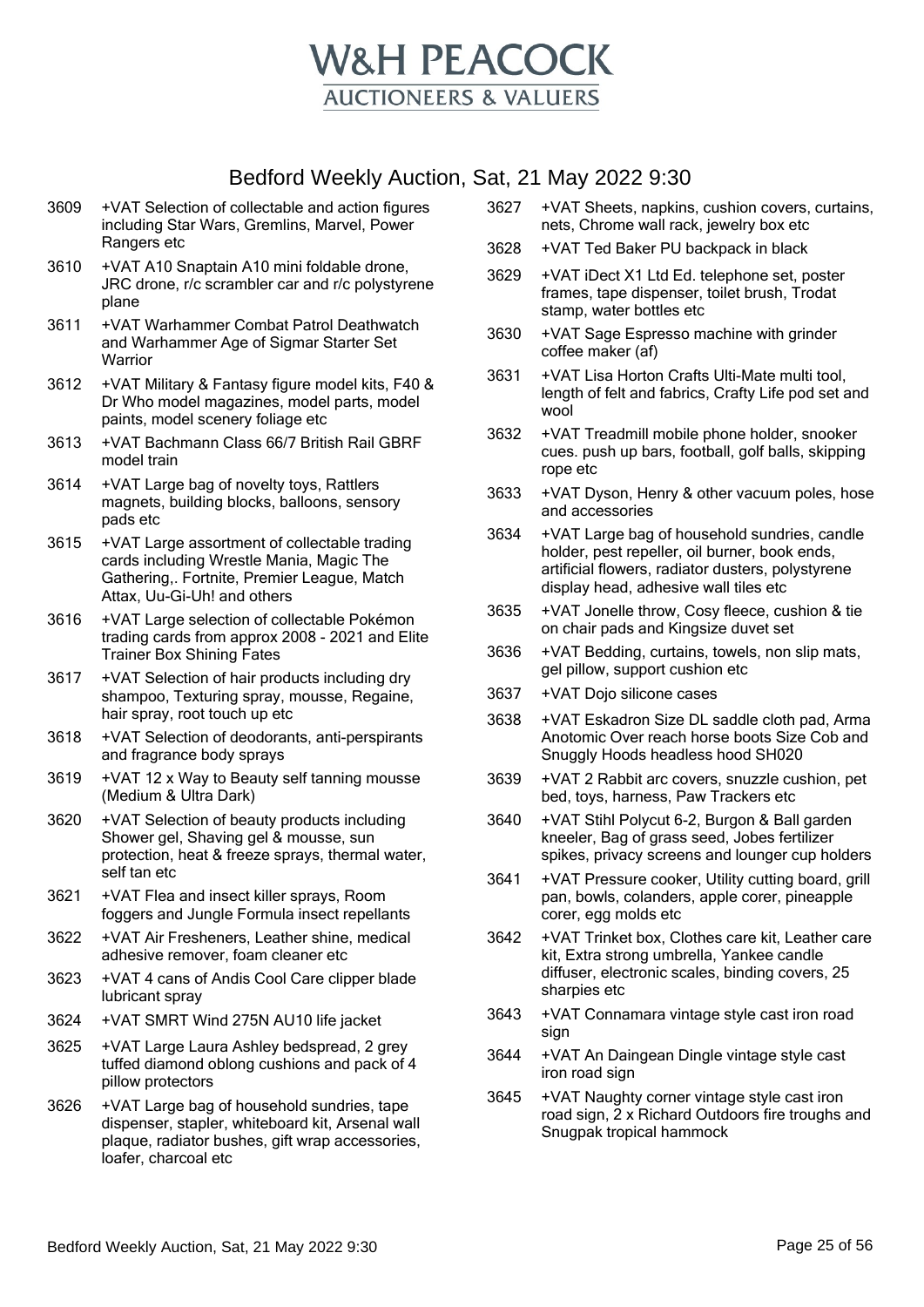# W&H PEACOCK

AUCTIONEERS & VALUERS

## Bedford Weekly Auction, Sat, 21 May 2022 9:30

3609 +VAT Selection of collectable and action figures including Star Wars, Gremlins, Marvel, Power Rangers etc

3610 +VAT A10 Snaptain A10 mini foldable drone, JRC drone, r/c scrambler car and r/c polystyrene plane

3611 +VAT Warhammer Combat Patrol Deathwatch and Warhammer Age of Sigmar Starter Set Warrior

3612 +VAT Military & Fantasy figure model kits, F40 & Dr Who model magazines, model parts, model paints, model scenery foliage etc

3613 +VAT Bachmann Class 66/7 British Rail GBRF model train

3614 +VAT Large bag of novelty toys, Rattlers magnets, building blocks, balloons, sensory pads etc

3615 +VAT Large assortment of collectable trading cards including Wrestle Mania, Magic The Gathering,. Fortnite, Premier League, Match Attax, Uu-Gi-Uh! and others

3616 +VAT Large selection of collectable Pokémon trading cards from approx 2008 - 2021 and Elite Trainer Box Shining Fates

3617 +VAT Selection of hair products including dry shampoo, Texturing spray, mousse, Regaine, hair spray, root touch up etc

3618 +VAT Selection of deodorants, anti-perspirants and fragrance body sprays

3619 +VAT 12 x Way to Beauty self tanning mousse (Medium & Ultra Dark)

3620 +VAT Selection of beauty products including Shower gel, Shaving gel & mousse, sun protection, heat & freeze sprays, thermal water, self tan etc

3621 +VAT Flea and insect killer sprays, Room foggers and Jungle Formula insect repellants

3622 +VAT Air Fresheners, Leather shine, medical adhesive remover, foam cleaner etc

3623 +VAT 4 cans of Andis Cool Care clipper blade lubricant spray

3624 +VAT SMRT Wind 275N AU10 life jacket

3625 +VAT Large Laura Ashley bedspread, 2 grey tuffed diamond oblong cushions and pack of 4 pillow protectors

3626 +VAT Large bag of household sundries, tape dispenser, stapler, whiteboard kit, Arsenal wall plaque, radiator bushes, gift wrap accessories, loafer, charcoal etc

3627 +VAT Sheets, napkins, cushion covers, curtains, nets, Chrome wall rack, jewelry box etc

3628 +VAT Ted Baker PU backpack in black

3629 +VAT iDect X1 Ltd Ed. telephone set, poster frames, tape dispenser, toilet brush, Trodat stamp, water bottles etc

3630 +VAT Sage Espresso machine with grinder coffee maker (af)

3631 +VAT Lisa Horton Crafts Ulti-Mate multi tool, length of felt and fabrics, Crafty Life pod set and wool

3632 +VAT Treadmill mobile phone holder, snooker cues. push up bars, football, golf balls, skipping rope etc

3633 +VAT Dyson, Henry & other vacuum poles, hose and accessories

3634 +VAT Large bag of household sundries, candle holder, pest repeller, oil burner, book ends, artificial flowers, radiator dusters, polystyrene display head, adhesive wall tiles etc

3635 +VAT Jonelle throw, Cosy fleece, cushion & tie on chair pads and Kingsize duvet set

3636 +VAT Bedding, curtains, towels, non slip mats, gel pillow, support cushion etc

3637 +VAT Dojo silicone cases

3638 +VAT Eskadron Size DL saddle cloth pad, Arma Anotomic Over reach horse boots Size Cob and Snuggly Hoods headless hood SH020

3639 +VAT 2 Rabbit arc covers, snuzzle cushion, pet bed, toys, harness, Paw Trackers etc

3640 +VAT Stihl Polycut 6-2, Burgon & Ball garden kneeler, Bag of grass seed, Jobes fertilizer spikes, privacy screens and lounger cup holders

3641 +VAT Pressure cooker, Utility cutting board, grill pan, bowls, colanders, apple corer, pineapple corer, egg molds etc

3642 +VAT Trinket box, Clothes care kit, Leather care kit, Extra strong umbrella, Yankee candle diffuser, electronic scales, binding covers, 25 sharpies etc

3643 +VAT Connamara vintage style cast iron road sign

3644 +VAT An Daingean Dingle vintage style cast iron road sign

3645 +VAT Naughty corner vintage style cast iron road sign, 2 x Richard Outdoors fire troughs and Snugpak tropical hammock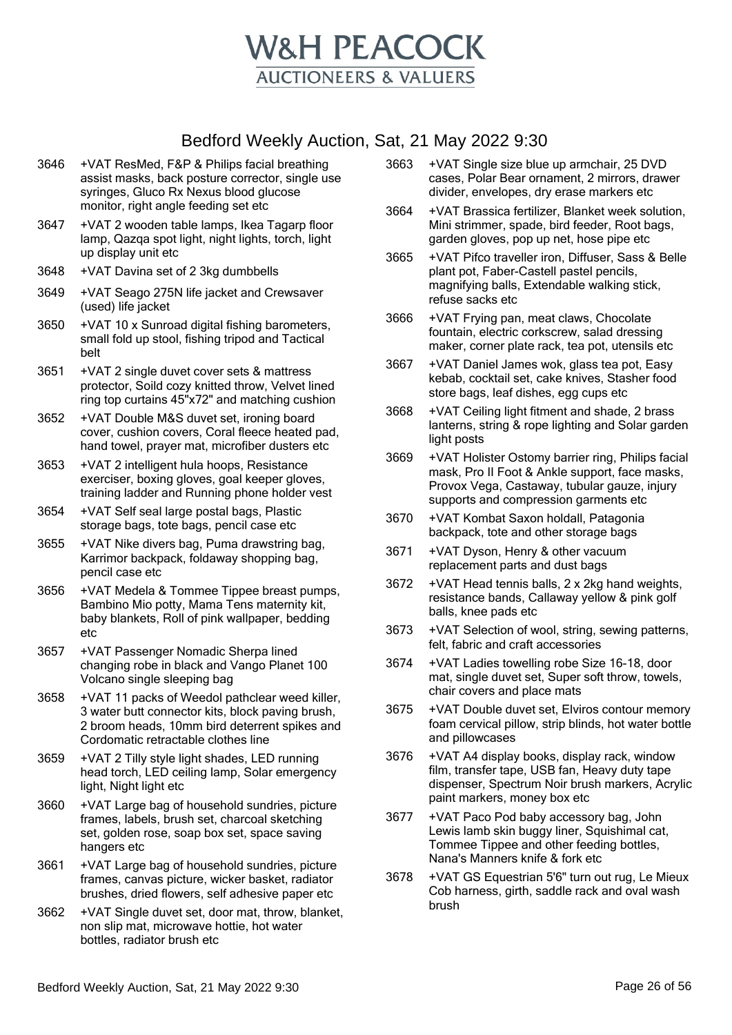# W&H PEACOCK

AUCTIONEERS & VALUERS

## Bedford Weekly Auction, Sat, 21 May 2022 9:30

3646 +VAT ResMed, F&P & Philips facial breathing assist masks, back posture corrector, single use syringes, Gluco Rx Nexus blood glucose monitor, right angle feeding set etc

3647 +VAT 2 wooden table lamps, Ikea Tagarp floor lamp, Qazqa spot light, night lights, torch, light up display unit etc

3648 +VAT Davina set of 2 3kg dumbbells

3649 +VAT Seago 275N life jacket and Crewsaver (used) life jacket

3650 +VAT 10 x Sunroad digital fishing barometers, small fold up stool, fishing tripod and Tactical belt

3651 +VAT 2 single duvet cover sets & mattress protector, Soild cozy knitted throw, Velvet lined ring top curtains 45"x72" and matching cushion

3652 +VAT Double M&S duvet set, ironing board cover, cushion covers, Coral fleece heated pad, hand towel, prayer mat, microfiber dusters etc

3653 +VAT 2 intelligent hula hoops, Resistance exerciser, boxing gloves, goal keeper gloves, training ladder and Running phone holder vest

3654 +VAT Self seal large postal bags, Plastic storage bags, tote bags, pencil case etc

3655 +VAT Nike divers bag, Puma drawstring bag, Karrimor backpack, foldaway shopping bag, pencil case etc

3656 +VAT Medela & Tommee Tippee breast pumps, Bambino Mio potty, Mama Tens maternity kit, baby blankets, Roll of pink wallpaper, bedding etc

3657 +VAT Passenger Nomadic Sherpa lined changing robe in black and Vango Planet 100 Volcano single sleeping bag

3658 +VAT 11 packs of Weedol pathclear weed killer, 3 water butt connector kits, block paving brush, 2 broom heads, 10mm bird deterrent spikes and Cordomatic retractable clothes line

3659 +VAT 2 Tilly style light shades, LED running head torch, LED ceiling lamp, Solar emergency light, Night light etc

3660 +VAT Large bag of household sundries, picture frames, labels, brush set, charcoal sketching set, golden rose, soap box set, space saving hangers etc

3661 +VAT Large bag of household sundries, picture frames, canvas picture, wicker basket, radiator brushes, dried flowers, self adhesive paper etc

3662 +VAT Single duvet set, door mat, throw, blanket, non slip mat, microwave hottie, hot water bottles, radiator brush etc

3663 +VAT Single size blue up armchair, 25 DVD cases, Polar Bear ornament, 2 mirrors, drawer divider, envelopes, dry erase markers etc

3664 +VAT Brassica fertilizer, Blanket week solution, Mini strimmer, spade, bird feeder, Root bags, garden gloves, pop up net, hose pipe etc

3665 +VAT Pifco traveller iron, Diffuser, Sass & Belle plant pot, Faber-Castell pastel pencils, magnifying balls, Extendable walking stick, refuse sacks etc

3666 +VAT Frying pan, meat claws, Chocolate fountain, electric corkscrew, salad dressing maker, corner plate rack, tea pot, utensils etc

3667 +VAT Daniel James wok, glass tea pot, Easy kebab, cocktail set, cake knives, Stasher food store bags, leaf dishes, egg cups etc

3668 +VAT Ceiling light fitment and shade, 2 brass lanterns, string & rope lighting and Solar garden light posts

3669 +VAT Holister Ostomy barrier ring, Philips facial mask, Pro II Foot & Ankle support, face masks, Provox Vega, Castaway, tubular gauze, injury supports and compression garments etc

3670 +VAT Kombat Saxon holdall, Patagonia backpack, tote and other storage bags

3671 +VAT Dyson, Henry & other vacuum replacement parts and dust bags

3672 +VAT Head tennis balls, 2 x 2kg hand weights, resistance bands, Callaway yellow & pink golf balls, knee pads etc

3673 +VAT Selection of wool, string, sewing patterns, felt, fabric and craft accessories

3674 +VAT Ladies towelling robe Size 16-18, door mat, single duvet set, Super soft throw, towels, chair covers and place mats

3675 +VAT Double duvet set, Elviros contour memory foam cervical pillow, strip blinds, hot water bottle and pillowcases

3676 +VAT A4 display books, display rack, window film, transfer tape, USB fan, Heavy duty tape dispenser, Spectrum Noir brush markers, Acrylic paint markers, money box etc

3677 +VAT Paco Pod baby accessory bag, John Lewis lamb skin buggy liner, Squishimal cat, Tommee Tippee and other feeding bottles, Nana's Manners knife & fork etc

3678 +VAT GS Equestrian 5'6" turn out rug, Le Mieux Cob harness, girth, saddle rack and oval wash brush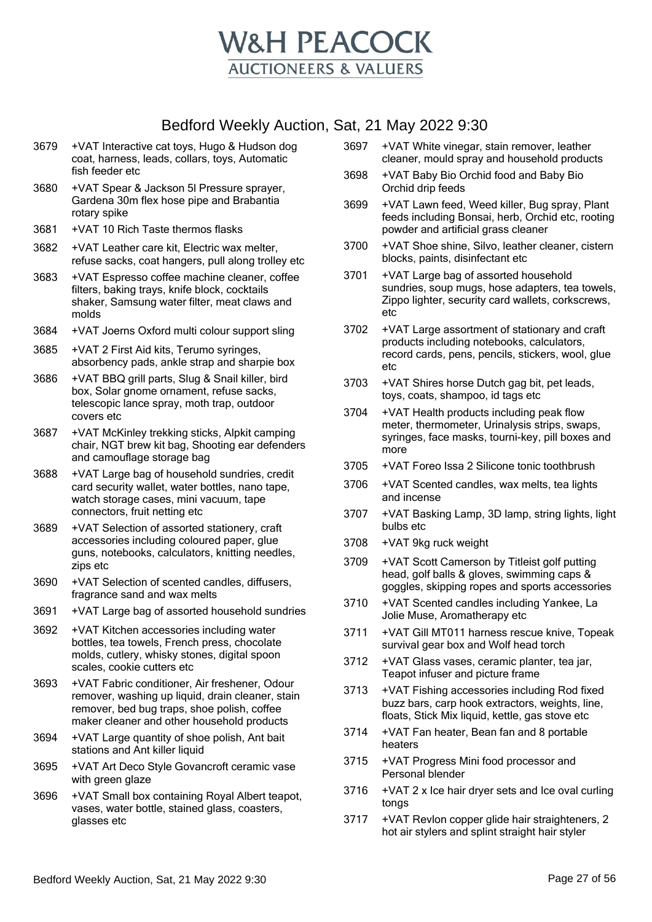# W&H PEACOCK

AUCTIONEERS & VALUERS

## Bedford Weekly Auction, Sat, 21 May 2022 9:30

3679 +VAT Interactive cat toys, Hugo & Hudson dog coat, harness, leads, collars, toys, Automatic fish feeder etc

3680 +VAT Spear & Jackson 5l Pressure sprayer, Gardena 30m flex hose pipe and Brabantia rotary spike

3681 +VAT 10 Rich Taste thermos flasks

3682 +VAT Leather care kit, Electric wax melter, refuse sacks, coat hangers, pull along trolley etc

3683 +VAT Espresso coffee machine cleaner, coffee filters, baking trays, knife block, cocktails shaker, Samsung water filter, meat claws and molds

3684 +VAT Joerns Oxford multi colour support sling

3685 +VAT 2 First Aid kits, Terumo syringes, absorbency pads, ankle strap and sharpie box

3686 +VAT BBQ grill parts, Slug & Snail killer, bird box, Solar gnome ornament, refuse sacks, telescopic lance spray, moth trap, outdoor covers etc

3687 +VAT McKinley trekking sticks, Alpkit camping chair, NGT brew kit bag, Shooting ear defenders and camouflage storage bag

3688 +VAT Large bag of household sundries, credit card security wallet, water bottles, nano tape, watch storage cases, mini vacuum, tape connectors, fruit netting etc

3689 +VAT Selection of assorted stationery, craft accessories including coloured paper, glue guns, notebooks, calculators, knitting needles, zips etc

3690 +VAT Selection of scented candles, diffusers, fragrance sand and wax melts

3691 +VAT Large bag of assorted household sundries

3692 +VAT Kitchen accessories including water bottles, tea towels, French press, chocolate molds, cutlery, whisky stones, digital spoon scales, cookie cutters etc

3693 +VAT Fabric conditioner, Air freshener, Odour remover, washing up liquid, drain cleaner, stain remover, bed bug traps, shoe polish, coffee maker cleaner and other household products

3694 +VAT Large quantity of shoe polish, Ant bait stations and Ant killer liquid

3695 +VAT Art Deco Style Govancroft ceramic vase with green glaze

3696 +VAT Small box containing Royal Albert teapot, vases, water bottle, stained glass, coasters, glasses etc

3697 +VAT White vinegar, stain remover, leather cleaner, mould spray and household products

3698 +VAT Baby Bio Orchid food and Baby Bio Orchid drip feeds

3699 +VAT Lawn feed, Weed killer, Bug spray, Plant feeds including Bonsai, herb, Orchid etc, rooting powder and artificial grass cleaner

3700 +VAT Shoe shine, Silvo, leather cleaner, cistern blocks, paints, disinfectant etc

3701 +VAT Large bag of assorted household sundries, soup mugs, hose adapters, tea towels, Zippo lighter, security card wallets, corkscrews, etc

3702 +VAT Large assortment of stationary and craft products including notebooks, calculators, record cards, pens, pencils, stickers, wool, glue etc

3703 +VAT Shires horse Dutch gag bit, pet leads, toys, coats, shampoo, id tags etc

3704 +VAT Health products including peak flow meter, thermometer, Urinalysis strips, swaps, syringes, face masks, tourni-key, pill boxes and more

3705 +VAT Foreo Issa 2 Silicone tonic toothbrush

3706 +VAT Scented candles, wax melts, tea lights and incense

3707 +VAT Basking Lamp, 3D lamp, string lights, light bulbs etc

3708 +VAT 9kg ruck weight

3709 +VAT Scott Camerson by Titleist golf putting head, golf balls & gloves, swimming caps & goggles, skipping ropes and sports accessories

3710 +VAT Scented candles including Yankee, La Jolie Muse, Aromatherapy etc

3711 +VAT Gill MT011 harness rescue knive, Topeak survival gear box and Wolf head torch

3712 +VAT Glass vases, ceramic planter, tea jar, Teapot infuser and picture frame

3713 +VAT Fishing accessories including Rod fixed buzz bars, carp hook extractors, weights, line, floats, Stick Mix liquid, kettle, gas stove etc

3714 +VAT Fan heater, Bean fan and 8 portable heaters

3715 +VAT Progress Mini food processor and Personal blender

3716 +VAT 2 x Ice hair dryer sets and Ice oval curling tongs

3717 +VAT Revlon copper glide hair straighteners, 2 hot air stylers and splint straight hair styler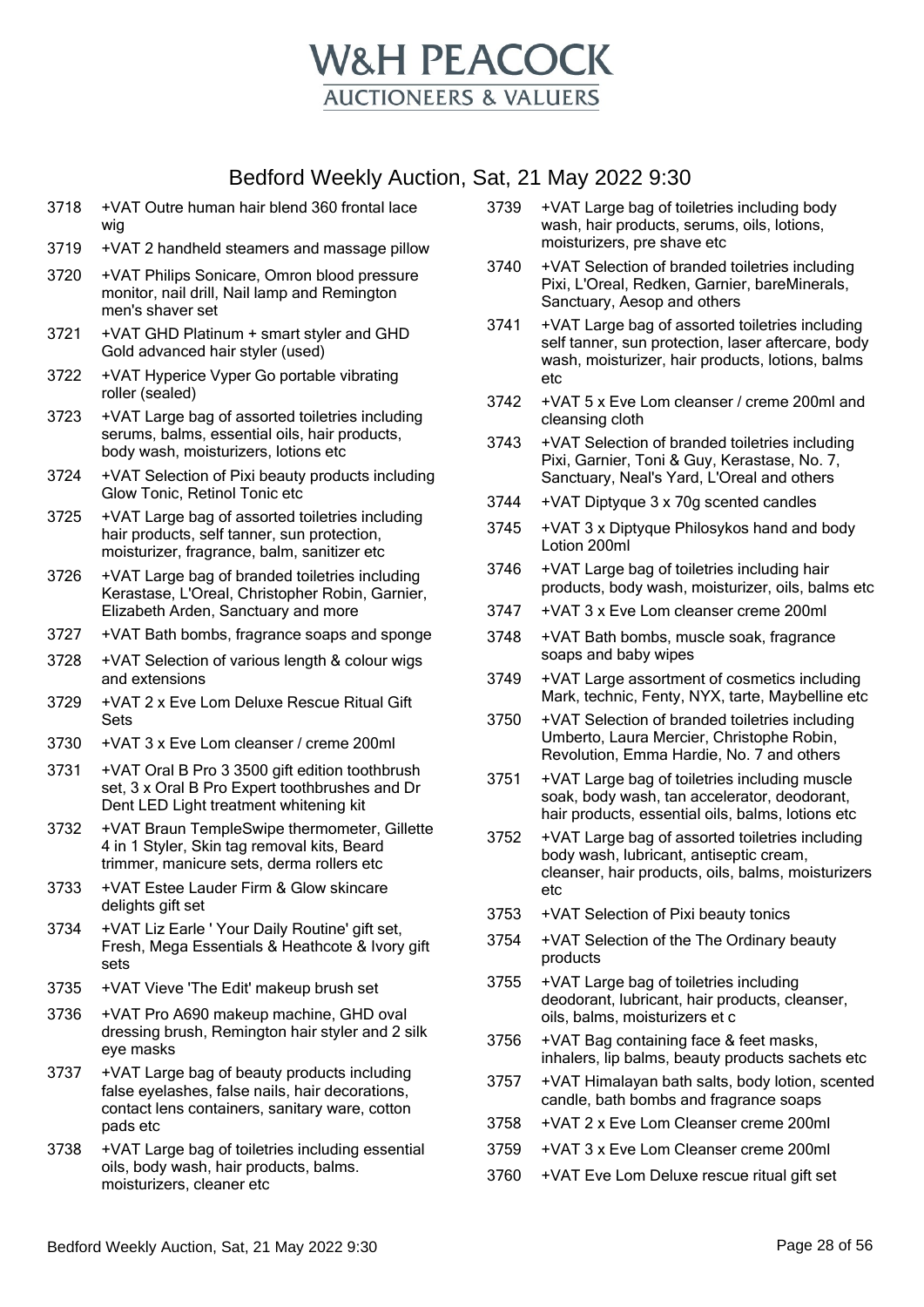# W&H PEACOCK

AUCTIONEERS & VALUERS

## Bedford Weekly Auction, Sat, 21 May 2022 9:30

3718 +VAT Outre human hair blend 360 frontal lace wig

3719 +VAT 2 handheld steamers and massage pillow

3720 +VAT Philips Sonicare, Omron blood pressure monitor, nail drill, Nail lamp and Remington men's shaver set

3721 +VAT GHD Platinum + smart styler and GHD Gold advanced hair styler (used)

3722 +VAT Hyperice Vyper Go portable vibrating roller (sealed)

3723 +VAT Large bag of assorted toiletries including serums, balms, essential oils, hair products, body wash, moisturizers, lotions etc

3724 +VAT Selection of Pixi beauty products including Glow Tonic, Retinol Tonic etc

3725 +VAT Large bag of assorted toiletries including hair products, self tanner, sun protection, moisturizer, fragrance, balm, sanitizer etc

3726 +VAT Large bag of branded toiletries including Kerastase, L'Oreal, Christopher Robin, Garnier, Elizabeth Arden, Sanctuary and more

3727 +VAT Bath bombs, fragrance soaps and sponge

3728 +VAT Selection of various length & colour wigs and extensions

3729 +VAT 2 x Eve Lom Deluxe Rescue Ritual Gift Sets

3730 +VAT 3 x Eve Lom cleanser / creme 200ml

3731 +VAT Oral B Pro 3 3500 gift edition toothbrush set, 3 x Oral B Pro Expert toothbrushes and Dr Dent LED Light treatment whitening kit

3732 +VAT Braun TempleSwipe thermometer, Gillette 4 in 1 Styler, Skin tag removal kits, Beard trimmer, manicure sets, derma rollers etc

3733 +VAT Estee Lauder Firm & Glow skincare delights gift set

3734 +VAT Liz Earle ' Your Daily Routine' gift set, Fresh, Mega Essentials & Heathcote & Ivory gift sets

3735 +VAT Vieve 'The Edit' makeup brush set

3736 +VAT Pro A690 makeup machine, GHD oval dressing brush, Remington hair styler and 2 silk eye masks

3737 +VAT Large bag of beauty products including false eyelashes, false nails, hair decorations, contact lens containers, sanitary ware, cotton pads etc

3738 +VAT Large bag of toiletries including essential oils, body wash, hair products, balms. moisturizers, cleaner etc

3739 +VAT Large bag of toiletries including body wash, hair products, serums, oils, lotions, moisturizers, pre shave etc

3740 +VAT Selection of branded toiletries including Pixi, L'Oreal, Redken, Garnier, bareMinerals, Sanctuary, Aesop and others

3741 +VAT Large bag of assorted toiletries including self tanner, sun protection, laser aftercare, body wash, moisturizer, hair products, lotions, balms etc

3742 +VAT 5 x Eve Lom cleanser / creme 200ml and cleansing cloth

3743 +VAT Selection of branded toiletries including Pixi, Garnier, Toni & Guy, Kerastase, No. 7, Sanctuary, Neal's Yard, L'Oreal and others

3744 +VAT Diptyque 3 x 70g scented candles

3745 +VAT 3 x Diptyque Philosykos hand and body Lotion 200ml

3746 +VAT Large bag of toiletries including hair products, body wash, moisturizer, oils, balms etc

3747 +VAT 3 x Eve Lom cleanser creme 200ml

3748 +VAT Bath bombs, muscle soak, fragrance soaps and baby wipes

3749 +VAT Large assortment of cosmetics including Mark, technic, Fenty, NYX, tarte, Maybelline etc

3750 +VAT Selection of branded toiletries including Umberto, Laura Mercier, Christophe Robin, Revolution, Emma Hardie, No. 7 and others

3751 +VAT Large bag of toiletries including muscle soak, body wash, tan accelerator, deodorant, hair products, essential oils, balms, lotions etc

3752 +VAT Large bag of assorted toiletries including body wash, lubricant, antiseptic cream, cleanser, hair products, oils, balms, moisturizers etc

3753 +VAT Selection of Pixi beauty tonics

3754 +VAT Selection of the The Ordinary beauty products

3755 +VAT Large bag of toiletries including deodorant, lubricant, hair products, cleanser, oils, balms, moisturizers et c

3756 +VAT Bag containing face & feet masks, inhalers, lip balms, beauty products sachets etc

3757 +VAT Himalayan bath salts, body lotion, scented candle, bath bombs and fragrance soaps

3758 +VAT 2 x Eve Lom Cleanser creme 200ml

3759 +VAT 3 x Eve Lom Cleanser creme 200ml

3760 +VAT Eve Lom Deluxe rescue ritual gift set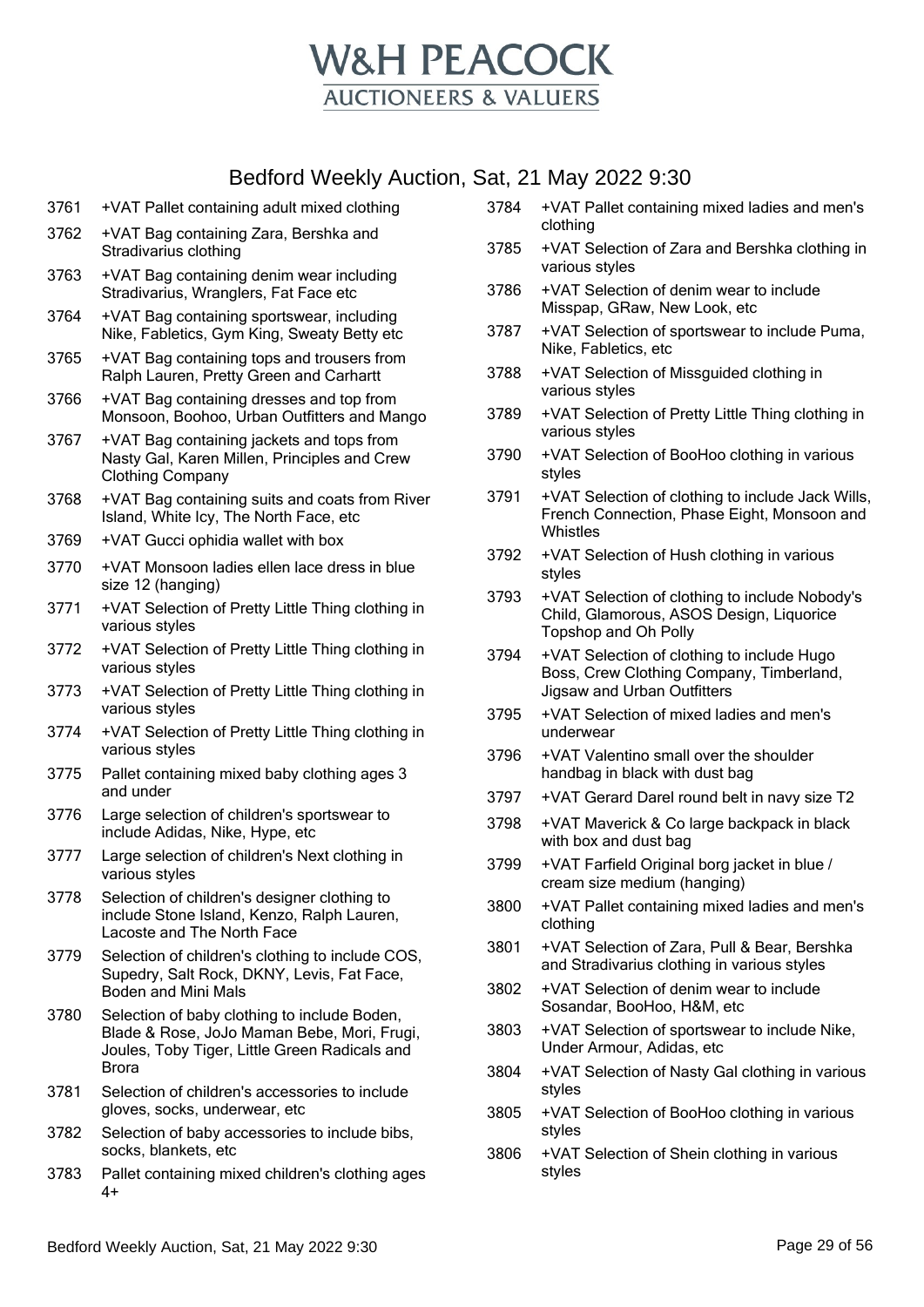# W&H PEACOCK
## AUCTIONEERS & VALUERS

## Bedford Weekly Auction, Sat, 21 May 2022 9:30

3761 +VAT Pallet containing adult mixed clothing

3762 +VAT Bag containing Zara, Bershka and Stradivarius clothing

3763 +VAT Bag containing denim wear including Stradivarius, Wranglers, Fat Face etc

3764 +VAT Bag containing sportswear, including Nike, Fabletics, Gym King, Sweaty Betty etc

3765 +VAT Bag containing tops and trousers from Ralph Lauren, Pretty Green and Carhartt

3766 +VAT Bag containing dresses and top from Monsoon, Boohoo, Urban Outfitters and Mango

3767 +VAT Bag containing jackets and tops from Nasty Gal, Karen Millen, Principles and Crew Clothing Company

3768 +VAT Bag containing suits and coats from River Island, White Icy, The North Face, etc

3769 +VAT Gucci ophidia wallet with box

3770 +VAT Monsoon ladies ellen lace dress in blue size 12 (hanging)

3771 +VAT Selection of Pretty Little Thing clothing in various styles

3772 +VAT Selection of Pretty Little Thing clothing in various styles

3773 +VAT Selection of Pretty Little Thing clothing in various styles

3774 +VAT Selection of Pretty Little Thing clothing in various styles

3775 Pallet containing mixed baby clothing ages 3 and under

3776 Large selection of children's sportswear to include Adidas, Nike, Hype, etc

3777 Large selection of children's Next clothing in various styles

3778 Selection of children's designer clothing to include Stone Island, Kenzo, Ralph Lauren, Lacoste and The North Face

3779 Selection of children's clothing to include COS, Supedry, Salt Rock, DKNY, Levis, Fat Face, Boden and Mini Mals

3780 Selection of baby clothing to include Boden, Blade & Rose, JoJo Maman Bebe, Mori, Frugi, Joules, Toby Tiger, Little Green Radicals and Brora

3781 Selection of children's accessories to include gloves, socks, underwear, etc

3782 Selection of baby accessories to include bibs, socks, blankets, etc

3783 Pallet containing mixed children's clothing ages 4+

3784 +VAT Pallet containing mixed ladies and men's clothing

3785 +VAT Selection of Zara and Bershka clothing in various styles

3786 +VAT Selection of denim wear to include Misspap, GRaw, New Look, etc

3787 +VAT Selection of sportswear to include Puma, Nike, Fabletics, etc

3788 +VAT Selection of Missguided clothing in various styles

3789 +VAT Selection of Pretty Little Thing clothing in various styles

3790 +VAT Selection of BooHoo clothing in various styles

3791 +VAT Selection of clothing to include Jack Wills, French Connection, Phase Eight, Monsoon and Whistles

3792 +VAT Selection of Hush clothing in various styles

3793 +VAT Selection of clothing to include Nobody's Child, Glamorous, ASOS Design, Liquorice Topshop and Oh Polly

3794 +VAT Selection of clothing to include Hugo Boss, Crew Clothing Company, Timberland, Jigsaw and Urban Outfitters

3795 +VAT Selection of mixed ladies and men's underwear

3796 +VAT Valentino small over the shoulder handbag in black with dust bag

3797 +VAT Gerard Darel round belt in navy size T2

3798 +VAT Maverick & Co large backpack in black with box and dust bag

3799 +VAT Farfield Original borg jacket in blue / cream size medium (hanging)

3800 +VAT Pallet containing mixed ladies and men's clothing

3801 +VAT Selection of Zara, Pull & Bear, Bershka and Stradivarius clothing in various styles

3802 +VAT Selection of denim wear to include Sosandar, BooHoo, H&M, etc

3803 +VAT Selection of sportswear to include Nike, Under Armour, Adidas, etc

3804 +VAT Selection of Nasty Gal clothing in various styles

3805 +VAT Selection of BooHoo clothing in various styles

3806 +VAT Selection of Shein clothing in various styles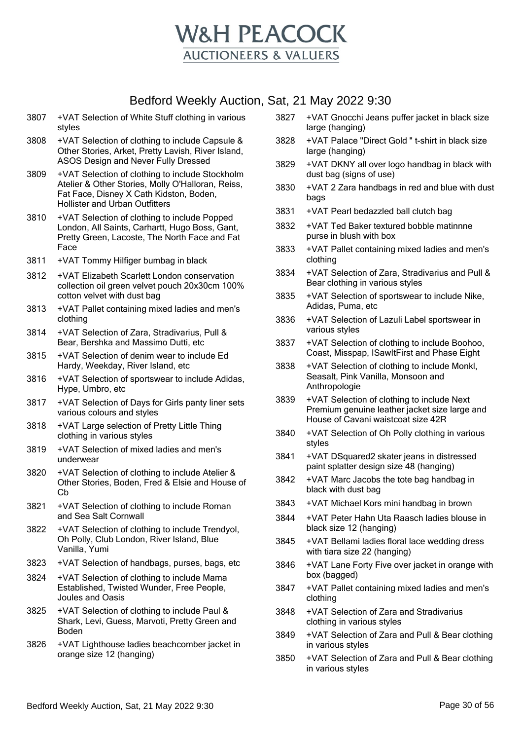# W&H PEACOCK
## AUCTIONEERS & VALUERS

## Bedford Weekly Auction, Sat, 21 May 2022 9:30

3807 +VAT Selection of White Stuff clothing in various styles

3808 +VAT Selection of clothing to include Capsule & Other Stories, Arket, Pretty Lavish, River Island, ASOS Design and Never Fully Dressed

3809 +VAT Selection of clothing to include Stockholm Atelier & Other Stories, Molly O'Halloran, Reiss, Fat Face, Disney X Cath Kidston, Boden, Hollister and Urban Outfitters

3810 +VAT Selection of clothing to include Popped London, All Saints, Carhartt, Hugo Boss, Gant, Pretty Green, Lacoste, The North Face and Fat Face

3811 +VAT Tommy Hilfiger bumbag in black

3812 +VAT Elizabeth Scarlett London conservation collection oil green velvet pouch 20x30cm 100% cotton velvet with dust bag

3813 +VAT Pallet containing mixed ladies and men's clothing

3814 +VAT Selection of Zara, Stradivarius, Pull & Bear, Bershka and Massimo Dutti, etc

3815 +VAT Selection of denim wear to include Ed Hardy, Weekday, River Island, etc

3816 +VAT Selection of sportswear to include Adidas, Hype, Umbro, etc

3817 +VAT Selection of Days for Girls panty liner sets various colours and styles

3818 +VAT Large selection of Pretty Little Thing clothing in various styles

3819 +VAT Selection of mixed ladies and men's underwear

3820 +VAT Selection of clothing to include Atelier & Other Stories, Boden, Fred & Elsie and House of Cb

3821 +VAT Selection of clothing to include Roman and Sea Salt Cornwall

3822 +VAT Selection of clothing to include Trendyol, Oh Polly, Club London, River Island, Blue Vanilla, Yumi

3823 +VAT Selection of handbags, purses, bags, etc

3824 +VAT Selection of clothing to include Mama Established, Twisted Wunder, Free People, Joules and Oasis

3825 +VAT Selection of clothing to include Paul & Shark, Levi, Guess, Marvoti, Pretty Green and Boden

3826 +VAT Lighthouse ladies beachcomber jacket in orange size 12 (hanging)

3827 +VAT Gnocchi Jeans puffer jacket in black size large (hanging)

3828 +VAT Palace "Direct Gold " t-shirt in black size large (hanging)

3829 +VAT DKNY all over logo handbag in black with dust bag (signs of use)

3830 +VAT 2 Zara handbags in red and blue with dust bags

3831 +VAT Pearl bedazzled ball clutch bag

3832 +VAT Ted Baker textured bobble matinnne purse in blush with box

3833 +VAT Pallet containing mixed ladies and men's clothing

3834 +VAT Selection of Zara, Stradivarius and Pull & Bear clothing in various styles

3835 +VAT Selection of sportswear to include Nike, Adidas, Puma, etc

3836 +VAT Selection of Lazuli Label sportswear in various styles

3837 +VAT Selection of clothing to include Boohoo, Coast, Misspap, ISawItFirst and Phase Eight

3838 +VAT Selection of clothing to include Monkl, Seasalt, Pink Vanilla, Monsoon and Anthropologie

3839 +VAT Selection of clothing to include Next Premium genuine leather jacket size large and House of Cavani waistcoat size 42R

3840 +VAT Selection of Oh Polly clothing in various styles

3841 +VAT DSquared2 skater jeans in distressed paint splatter design size 48 (hanging)

3842 +VAT Marc Jacobs the tote bag handbag in black with dust bag

3843 +VAT Michael Kors mini handbag in brown

3844 +VAT Peter Hahn Uta Raasch ladies blouse in black size 12 (hanging)

3845 +VAT Bellami ladies floral lace wedding dress with tiara size 22 (hanging)

3846 +VAT Lane Forty Five over jacket in orange with box (bagged)

3847 +VAT Pallet containing mixed ladies and men's clothing

3848 +VAT Selection of Zara and Stradivarius clothing in various styles

3849 +VAT Selection of Zara and Pull & Bear clothing in various styles

3850 +VAT Selection of Zara and Pull & Bear clothing in various styles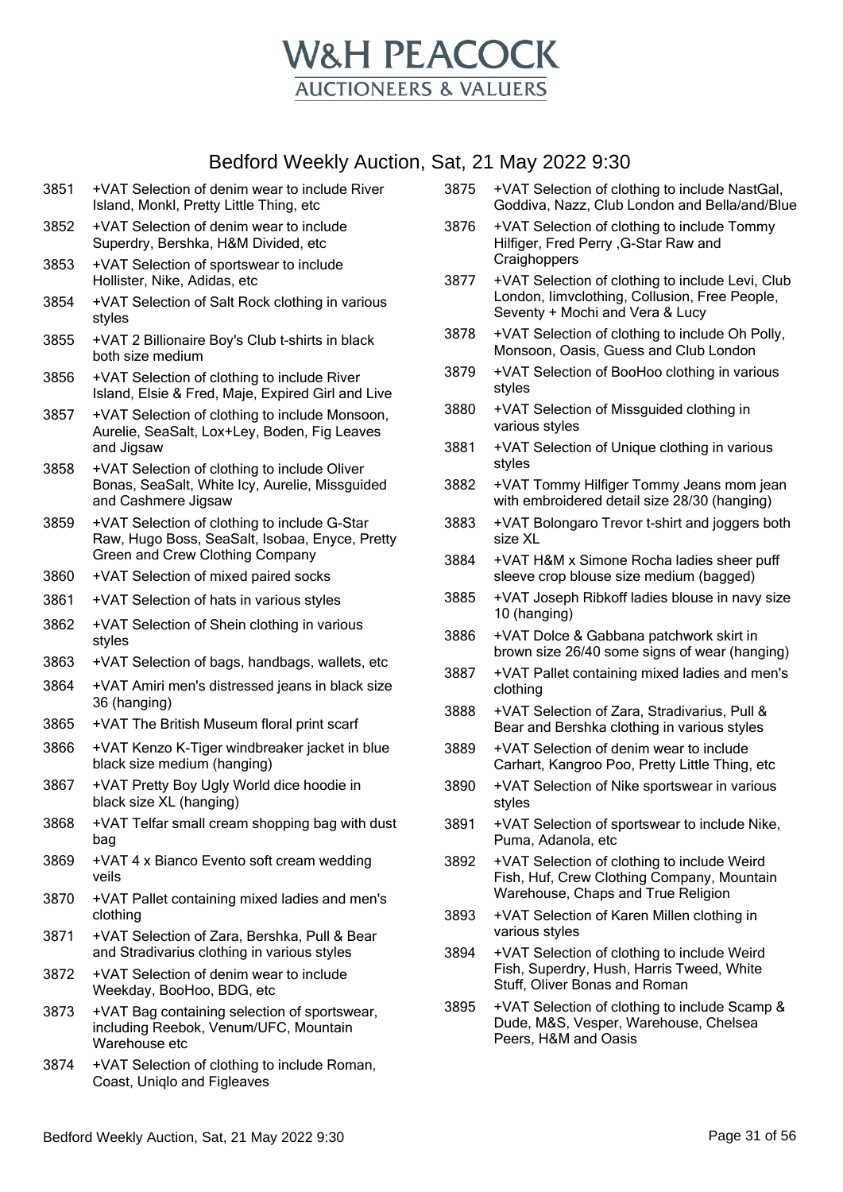# W&H PEACOCK
AUCTIONEERS & VALUERS

## Bedford Weekly Auction, Sat, 21 May 2022 9:30

3851 +VAT Selection of denim wear to include River Island, Monkl, Pretty Little Thing, etc

3852 +VAT Selection of denim wear to include Superdry, Bershka, H&M Divided, etc

3853 +VAT Selection of sportswear to include Hollister, Nike, Adidas, etc

3854 +VAT Selection of Salt Rock clothing in various styles

3855 +VAT 2 Billionaire Boy's Club t-shirts in black both size medium

3856 +VAT Selection of clothing to include River Island, Elsie & Fred, Maje, Expired Girl and Live

3857 +VAT Selection of clothing to include Monsoon, Aurelie, SeaSalt, Lox+Ley, Boden, Fig Leaves and Jigsaw

3858 +VAT Selection of clothing to include Oliver Bonas, SeaSalt, White Icy, Aurelie, Missguided and Cashmere Jigsaw

3859 +VAT Selection of clothing to include G-Star Raw, Hugo Boss, SeaSalt, Isobaa, Enyce, Pretty Green and Crew Clothing Company

3860 +VAT Selection of mixed paired socks

3861 +VAT Selection of hats in various styles

3862 +VAT Selection of Shein clothing in various styles

3863 +VAT Selection of bags, handbags, wallets, etc

3864 +VAT Amiri men's distressed jeans in black size 36 (hanging)

3865 +VAT The British Museum floral print scarf

3866 +VAT Kenzo K-Tiger windbreaker jacket in blue black size medium (hanging)

3867 +VAT Pretty Boy Ugly World dice hoodie in black size XL (hanging)

3868 +VAT Telfar small cream shopping bag with dust bag

3869 +VAT 4 x Bianco Evento soft cream wedding veils

3870 +VAT Pallet containing mixed ladies and men's clothing

3871 +VAT Selection of Zara, Bershka, Pull & Bear and Stradivarius clothing in various styles

3872 +VAT Selection of denim wear to include Weekday, BooHoo, BDG, etc

3873 +VAT Bag containing selection of sportswear, including Reebok, Venum/UFC, Mountain Warehouse etc

3874 +VAT Selection of clothing to include Roman, Coast, Uniqlo and Figleaves

3875 +VAT Selection of clothing to include NastGal, Goddiva, Nazz, Club London and Bella/and/Blue

3876 +VAT Selection of clothing to include Tommy Hilfiger, Fred Perry ,G-Star Raw and Craighoppers

3877 +VAT Selection of clothing to include Levi, Club London, Iimvclothing, Collusion, Free People, Seventy + Mochi and Vera & Lucy

3878 +VAT Selection of clothing to include Oh Polly, Monsoon, Oasis, Guess and Club London

3879 +VAT Selection of BooHoo clothing in various styles

3880 +VAT Selection of Missguided clothing in various styles

3881 +VAT Selection of Unique clothing in various styles

3882 +VAT Tommy Hilfiger Tommy Jeans mom jean with embroidered detail size 28/30 (hanging)

3883 +VAT Bolongaro Trevor t-shirt and joggers both size XL

3884 +VAT H&M x Simone Rocha ladies sheer puff sleeve crop blouse size medium (bagged)

3885 +VAT Joseph Ribkoff ladies blouse in navy size 10 (hanging)

3886 +VAT Dolce & Gabbana patchwork skirt in brown size 26/40 some signs of wear (hanging)

3887 +VAT Pallet containing mixed ladies and men's clothing

3888 +VAT Selection of Zara, Stradivarius, Pull & Bear and Bershka clothing in various styles

3889 +VAT Selection of denim wear to include Carhart, Kangroo Poo, Pretty Little Thing, etc

3890 +VAT Selection of Nike sportswear in various styles

3891 +VAT Selection of sportswear to include Nike, Puma, Adanola, etc

3892 +VAT Selection of clothing to include Weird Fish, Huf, Crew Clothing Company, Mountain Warehouse, Chaps and True Religion

3893 +VAT Selection of Karen Millen clothing in various styles

3894 +VAT Selection of clothing to include Weird Fish, Superdry, Hush, Harris Tweed, White Stuff, Oliver Bonas and Roman

3895 +VAT Selection of clothing to include Scamp & Dude, M&S, Vesper, Warehouse, Chelsea Peers, H&M and Oasis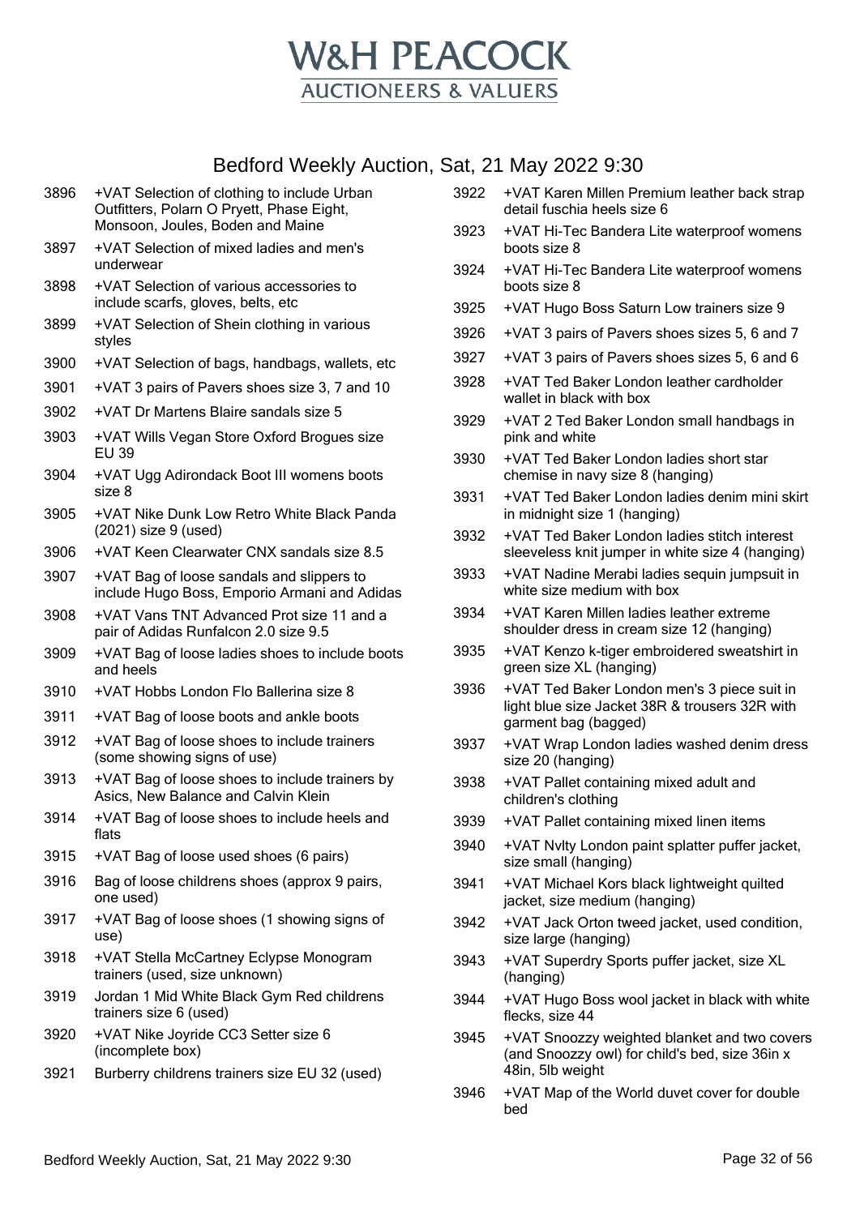# W&H PEACOCK
AUCTIONEERS & VALUERS

## Bedford Weekly Auction, Sat, 21 May 2022 9:30

| Lot | Description |
|---|---|
| 3896 | +VAT Selection of clothing to include Urban Outfitters, Polarn O Pryett, Phase Eight, Monsoon, Joules, Boden and Maine |
| 3897 | +VAT Selection of mixed ladies and men's underwear |
| 3898 | +VAT Selection of various accessories to include scarfs, gloves, belts, etc |
| 3899 | +VAT Selection of Shein clothing in various styles |
| 3900 | +VAT Selection of bags, handbags, wallets, etc |
| 3901 | +VAT 3 pairs of Pavers shoes size 3, 7 and 10 |
| 3902 | +VAT Dr Martens Blaire sandals size 5 |
| 3903 | +VAT Wills Vegan Store Oxford Brogues size EU 39 |
| 3904 | +VAT Ugg Adirondack Boot III womens boots size 8 |
| 3905 | +VAT Nike Dunk Low Retro White Black Panda (2021) size 9 (used) |
| 3906 | +VAT Keen Clearwater CNX sandals size 8.5 |
| 3907 | +VAT Bag of loose sandals and slippers to include Hugo Boss, Emporio Armani and Adidas |
| 3908 | +VAT Vans TNT Advanced Prot size 11 and a pair of Adidas Runfalcon 2.0 size 9.5 |
| 3909 | +VAT Bag of loose ladies shoes to include boots and heels |
| 3910 | +VAT Hobbs London Flo Ballerina size 8 |
| 3911 | +VAT Bag of loose boots and ankle boots |
| 3912 | +VAT Bag of loose shoes to include trainers (some showing signs of use) |
| 3913 | +VAT Bag of loose shoes to include trainers by Asics, New Balance and Calvin Klein |
| 3914 | +VAT Bag of loose shoes to include heels and flats |
| 3915 | +VAT Bag of loose used shoes (6 pairs) |
| 3916 | Bag of loose childrens shoes (approx 9 pairs, one used) |
| 3917 | +VAT Bag of loose shoes (1 showing signs of use) |
| 3918 | +VAT Stella McCartney Eclypse Monogram trainers (used, size unknown) |
| 3919 | Jordan 1 Mid White Black Gym Red childrens trainers size 6 (used) |
| 3920 | +VAT Nike Joyride CC3 Setter size 6 (incomplete box) |
| 3921 | Burberry childrens trainers size EU 32 (used) |
| 3922 | +VAT Karen Millen Premium leather back strap detail fuschia heels size 6 |
| 3923 | +VAT Hi-Tec Bandera Lite waterproof womens boots size 8 |
| 3924 | +VAT Hi-Tec Bandera Lite waterproof womens boots size 8 |
| 3925 | +VAT Hugo Boss Saturn Low trainers size 9 |
| 3926 | +VAT 3 pairs of Pavers shoes sizes 5, 6 and 7 |
| 3927 | +VAT 3 pairs of Pavers shoes sizes 5, 6 and 6 |
| 3928 | +VAT Ted Baker London leather cardholder wallet in black with box |
| 3929 | +VAT 2 Ted Baker London small handbags in pink and white |
| 3930 | +VAT Ted Baker London ladies short star chemise in navy size 8 (hanging) |
| 3931 | +VAT Ted Baker London ladies denim mini skirt in midnight size 1 (hanging) |
| 3932 | +VAT Ted Baker London ladies stitch interest sleeveless knit jumper in white size 4 (hanging) |
| 3933 | +VAT Nadine Merabi ladies sequin jumpsuit in white size medium with box |
| 3934 | +VAT Karen Millen ladies leather extreme shoulder dress in cream size 12 (hanging) |
| 3935 | +VAT Kenzo k-tiger embroidered sweatshirt in green size XL (hanging) |
| 3936 | +VAT Ted Baker London men's 3 piece suit in light blue size Jacket 38R & trousers 32R with garment bag (bagged) |
| 3937 | +VAT Wrap London ladies washed denim dress size 20 (hanging) |
| 3938 | +VAT Pallet containing mixed adult and children's clothing |
| 3939 | +VAT Pallet containing mixed linen items |
| 3940 | +VAT Nvlty London paint splatter puffer jacket, size small (hanging) |
| 3941 | +VAT Michael Kors black lightweight quilted jacket, size medium (hanging) |
| 3942 | +VAT Jack Orton tweed jacket, used condition, size large (hanging) |
| 3943 | +VAT Superdry Sports puffer jacket, size XL (hanging) |
| 3944 | +VAT Hugo Boss wool jacket in black with white flecks, size 44 |
| 3945 | +VAT Snoozzy weighted blanket and two covers (and Snoozzy owl) for child's bed, size 36in x 48in, 5lb weight |
| 3946 | +VAT Map of the World duvet cover for double bed |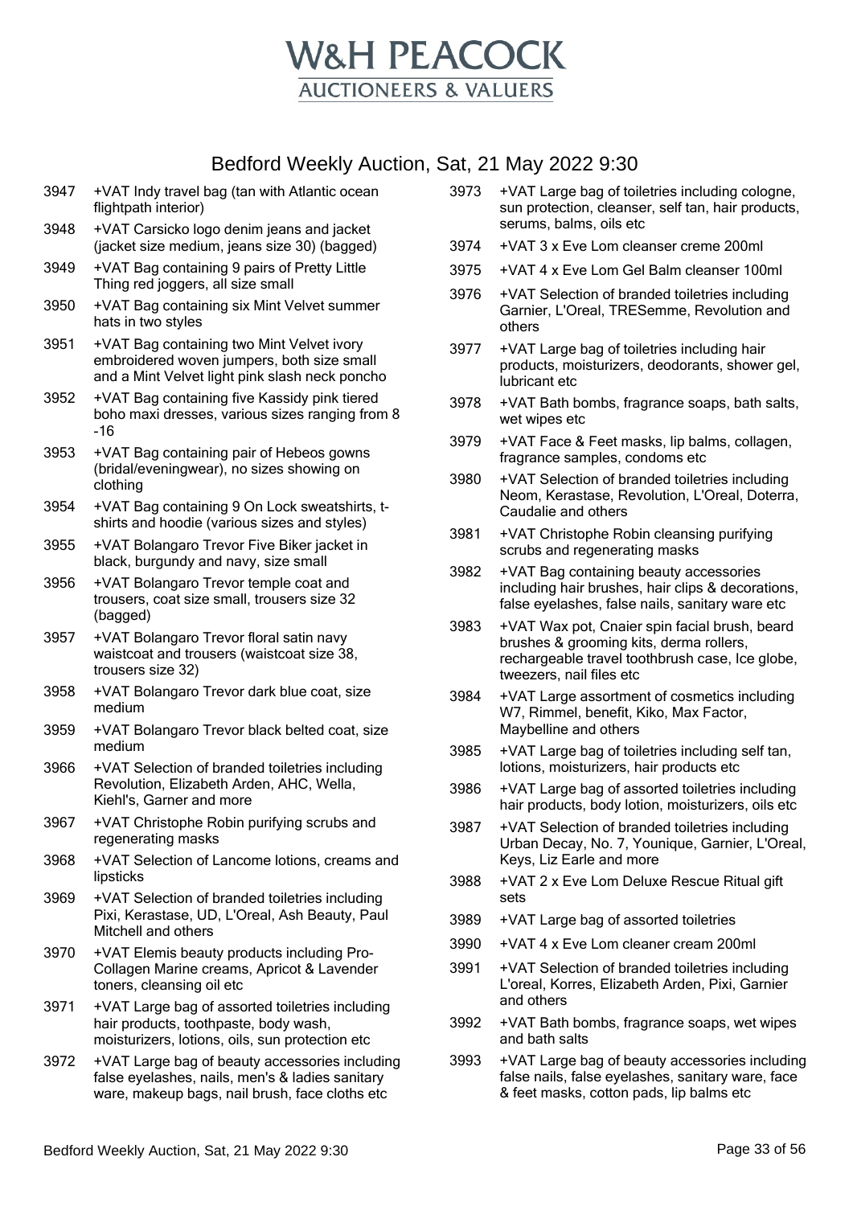# W&H PEACOCK

AUCTIONEERS & VALUERS

## Bedford Weekly Auction, Sat, 21 May 2022 9:30

| Lot | Description |
|---|---|
| 3947 | +VAT Indy travel bag (tan with Atlantic ocean flightpath interior) |
| 3948 | +VAT Carsicko logo denim jeans and jacket (jacket size medium, jeans size 30) (bagged) |
| 3949 | +VAT Bag containing 9 pairs of Pretty Little Thing red joggers, all size small |
| 3950 | +VAT Bag containing six Mint Velvet summer hats in two styles |
| 3951 | +VAT Bag containing two Mint Velvet ivory embroidered woven jumpers, both size small and a Mint Velvet light pink slash neck poncho |
| 3952 | +VAT Bag containing five Kassidy pink tiered boho maxi dresses, various sizes ranging from 8 -16 |
| 3953 | +VAT Bag containing pair of Hebeos gowns (bridal/eveningwear), no sizes showing on clothing |
| 3954 | +VAT Bag containing 9 On Lock sweatshirts, t-shirts and hoodie (various sizes and styles) |
| 3955 | +VAT Bolangaro Trevor Five Biker jacket in black, burgundy and navy, size small |
| 3956 | +VAT Bolangaro Trevor temple coat and trousers, coat size small, trousers size 32 (bagged) |
| 3957 | +VAT Bolangaro Trevor floral satin navy waistcoat and trousers (waistcoat size 38, trousers size 32) |
| 3958 | +VAT Bolangaro Trevor dark blue coat, size medium |
| 3959 | +VAT Bolangaro Trevor black belted coat, size medium |
| 3966 | +VAT Selection of branded toiletries including Revolution, Elizabeth Arden, AHC, Wella, Kiehl's, Garner and more |
| 3967 | +VAT Christophe Robin purifying scrubs and regenerating masks |
| 3968 | +VAT Selection of Lancome lotions, creams and lipsticks |
| 3969 | +VAT Selection of branded toiletries including Pixi, Kerastase, UD, L'Oreal, Ash Beauty, Paul Mitchell and others |
| 3970 | +VAT Elemis beauty products including Pro-Collagen Marine creams, Apricot & Lavender toners, cleansing oil etc |
| 3971 | +VAT Large bag of assorted toiletries including hair products, toothpaste, body wash, moisturizers, lotions, oils, sun protection etc |
| 3972 | +VAT Large bag of beauty accessories including false eyelashes, nails, men's & ladies sanitary ware, makeup bags, nail brush, face cloths etc |
| 3973 | +VAT Large bag of toiletries including cologne, sun protection, cleanser, self tan, hair products, serums, balms, oils etc |
| 3974 | +VAT 3 x Eve Lom cleanser creme 200ml |
| 3975 | +VAT 4 x Eve Lom Gel Balm cleanser 100ml |
| 3976 | +VAT Selection of branded toiletries including Garnier, L'Oreal, TRESemme, Revolution and others |
| 3977 | +VAT Large bag of toiletries including hair products, moisturizers, deodorants, shower gel, lubricant etc |
| 3978 | +VAT Bath bombs, fragrance soaps, bath salts, wet wipes etc |
| 3979 | +VAT Face & Feet masks, lip balms, collagen, fragrance samples, condoms etc |
| 3980 | +VAT Selection of branded toiletries including Neom, Kerastase, Revolution, L'Oreal, Doterra, Caudalie and others |
| 3981 | +VAT Christophe Robin cleansing purifying scrubs and regenerating masks |
| 3982 | +VAT Bag containing beauty accessories including hair brushes, hair clips & decorations, false eyelashes, false nails, sanitary ware etc |
| 3983 | +VAT Wax pot, Cnaier spin facial brush, beard brushes & grooming kits, derma rollers, rechargeable travel toothbrush case, Ice globe, tweezers, nail files etc |
| 3984 | +VAT Large assortment of cosmetics including W7, Rimmel, benefit, Kiko, Max Factor, Maybelline and others |
| 3985 | +VAT Large bag of toiletries including self tan, lotions, moisturizers, hair products etc |
| 3986 | +VAT Large bag of assorted toiletries including hair products, body lotion, moisturizers, oils etc |
| 3987 | +VAT Selection of branded toiletries including Urban Decay, No. 7, Younique, Garnier, L'Oreal, Keys, Liz Earle and more |
| 3988 | +VAT 2 x Eve Lom Deluxe Rescue Ritual gift sets |
| 3989 | +VAT Large bag of assorted toiletries |
| 3990 | +VAT 4 x Eve Lom cleaner cream 200ml |
| 3991 | +VAT Selection of branded toiletries including L'oreal, Korres, Elizabeth Arden, Pixi, Garnier and others |
| 3992 | +VAT Bath bombs, fragrance soaps, wet wipes and bath salts |
| 3993 | +VAT Large bag of beauty accessories including false nails, false eyelashes, sanitary ware, face & feet masks, cotton pads, lip balms etc |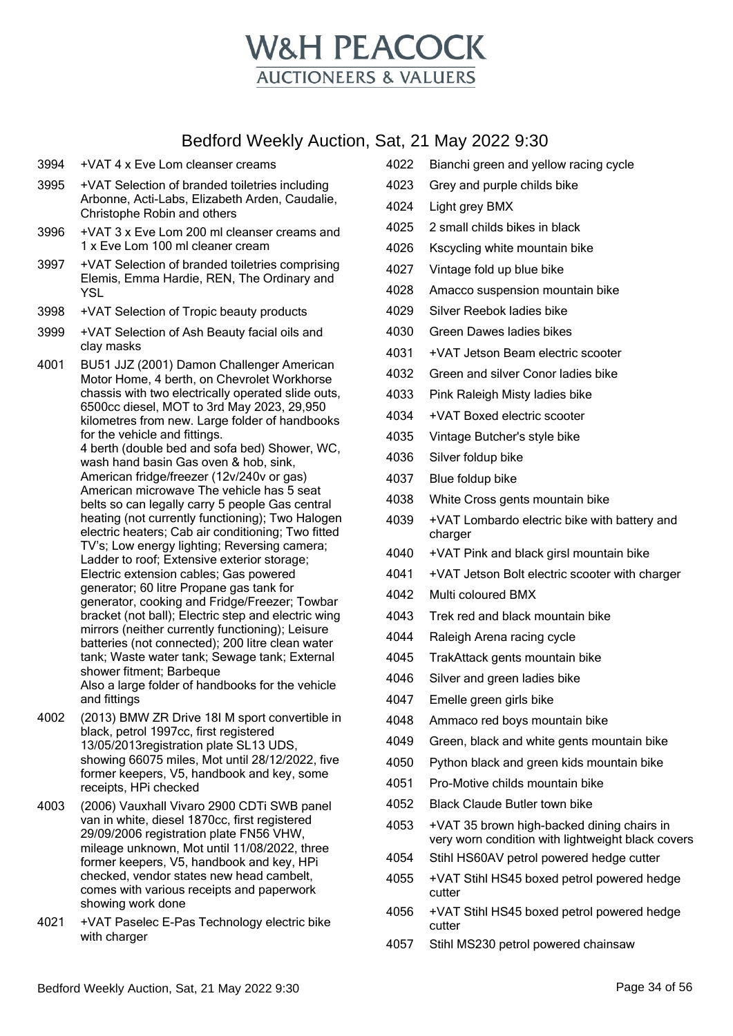# W&H PEACOCK

AUCTIONEERS & VALUERS

## Bedford Weekly Auction, Sat, 21 May 2022 9:30

3994 +VAT 4 x Eve Lom cleanser creams

3995 +VAT Selection of branded toiletries including Arbonne, Acti-Labs, Elizabeth Arden, Caudalie, Christophe Robin and others

3996 +VAT 3 x Eve Lom 200 ml cleanser creams and 1 x Eve Lom 100 ml cleaner cream

3997 +VAT Selection of branded toiletries comprising Elemis, Emma Hardie, REN, The Ordinary and YSL

3998 +VAT Selection of Tropic beauty products

3999 +VAT Selection of Ash Beauty facial oils and clay masks

4001 BU51 JJZ (2001) Damon Challenger American Motor Home, 4 berth, on Chevrolet Workhorse chassis with two electrically operated slide outs, 6500cc diesel, MOT to 3rd May 2023, 29,950 kilometres from new. Large folder of handbooks for the vehicle and fittings.
4 berth (double bed and sofa bed) Shower, WC, wash hand basin Gas oven & hob, sink, American fridge/freezer (12v/240v or gas) American microwave The vehicle has 5 seat belts so can legally carry 5 people Gas central heating (not currently functioning); Two Halogen electric heaters; Cab air conditioning; Two fitted TV's; Low energy lighting; Reversing camera; Ladder to roof; Extensive exterior storage; Electric extension cables; Gas powered generator; 60 litre Propane gas tank for generator, cooking and Fridge/Freezer; Towbar bracket (not ball); Electric step and electric wing mirrors (neither currently functioning); Leisure batteries (not connected); 200 litre clean water tank; Waste water tank; Sewage tank; External shower fitment; Barbeque
Also a large folder of handbooks for the vehicle and fittings

4002 (2013) BMW ZR Drive 18I M sport convertible in black, petrol 1997cc, first registered 13/05/2013registration plate SL13 UDS, showing 66075 miles, Mot until 28/12/2022, five former keepers, V5, handbook and key, some receipts, HPi checked

4003 (2006) Vauxhall Vivaro 2900 CDTi SWB panel van in white, diesel 1870cc, first registered 29/09/2006 registration plate FN56 VHW, mileage unknown, Mot until 11/08/2022, three former keepers, V5, handbook and key, HPi checked, vendor states new head cambelt, comes with various receipts and paperwork showing work done

4021 +VAT Paselec E-Pas Technology electric bike with charger

4022 Bianchi green and yellow racing cycle

4023 Grey and purple childs bike

4024 Light grey BMX

4025 2 small childs bikes in black

4026 Kscycling white mountain bike

4027 Vintage fold up blue bike

4028 Amacco suspension mountain bike

4029 Silver Reebok ladies bike

4030 Green Dawes ladies bikes

4031 +VAT Jetson Beam electric scooter

4032 Green and silver Conor ladies bike

4033 Pink Raleigh Misty ladies bike

4034 +VAT Boxed electric scooter

4035 Vintage Butcher's style bike

4036 Silver foldup bike

4037 Blue foldup bike

4038 White Cross gents mountain bike

4039 +VAT Lombardo electric bike with battery and charger

4040 +VAT Pink and black girsl mountain bike

4041 +VAT Jetson Bolt electric scooter with charger

4042 Multi coloured BMX

4043 Trek red and black mountain bike

4044 Raleigh Arena racing cycle

4045 TrakAttack gents mountain bike

4046 Silver and green ladies bike

4047 Emelle green girls bike

4048 Ammaco red boys mountain bike

4049 Green, black and white gents mountain bike

4050 Python black and green kids mountain bike

4051 Pro-Motive childs mountain bike

4052 Black Claude Butler town bike

4053 +VAT 35 brown high-backed dining chairs in very worn condition with lightweight black covers

4054 Stihl HS60AV petrol powered hedge cutter

4055 +VAT Stihl HS45 boxed petrol powered hedge cutter

4056 +VAT Stihl HS45 boxed petrol powered hedge cutter

4057 Stihl MS230 petrol powered chainsaw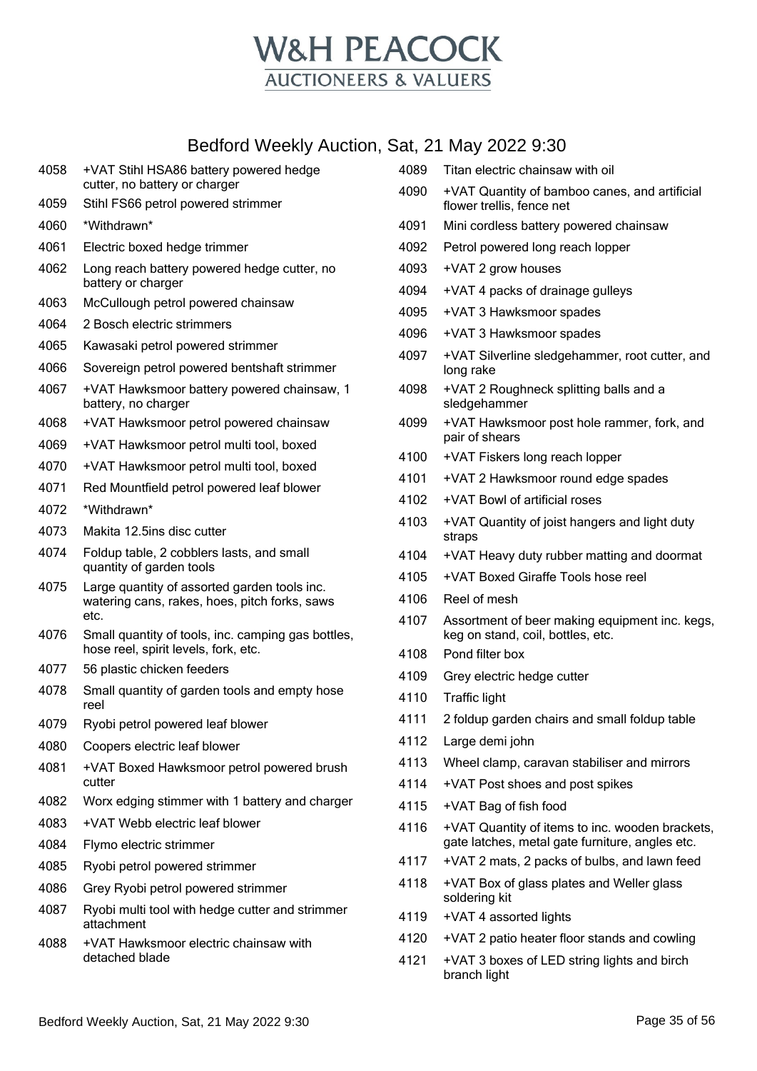# W&H PEACOCK

AUCTIONEERS & VALUERS

## Bedford Weekly Auction, Sat, 21 May 2022 9:30

| Lot | Description |
|---|---|
| 4058 | +VAT Stihl HSA86 battery powered hedge cutter, no battery or charger |
| 4059 | Stihl FS66 petrol powered strimmer |
| 4060 | *Withdrawn* |
| 4061 | Electric boxed hedge trimmer |
| 4062 | Long reach battery powered hedge cutter, no battery or charger |
| 4063 | McCullough petrol powered chainsaw |
| 4064 | 2 Bosch electric strimmers |
| 4065 | Kawasaki petrol powered strimmer |
| 4066 | Sovereign petrol powered bentshaft strimmer |
| 4067 | +VAT Hawksmoor battery powered chainsaw, 1 battery, no charger |
| 4068 | +VAT Hawksmoor petrol powered chainsaw |
| 4069 | +VAT Hawksmoor petrol multi tool, boxed |
| 4070 | +VAT Hawksmoor petrol multi tool, boxed |
| 4071 | Red Mountfield petrol powered leaf blower |
| 4072 | *Withdrawn* |
| 4073 | Makita 12.5ins disc cutter |
| 4074 | Foldup table, 2 cobblers lasts, and small quantity of garden tools |
| 4075 | Large quantity of assorted garden tools inc. watering cans, rakes, hoes, pitch forks, saws etc. |
| 4076 | Small quantity of tools, inc. camping gas bottles, hose reel, spirit levels, fork, etc. |
| 4077 | 56 plastic chicken feeders |
| 4078 | Small quantity of garden tools and empty hose reel |
| 4079 | Ryobi petrol powered leaf blower |
| 4080 | Coopers electric leaf blower |
| 4081 | +VAT Boxed Hawksmoor petrol powered brush cutter |
| 4082 | Worx edging stimmer with 1 battery and charger |
| 4083 | +VAT Webb electric leaf blower |
| 4084 | Flymo electric strimmer |
| 4085 | Ryobi petrol powered strimmer |
| 4086 | Grey Ryobi petrol powered strimmer |
| 4087 | Ryobi multi tool with hedge cutter and strimmer attachment |
| 4088 | +VAT Hawksmoor electric chainsaw with detached blade |
| 4089 | Titan electric chainsaw with oil |
| 4090 | +VAT Quantity of bamboo canes, and artificial flower trellis, fence net |
| 4091 | Mini cordless battery powered chainsaw |
| 4092 | Petrol powered long reach lopper |
| 4093 | +VAT 2 grow houses |
| 4094 | +VAT 4 packs of drainage gulleys |
| 4095 | +VAT 3 Hawksmoor spades |
| 4096 | +VAT 3 Hawksmoor spades |
| 4097 | +VAT Silverline sledgehammer, root cutter, and long rake |
| 4098 | +VAT 2 Roughneck splitting balls and a sledgehammer |
| 4099 | +VAT Hawksmoor post hole rammer, fork, and pair of shears |
| 4100 | +VAT Fiskers long reach lopper |
| 4101 | +VAT 2 Hawksmoor round edge spades |
| 4102 | +VAT Bowl of artificial roses |
| 4103 | +VAT Quantity of joist hangers and light duty straps |
| 4104 | +VAT Heavy duty rubber matting and doormat |
| 4105 | +VAT Boxed Giraffe Tools hose reel |
| 4106 | Reel of mesh |
| 4107 | Assortment of beer making equipment inc. kegs, keg on stand, coil, bottles, etc. |
| 4108 | Pond filter box |
| 4109 | Grey electric hedge cutter |
| 4110 | Traffic light |
| 4111 | 2 foldup garden chairs and small foldup table |
| 4112 | Large demi john |
| 4113 | Wheel clamp, caravan stabiliser and mirrors |
| 4114 | +VAT Post shoes and post spikes |
| 4115 | +VAT Bag of fish food |
| 4116 | +VAT Quantity of items to inc. wooden brackets, gate latches, metal gate furniture, angles etc. |
| 4117 | +VAT 2 mats, 2 packs of bulbs, and lawn feed |
| 4118 | +VAT Box of glass plates and Weller glass soldering kit |
| 4119 | +VAT 4 assorted lights |
| 4120 | +VAT 2 patio heater floor stands and cowling |
| 4121 | +VAT 3 boxes of LED string lights and birch branch light |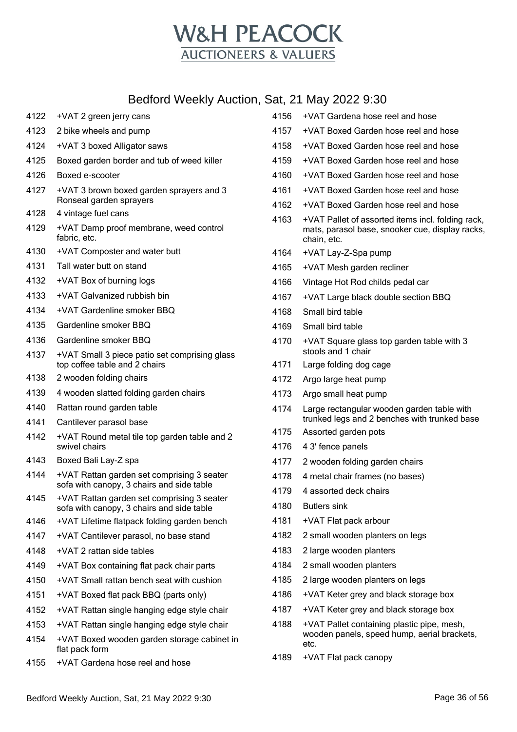# W&H PEACOCK
AUCTIONEERS & VALUERS

## Bedford Weekly Auction, Sat, 21 May 2022 9:30

| Lot | Description |
|---|---|
| 4122 | +VAT 2 green jerry cans |
| 4123 | 2 bike wheels and pump |
| 4124 | +VAT 3 boxed Alligator saws |
| 4125 | Boxed garden border and tub of weed killer |
| 4126 | Boxed e-scooter |
| 4127 | +VAT 3 brown boxed garden sprayers and 3 Ronseal garden sprayers |
| 4128 | 4 vintage fuel cans |
| 4129 | +VAT Damp proof membrane, weed control fabric, etc. |
| 4130 | +VAT Composter and water butt |
| 4131 | Tall water butt on stand |
| 4132 | +VAT Box of burning logs |
| 4133 | +VAT Galvanized rubbish bin |
| 4134 | +VAT Gardenline smoker BBQ |
| 4135 | Gardenline smoker BBQ |
| 4136 | Gardenline smoker BBQ |
| 4137 | +VAT Small 3 piece patio set comprising glass top coffee table and 2 chairs |
| 4138 | 2 wooden folding chairs |
| 4139 | 4 wooden slatted folding garden chairs |
| 4140 | Rattan round garden table |
| 4141 | Cantilever parasol base |
| 4142 | +VAT Round metal tile top garden table and 2 swivel chairs |
| 4143 | Boxed Bali Lay-Z spa |
| 4144 | +VAT Rattan garden set comprising 3 seater sofa with canopy, 3 chairs and side table |
| 4145 | +VAT Rattan garden set comprising 3 seater sofa with canopy, 3 chairs and side table |
| 4146 | +VAT Lifetime flatpack folding garden bench |
| 4147 | +VAT Cantilever parasol, no base stand |
| 4148 | +VAT 2 rattan side tables |
| 4149 | +VAT Box containing flat pack chair parts |
| 4150 | +VAT Small rattan bench seat with cushion |
| 4151 | +VAT Boxed flat pack BBQ (parts only) |
| 4152 | +VAT Rattan single hanging edge style chair |
| 4153 | +VAT Rattan single hanging edge style chair |
| 4154 | +VAT Boxed wooden garden storage cabinet in flat pack form |
| 4155 | +VAT Gardena hose reel and hose |
| 4156 | +VAT Gardena hose reel and hose |
| 4157 | +VAT Boxed Garden hose reel and hose |
| 4158 | +VAT Boxed Garden hose reel and hose |
| 4159 | +VAT Boxed Garden hose reel and hose |
| 4160 | +VAT Boxed Garden hose reel and hose |
| 4161 | +VAT Boxed Garden hose reel and hose |
| 4162 | +VAT Boxed Garden hose reel and hose |
| 4163 | +VAT Pallet of assorted items incl. folding rack, mats, parasol base, snooker cue, display racks, chain, etc. |
| 4164 | +VAT Lay-Z-Spa pump |
| 4165 | +VAT Mesh garden recliner |
| 4166 | Vintage Hot Rod childs pedal car |
| 4167 | +VAT Large black double section BBQ |
| 4168 | Small bird table |
| 4169 | Small bird table |
| 4170 | +VAT Square glass top garden table with 3 stools and 1 chair |
| 4171 | Large folding dog cage |
| 4172 | Argo large heat pump |
| 4173 | Argo small heat pump |
| 4174 | Large rectangular wooden garden table with trunked legs and 2 benches with trunked base |
| 4175 | Assorted garden pots |
| 4176 | 4 3' fence panels |
| 4177 | 2 wooden folding garden chairs |
| 4178 | 4 metal chair frames (no bases) |
| 4179 | 4 assorted deck chairs |
| 4180 | Butlers sink |
| 4181 | +VAT Flat pack arbour |
| 4182 | 2 small wooden planters on legs |
| 4183 | 2 large wooden planters |
| 4184 | 2 small wooden planters |
| 4185 | 2 large wooden planters on legs |
| 4186 | +VAT Keter grey and black storage box |
| 4187 | +VAT Keter grey and black storage box |
| 4188 | +VAT Pallet containing plastic pipe, mesh, wooden panels, speed hump, aerial brackets, etc. |
| 4189 | +VAT Flat pack canopy |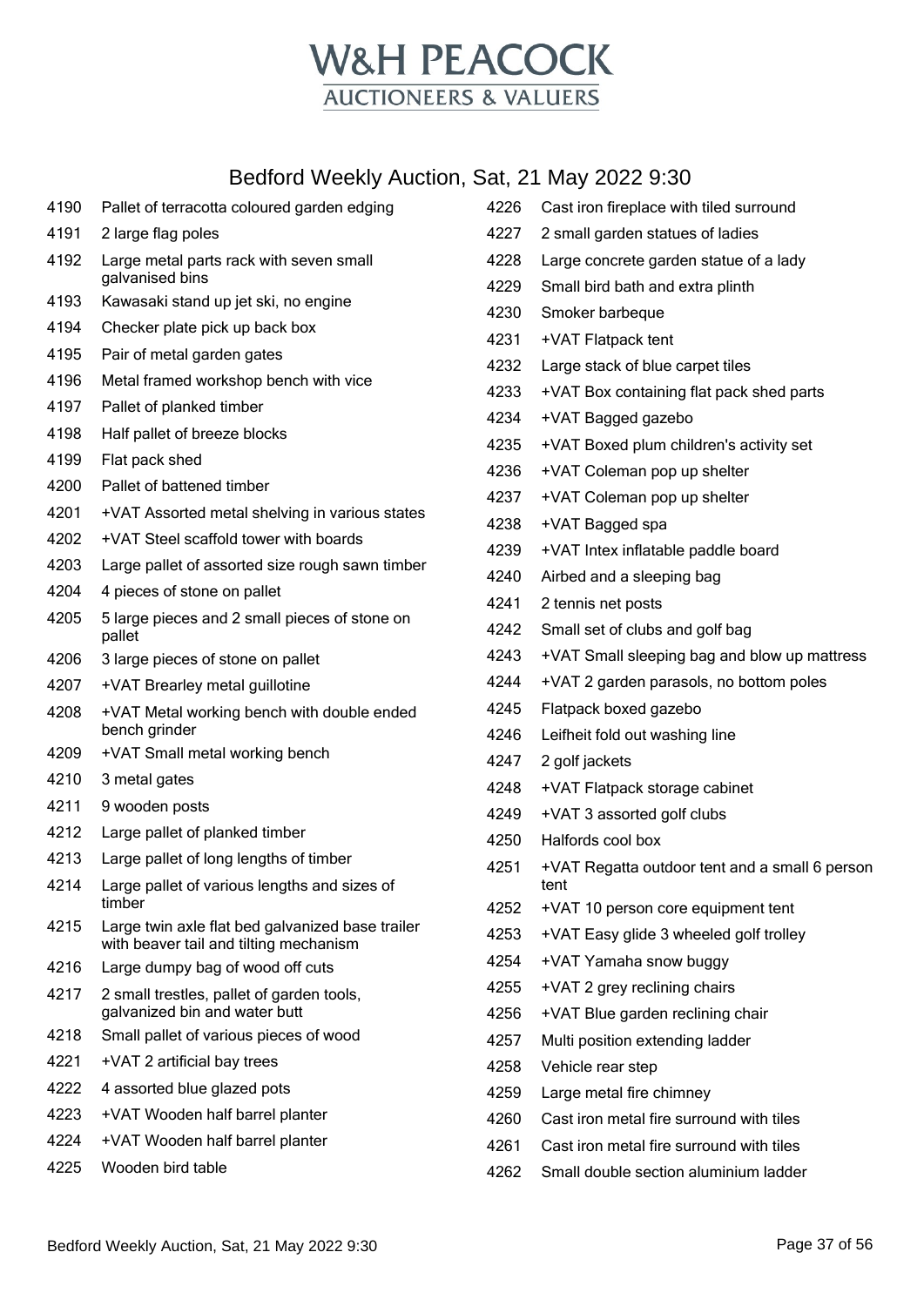# W&H PEACOCK
## AUCTIONEERS & VALUERS

## Bedford Weekly Auction, Sat, 21 May 2022 9:30

| Lot | Description |
|---|---|
| 4190 | Pallet of terracotta coloured garden edging |
| 4191 | 2 large flag poles |
| 4192 | Large metal parts rack with seven small galvanised bins |
| 4193 | Kawasaki stand up jet ski, no engine |
| 4194 | Checker plate pick up back box |
| 4195 | Pair of metal garden gates |
| 4196 | Metal framed workshop bench with vice |
| 4197 | Pallet of planked timber |
| 4198 | Half pallet of breeze blocks |
| 4199 | Flat pack shed |
| 4200 | Pallet of battened timber |
| 4201 | +VAT Assorted metal shelving in various states |
| 4202 | +VAT Steel scaffold tower with boards |
| 4203 | Large pallet of assorted size rough sawn timber |
| 4204 | 4 pieces of stone on pallet |
| 4205 | 5 large pieces and 2 small pieces of stone on pallet |
| 4206 | 3 large pieces of stone on pallet |
| 4207 | +VAT Brearley metal guillotine |
| 4208 | +VAT Metal working bench with double ended bench grinder |
| 4209 | +VAT Small metal working bench |
| 4210 | 3 metal gates |
| 4211 | 9 wooden posts |
| 4212 | Large pallet of planked timber |
| 4213 | Large pallet of long lengths of timber |
| 4214 | Large pallet of various lengths and sizes of timber |
| 4215 | Large twin axle flat bed galvanized base trailer with beaver tail and tilting mechanism |
| 4216 | Large dumpy bag of wood off cuts |
| 4217 | 2 small trestles, pallet of garden tools, galvanized bin and water butt |
| 4218 | Small pallet of various pieces of wood |
| 4221 | +VAT 2 artificial bay trees |
| 4222 | 4 assorted blue glazed pots |
| 4223 | +VAT Wooden half barrel planter |
| 4224 | +VAT Wooden half barrel planter |
| 4225 | Wooden bird table |
| 4226 | Cast iron fireplace with tiled surround |
| 4227 | 2 small garden statues of ladies |
| 4228 | Large concrete garden statue of a lady |
| 4229 | Small bird bath and extra plinth |
| 4230 | Smoker barbeque |
| 4231 | +VAT Flatpack tent |
| 4232 | Large stack of blue carpet tiles |
| 4233 | +VAT Box containing flat pack shed parts |
| 4234 | +VAT Bagged gazebo |
| 4235 | +VAT Boxed plum children's activity set |
| 4236 | +VAT Coleman pop up shelter |
| 4237 | +VAT Coleman pop up shelter |
| 4238 | +VAT Bagged spa |
| 4239 | +VAT Intex inflatable paddle board |
| 4240 | Airbed and a sleeping bag |
| 4241 | 2 tennis net posts |
| 4242 | Small set of clubs and golf bag |
| 4243 | +VAT Small sleeping bag and blow up mattress |
| 4244 | +VAT 2 garden parasols, no bottom poles |
| 4245 | Flatpack boxed gazebo |
| 4246 | Leifheit fold out washing line |
| 4247 | 2 golf jackets |
| 4248 | +VAT Flatpack storage cabinet |
| 4249 | +VAT 3 assorted golf clubs |
| 4250 | Halfords cool box |
| 4251 | +VAT Regatta outdoor tent and a small 6 person tent |
| 4252 | +VAT 10 person core equipment tent |
| 4253 | +VAT Easy glide 3 wheeled golf trolley |
| 4254 | +VAT Yamaha snow buggy |
| 4255 | +VAT 2 grey reclining chairs |
| 4256 | +VAT Blue garden reclining chair |
| 4257 | Multi position extending ladder |
| 4258 | Vehicle rear step |
| 4259 | Large metal fire chimney |
| 4260 | Cast iron metal fire surround with tiles |
| 4261 | Cast iron metal fire surround with tiles |
| 4262 | Small double section aluminium ladder |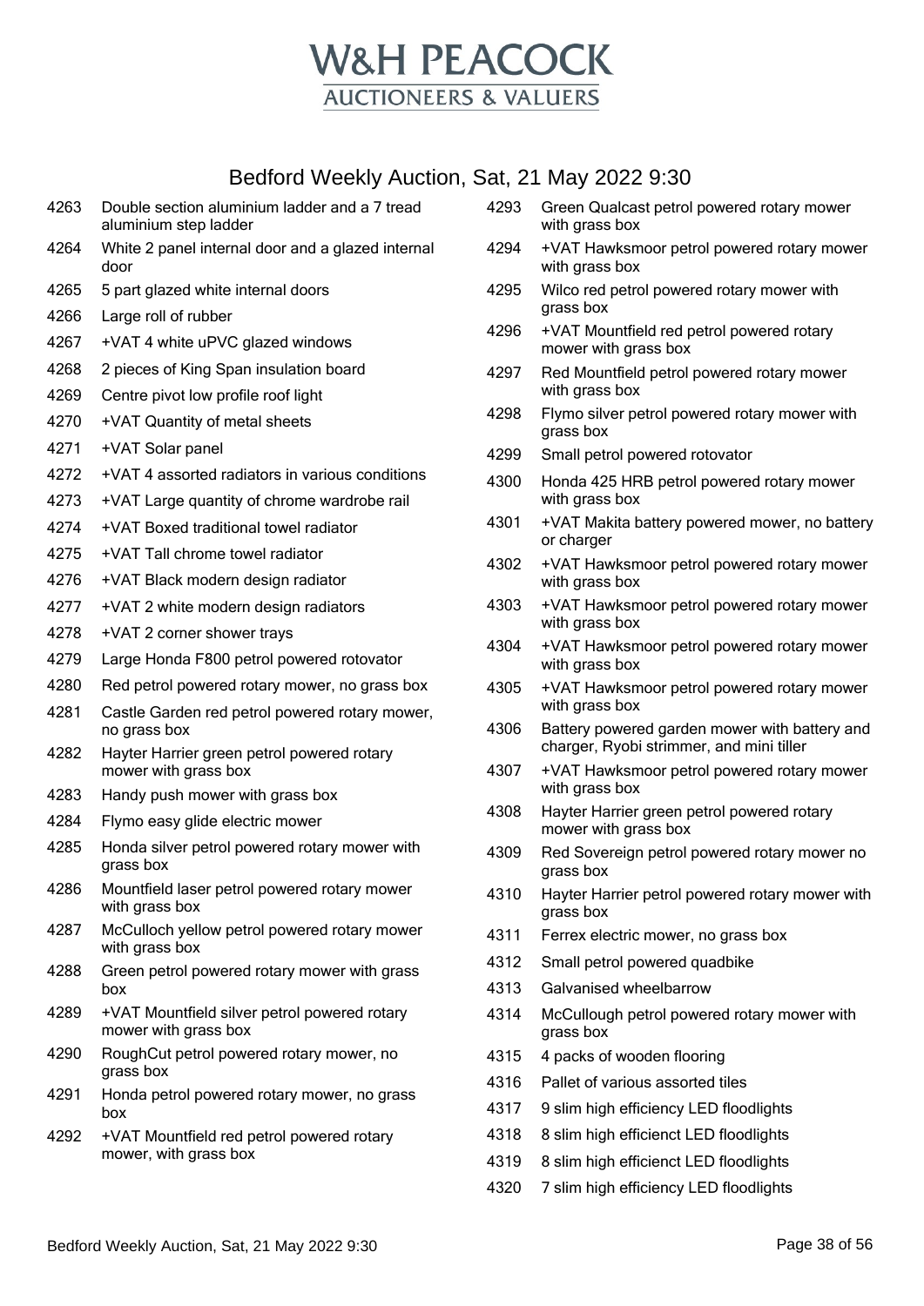# W&H PEACOCK

AUCTIONEERS & VALUERS

## Bedford Weekly Auction, Sat, 21 May 2022 9:30

| Lot | Description |
|---|---|
| 4263 | Double section aluminium ladder and a 7 tread aluminium step ladder |
| 4264 | White 2 panel internal door and a glazed internal door |
| 4265 | 5 part glazed white internal doors |
| 4266 | Large roll of rubber |
| 4267 | +VAT 4 white uPVC glazed windows |
| 4268 | 2 pieces of King Span insulation board |
| 4269 | Centre pivot low profile roof light |
| 4270 | +VAT Quantity of metal sheets |
| 4271 | +VAT Solar panel |
| 4272 | +VAT 4 assorted radiators in various conditions |
| 4273 | +VAT Large quantity of chrome wardrobe rail |
| 4274 | +VAT Boxed traditional towel radiator |
| 4275 | +VAT Tall chrome towel radiator |
| 4276 | +VAT Black modern design radiator |
| 4277 | +VAT 2 white modern design radiators |
| 4278 | +VAT 2 corner shower trays |
| 4279 | Large Honda F800 petrol powered rotovator |
| 4280 | Red petrol powered rotary mower, no grass box |
| 4281 | Castle Garden red petrol powered rotary mower, no grass box |
| 4282 | Hayter Harrier green petrol powered rotary mower with grass box |
| 4283 | Handy push mower with grass box |
| 4284 | Flymo easy glide electric mower |
| 4285 | Honda silver petrol powered rotary mower with grass box |
| 4286 | Mountfield laser petrol powered rotary mower with grass box |
| 4287 | McCulloch yellow petrol powered rotary mower with grass box |
| 4288 | Green petrol powered rotary mower with grass box |
| 4289 | +VAT Mountfield silver petrol powered rotary mower with grass box |
| 4290 | RoughCut petrol powered rotary mower, no grass box |
| 4291 | Honda petrol powered rotary mower, no grass box |
| 4292 | +VAT Mountfield red petrol powered rotary mower, with grass box |
| 4293 | Green Qualcast petrol powered rotary mower with grass box |
| 4294 | +VAT Hawksmoor petrol powered rotary mower with grass box |
| 4295 | Wilco red petrol powered rotary mower with grass box |
| 4296 | +VAT Mountfield red petrol powered rotary mower with grass box |
| 4297 | Red Mountfield petrol powered rotary mower with grass box |
| 4298 | Flymo silver petrol powered rotary mower with grass box |
| 4299 | Small petrol powered rotovator |
| 4300 | Honda 425 HRB petrol powered rotary mower with grass box |
| 4301 | +VAT Makita battery powered mower, no battery or charger |
| 4302 | +VAT Hawksmoor petrol powered rotary mower with grass box |
| 4303 | +VAT Hawksmoor petrol powered rotary mower with grass box |
| 4304 | +VAT Hawksmoor petrol powered rotary mower with grass box |
| 4305 | +VAT Hawksmoor petrol powered rotary mower with grass box |
| 4306 | Battery powered garden mower with battery and charger, Ryobi strimmer, and mini tiller |
| 4307 | +VAT Hawksmoor petrol powered rotary mower with grass box |
| 4308 | Hayter Harrier green petrol powered rotary mower with grass box |
| 4309 | Red Sovereign petrol powered rotary mower no grass box |
| 4310 | Hayter Harrier petrol powered rotary mower with grass box |
| 4311 | Ferrex electric mower, no grass box |
| 4312 | Small petrol powered quadbike |
| 4313 | Galvanised wheelbarrow |
| 4314 | McCullough petrol powered rotary mower with grass box |
| 4315 | 4 packs of wooden flooring |
| 4316 | Pallet of various assorted tiles |
| 4317 | 9 slim high efficiency LED floodlights |
| 4318 | 8 slim high efficienct LED floodlights |
| 4319 | 8 slim high efficienct LED floodlights |
| 4320 | 7 slim high efficiency LED floodlights |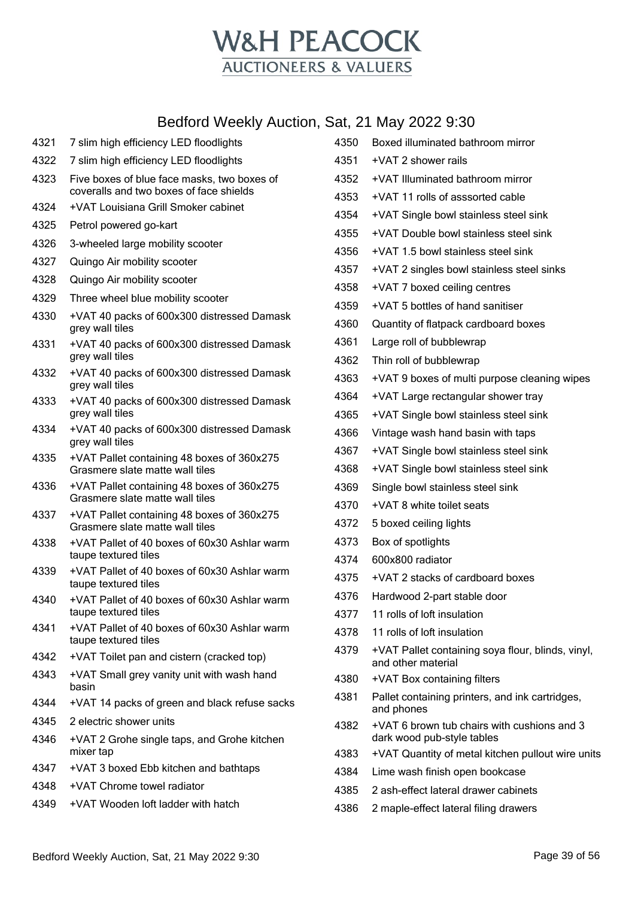# W&H PEACOCK

AUCTIONEERS & VALUERS

## Bedford Weekly Auction, Sat, 21 May 2022 9:30

| Lot | Description |
|---|---|
| 4321 | 7 slim high efficiency LED floodlights |
| 4322 | 7 slim high efficiency LED floodlights |
| 4323 | Five boxes of blue face masks, two boxes of coveralls and two boxes of face shields |
| 4324 | +VAT Louisiana Grill Smoker cabinet |
| 4325 | Petrol powered go-kart |
| 4326 | 3-wheeled large mobility scooter |
| 4327 | Quingo Air mobility scooter |
| 4328 | Quingo Air mobility scooter |
| 4329 | Three wheel blue mobility scooter |
| 4330 | +VAT 40 packs of 600x300 distressed Damask grey wall tiles |
| 4331 | +VAT 40 packs of 600x300 distressed Damask grey wall tiles |
| 4332 | +VAT 40 packs of 600x300 distressed Damask grey wall tiles |
| 4333 | +VAT 40 packs of 600x300 distressed Damask grey wall tiles |
| 4334 | +VAT 40 packs of 600x300 distressed Damask grey wall tiles |
| 4335 | +VAT Pallet containing 48 boxes of 360x275 Grasmere slate matte wall tiles |
| 4336 | +VAT Pallet containing 48 boxes of 360x275 Grasmere slate matte wall tiles |
| 4337 | +VAT Pallet containing 48 boxes of 360x275 Grasmere slate matte wall tiles |
| 4338 | +VAT Pallet of 40 boxes of 60x30 Ashlar warm taupe textured tiles |
| 4339 | +VAT Pallet of 40 boxes of 60x30 Ashlar warm taupe textured tiles |
| 4340 | +VAT Pallet of 40 boxes of 60x30 Ashlar warm taupe textured tiles |
| 4341 | +VAT Pallet of 40 boxes of 60x30 Ashlar warm taupe textured tiles |
| 4342 | +VAT Toilet pan and cistern (cracked top) |
| 4343 | +VAT Small grey vanity unit with wash hand basin |
| 4344 | +VAT 14 packs of green and black refuse sacks |
| 4345 | 2 electric shower units |
| 4346 | +VAT 2 Grohe single taps, and Grohe kitchen mixer tap |
| 4347 | +VAT 3 boxed Ebb kitchen and bathtaps |
| 4348 | +VAT Chrome towel radiator |
| 4349 | +VAT Wooden loft ladder with hatch |
| 4350 | Boxed illuminated bathroom mirror |
| 4351 | +VAT 2 shower rails |
| 4352 | +VAT Illuminated bathroom mirror |
| 4353 | +VAT 11 rolls of asssorted cable |
| 4354 | +VAT Single bowl stainless steel sink |
| 4355 | +VAT Double bowl stainless steel sink |
| 4356 | +VAT 1.5 bowl stainless steel sink |
| 4357 | +VAT 2 singles bowl stainless steel sinks |
| 4358 | +VAT 7 boxed ceiling centres |
| 4359 | +VAT 5 bottles of hand sanitiser |
| 4360 | Quantity of flatpack cardboard boxes |
| 4361 | Large roll of bubblewrap |
| 4362 | Thin roll of bubblewrap |
| 4363 | +VAT 9 boxes of multi purpose cleaning wipes |
| 4364 | +VAT Large rectangular shower tray |
| 4365 | +VAT Single bowl stainless steel sink |
| 4366 | Vintage wash hand basin with taps |
| 4367 | +VAT Single bowl stainless steel sink |
| 4368 | +VAT Single bowl stainless steel sink |
| 4369 | Single bowl stainless steel sink |
| 4370 | +VAT 8 white toilet seats |
| 4372 | 5 boxed ceiling lights |
| 4373 | Box of spotlights |
| 4374 | 600x800 radiator |
| 4375 | +VAT 2 stacks of cardboard boxes |
| 4376 | Hardwood 2-part stable door |
| 4377 | 11 rolls of loft insulation |
| 4378 | 11 rolls of loft insulation |
| 4379 | +VAT Pallet containing soya flour, blinds, vinyl, and other material |
| 4380 | +VAT Box containing filters |
| 4381 | Pallet containing printers, and ink cartridges, and phones |
| 4382 | +VAT 6 brown tub chairs with cushions and 3 dark wood pub-style tables |
| 4383 | +VAT Quantity of metal kitchen pullout wire units |
| 4384 | Lime wash finish open bookcase |
| 4385 | 2 ash-effect lateral drawer cabinets |
| 4386 | 2 maple-effect lateral filing drawers |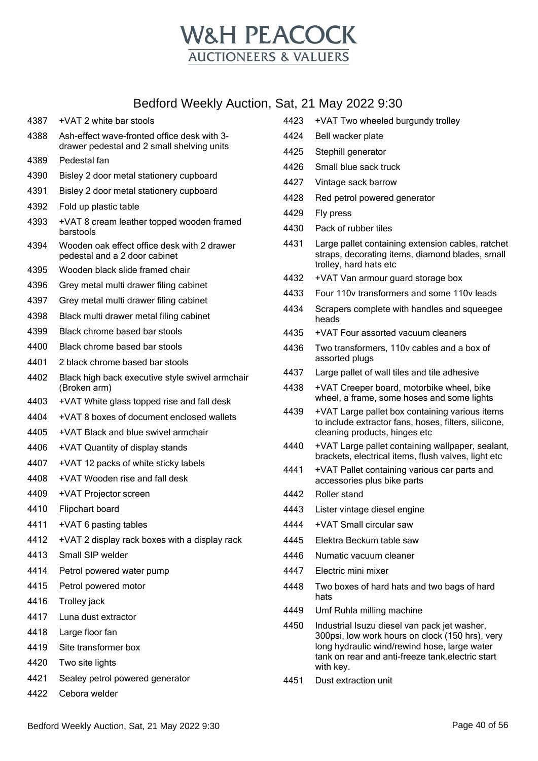# W&H PEACOCK
## AUCTIONEERS & VALUERS

## Bedford Weekly Auction, Sat, 21 May 2022 9:30

| Lot | Description |
|---|---|
| 4387 | +VAT 2 white bar stools |
| 4388 | Ash-effect wave-fronted office desk with 3-drawer pedestal and 2 small shelving units |
| 4389 | Pedestal fan |
| 4390 | Bisley 2 door metal stationery cupboard |
| 4391 | Bisley 2 door metal stationery cupboard |
| 4392 | Fold up plastic table |
| 4393 | +VAT 8 cream leather topped wooden framed barstools |
| 4394 | Wooden oak effect office desk with 2 drawer pedestal and a 2 door cabinet |
| 4395 | Wooden black slide framed chair |
| 4396 | Grey metal multi drawer filing cabinet |
| 4397 | Grey metal multi drawer filing cabinet |
| 4398 | Black multi drawer metal filing cabinet |
| 4399 | Black chrome based bar stools |
| 4400 | Black chrome based bar stools |
| 4401 | 2 black chrome based bar stools |
| 4402 | Black high back executive style swivel armchair (Broken arm) |
| 4403 | +VAT White glass topped rise and fall desk |
| 4404 | +VAT 8 boxes of document enclosed wallets |
| 4405 | +VAT Black and blue swivel armchair |
| 4406 | +VAT Quantity of display stands |
| 4407 | +VAT 12 packs of white sticky labels |
| 4408 | +VAT Wooden rise and fall desk |
| 4409 | +VAT Projector screen |
| 4410 | Flipchart board |
| 4411 | +VAT 6 pasting tables |
| 4412 | +VAT 2 display rack boxes with a display rack |
| 4413 | Small SIP welder |
| 4414 | Petrol powered water pump |
| 4415 | Petrol powered motor |
| 4416 | Trolley jack |
| 4417 | Luna dust extractor |
| 4418 | Large floor fan |
| 4419 | Site transformer box |
| 4420 | Two site lights |
| 4421 | Sealey petrol powered generator |
| 4422 | Cebora welder |
| 4423 | +VAT Two wheeled burgundy trolley |
| 4424 | Bell wacker plate |
| 4425 | Stephill generator |
| 4426 | Small blue sack truck |
| 4427 | Vintage sack barrow |
| 4428 | Red petrol powered generator |
| 4429 | Fly press |
| 4430 | Pack of rubber tiles |
| 4431 | Large pallet containing extension cables, ratchet straps, decorating items, diamond blades, small trolley, hard hats etc |
| 4432 | +VAT Van armour guard storage box |
| 4433 | Four 110v transformers and some 110v leads |
| 4434 | Scrapers complete with handles and squeegee heads |
| 4435 | +VAT Four assorted vacuum cleaners |
| 4436 | Two transformers, 110v cables and a box of assorted plugs |
| 4437 | Large pallet of wall tiles and tile adhesive |
| 4438 | +VAT Creeper board, motorbike wheel, bike wheel, a frame, some hoses and some lights |
| 4439 | +VAT Large pallet box containing various items to include extractor fans, hoses, filters, silicone, cleaning products, hinges etc |
| 4440 | +VAT Large pallet containing wallpaper, sealant, brackets, electrical items, flush valves, light etc |
| 4441 | +VAT Pallet containing various car parts and accessories plus bike parts |
| 4442 | Roller stand |
| 4443 | Lister vintage diesel engine |
| 4444 | +VAT Small circular saw |
| 4445 | Elektra Beckum table saw |
| 4446 | Numatic vacuum cleaner |
| 4447 | Electric mini mixer |
| 4448 | Two boxes of hard hats and two bags of hard hats |
| 4449 | Umf Ruhla milling machine |
| 4450 | Industrial Isuzu diesel van pack jet washer, 300psi, low work hours on clock (150 hrs), very long hydraulic wind/rewind hose, large water tank on rear and anti-freeze tank.electric start with key. |
| 4451 | Dust extraction unit |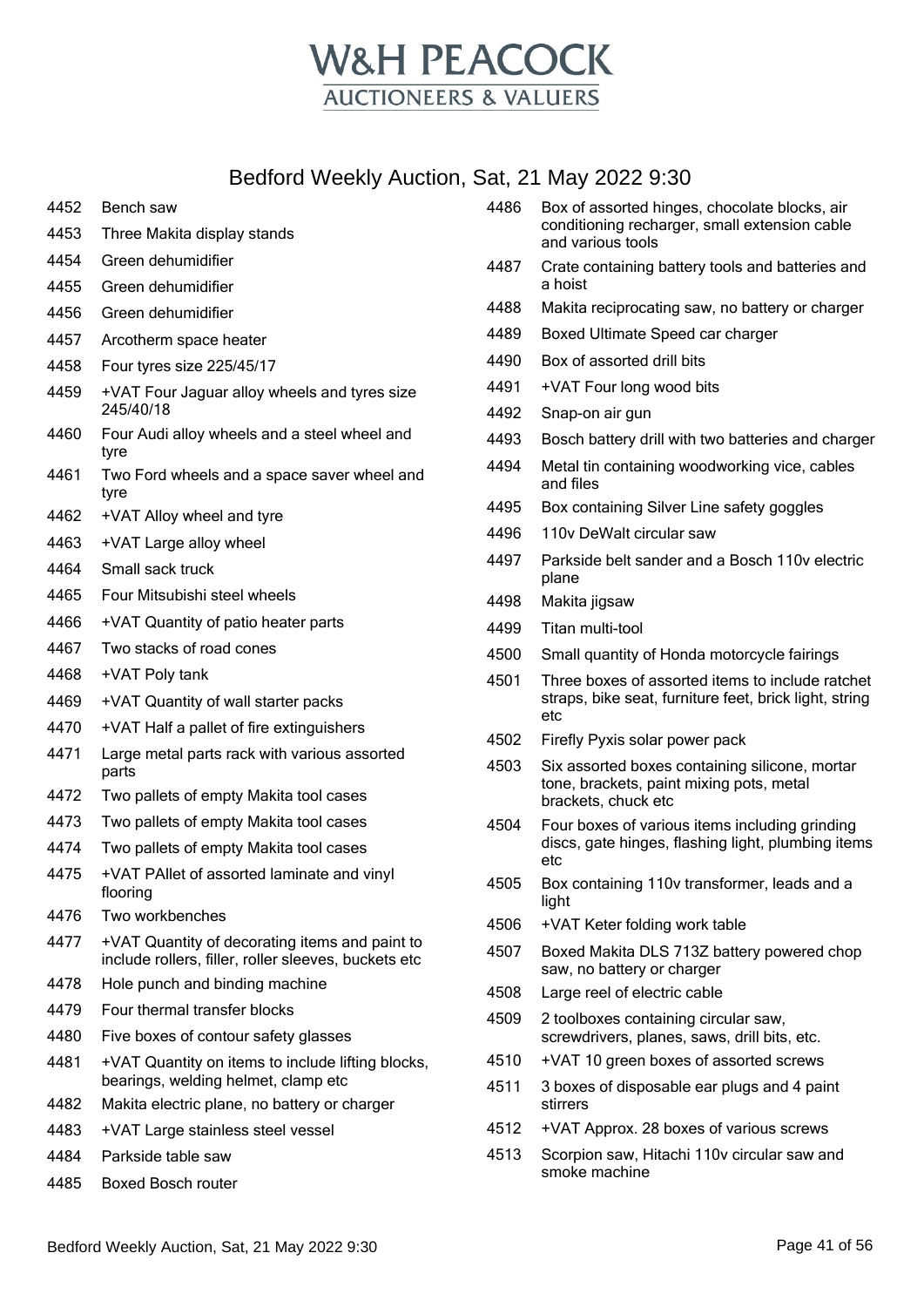# W&H PEACOCK
## AUCTIONEERS & VALUERS

## Bedford Weekly Auction, Sat, 21 May 2022 9:30

| Lot | Description |
|---|---|
| 4452 | Bench saw |
| 4453 | Three Makita display stands |
| 4454 | Green dehumidifier |
| 4455 | Green dehumidifier |
| 4456 | Green dehumidifier |
| 4457 | Arcotherm space heater |
| 4458 | Four tyres size 225/45/17 |
| 4459 | +VAT Four Jaguar alloy wheels and tyres size 245/40/18 |
| 4460 | Four Audi alloy wheels and a steel wheel and tyre |
| 4461 | Two Ford wheels and a space saver wheel and tyre |
| 4462 | +VAT Alloy wheel and tyre |
| 4463 | +VAT Large alloy wheel |
| 4464 | Small sack truck |
| 4465 | Four Mitsubishi steel wheels |
| 4466 | +VAT Quantity of patio heater parts |
| 4467 | Two stacks of road cones |
| 4468 | +VAT Poly tank |
| 4469 | +VAT Quantity of wall starter packs |
| 4470 | +VAT Half a pallet of fire extinguishers |
| 4471 | Large metal parts rack with various assorted parts |
| 4472 | Two pallets of empty Makita tool cases |
| 4473 | Two pallets of empty Makita tool cases |
| 4474 | Two pallets of empty Makita tool cases |
| 4475 | +VAT PAllet of assorted laminate and vinyl flooring |
| 4476 | Two workbenches |
| 4477 | +VAT Quantity of decorating items and paint to include rollers, filler, roller sleeves, buckets etc |
| 4478 | Hole punch and binding machine |
| 4479 | Four thermal transfer blocks |
| 4480 | Five boxes of contour safety glasses |
| 4481 | +VAT Quantity on items to include lifting blocks, bearings, welding helmet, clamp etc |
| 4482 | Makita electric plane, no battery or charger |
| 4483 | +VAT Large stainless steel vessel |
| 4484 | Parkside table saw |
| 4485 | Boxed Bosch router |
| 4486 | Box of assorted hinges, chocolate blocks, air conditioning recharger, small extension cable and various tools |
| 4487 | Crate containing battery tools and batteries and a hoist |
| 4488 | Makita reciprocating saw, no battery or charger |
| 4489 | Boxed Ultimate Speed car charger |
| 4490 | Box of assorted drill bits |
| 4491 | +VAT Four long wood bits |
| 4492 | Snap-on air gun |
| 4493 | Bosch battery drill with two batteries and charger |
| 4494 | Metal tin containing woodworking vice, cables and files |
| 4495 | Box containing Silver Line safety goggles |
| 4496 | 110v DeWalt circular saw |
| 4497 | Parkside belt sander and a Bosch 110v electric plane |
| 4498 | Makita jigsaw |
| 4499 | Titan multi-tool |
| 4500 | Small quantity of Honda motorcycle fairings |
| 4501 | Three boxes of assorted items to include ratchet straps, bike seat, furniture feet, brick light, string etc |
| 4502 | Firefly Pyxis solar power pack |
| 4503 | Six assorted boxes containing silicone, mortar tone, brackets, paint mixing pots, metal brackets, chuck etc |
| 4504 | Four boxes of various items including grinding discs, gate hinges, flashing light, plumbing items etc |
| 4505 | Box containing 110v transformer, leads and a light |
| 4506 | +VAT Keter folding work table |
| 4507 | Boxed Makita DLS 713Z battery powered chop saw, no battery or charger |
| 4508 | Large reel of electric cable |
| 4509 | 2 toolboxes containing circular saw, screwdrivers, planes, saws, drill bits, etc. |
| 4510 | +VAT 10 green boxes of assorted screws |
| 4511 | 3 boxes of disposable ear plugs and 4 paint stirrers |
| 4512 | +VAT Approx. 28 boxes of various screws |
| 4513 | Scorpion saw, Hitachi 110v circular saw and smoke machine |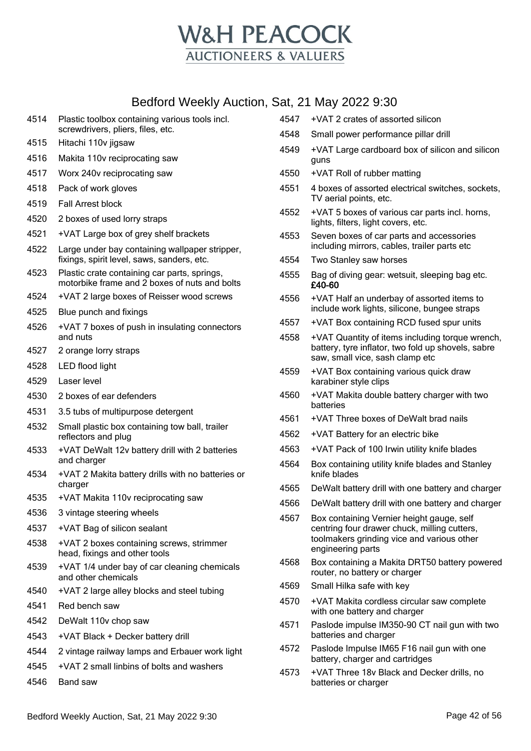# W&H PEACOCK

AUCTIONEERS & VALUERS

## Bedford Weekly Auction, Sat, 21 May 2022 9:30

| Lot | Description |
|---|---|
| 4514 | Plastic toolbox containing various tools incl. screwdrivers, pliers, files, etc. |
| 4515 | Hitachi 110v jigsaw |
| 4516 | Makita 110v reciprocating saw |
| 4517 | Worx 240v reciprocating saw |
| 4518 | Pack of work gloves |
| 4519 | Fall Arrest block |
| 4520 | 2 boxes of used lorry straps |
| 4521 | +VAT Large box of grey shelf brackets |
| 4522 | Large under bay containing wallpaper stripper, fixings, spirit level, saws, sanders, etc. |
| 4523 | Plastic crate containing car parts, springs, motorbike frame and 2 boxes of nuts and bolts |
| 4524 | +VAT 2 large boxes of Reisser wood screws |
| 4525 | Blue punch and fixings |
| 4526 | +VAT 7 boxes of push in insulating connectors and nuts |
| 4527 | 2 orange lorry straps |
| 4528 | LED flood light |
| 4529 | Laser level |
| 4530 | 2 boxes of ear defenders |
| 4531 | 3.5 tubs of multipurpose detergent |
| 4532 | Small plastic box containing tow ball, trailer reflectors and plug |
| 4533 | +VAT DeWalt 12v battery drill with 2 batteries and charger |
| 4534 | +VAT 2 Makita battery drills with no batteries or charger |
| 4535 | +VAT Makita 110v reciprocating saw |
| 4536 | 3 vintage steering wheels |
| 4537 | +VAT Bag of silicon sealant |
| 4538 | +VAT 2 boxes containing screws, strimmer head, fixings and other tools |
| 4539 | +VAT 1/4 under bay of car cleaning chemicals and other chemicals |
| 4540 | +VAT 2 large alley blocks and steel tubing |
| 4541 | Red bench saw |
| 4542 | DeWalt 110v chop saw |
| 4543 | +VAT Black + Decker battery drill |
| 4544 | 2 vintage railway lamps and Erbauer work light |
| 4545 | +VAT 2 small linbins of bolts and washers |
| 4546 | Band saw |
| 4547 | +VAT 2 crates of assorted silicon |
| 4548 | Small power performance pillar drill |
| 4549 | +VAT Large cardboard box of silicon and silicon guns |
| 4550 | +VAT Roll of rubber matting |
| 4551 | 4 boxes of assorted electrical switches, sockets, TV aerial points, etc. |
| 4552 | +VAT 5 boxes of various car parts incl. horns, lights, filters, light covers, etc. |
| 4553 | Seven boxes of car parts and accessories including mirrors, cables, trailer parts etc |
| 4554 | Two Stanley saw horses |
| 4555 | Bag of diving gear: wetsuit, sleeping bag etc. **£40-60** |
| 4556 | +VAT Half an underbay of assorted items to include work lights, silicone, bungee straps |
| 4557 | +VAT Box containing RCD fused spur units |
| 4558 | +VAT Quantity of items including torque wrench, battery, tyre inflator, two fold up shovels, sabre saw, small vice, sash clamp etc |
| 4559 | +VAT Box containing various quick draw karabiner style clips |
| 4560 | +VAT Makita double battery charger with two batteries |
| 4561 | +VAT Three boxes of DeWalt brad nails |
| 4562 | +VAT Battery for an electric bike |
| 4563 | +VAT Pack of 100 Irwin utility knife blades |
| 4564 | Box containing utility knife blades and Stanley knife blades |
| 4565 | DeWalt battery drill with one battery and charger |
| 4566 | DeWalt battery drill with one battery and charger |
| 4567 | Box containing Vernier height gauge, self centring four drawer chuck, milling cutters, toolmakers grinding vice and various other engineering parts |
| 4568 | Box containing a Makita DRT50 battery powered router, no battery or charger |
| 4569 | Small Hilka safe with key |
| 4570 | +VAT Makita cordless circular saw complete with one battery and charger |
| 4571 | Paslode impulse IM350-90 CT nail gun with two batteries and charger |
| 4572 | Paslode Impulse IM65 F16 nail gun with one battery, charger and cartridges |
| 4573 | +VAT Three 18v Black and Decker drills, no batteries or charger |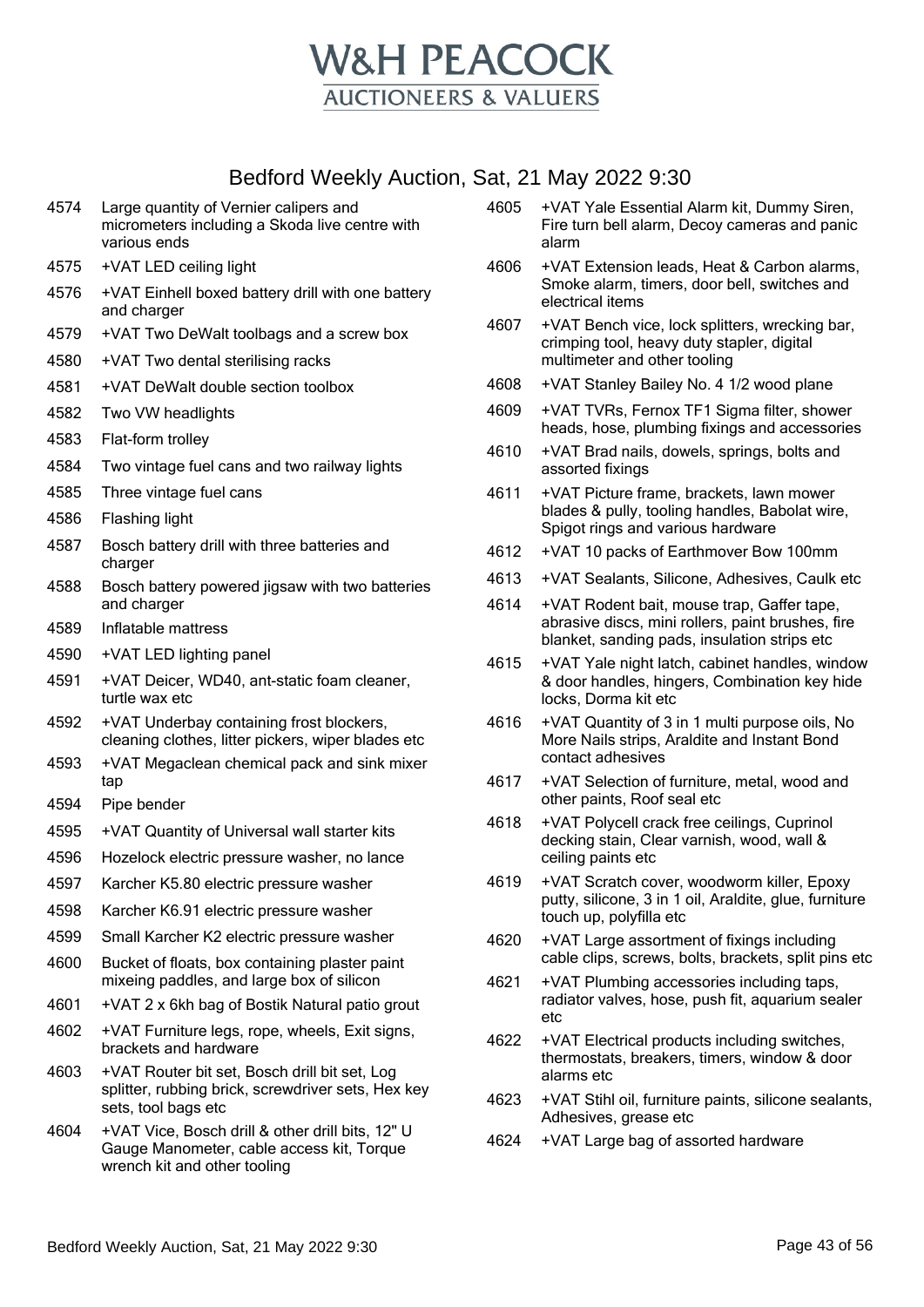# W&H PEACOCK

## AUCTIONEERS & VALUERS

## Bedford Weekly Auction, Sat, 21 May 2022 9:30

| Lot | Description |
|---|---|
| 4574 | Large quantity of Vernier calipers and micrometers including a Skoda live centre with various ends |
| 4575 | +VAT LED ceiling light |
| 4576 | +VAT Einhell boxed battery drill with one battery and charger |
| 4579 | +VAT Two DeWalt toolbags and a screw box |
| 4580 | +VAT Two dental sterilising racks |
| 4581 | +VAT DeWalt double section toolbox |
| 4582 | Two VW headlights |
| 4583 | Flat-form trolley |
| 4584 | Two vintage fuel cans and two railway lights |
| 4585 | Three vintage fuel cans |
| 4586 | Flashing light |
| 4587 | Bosch battery drill with three batteries and charger |
| 4588 | Bosch battery powered jigsaw with two batteries and charger |
| 4589 | Inflatable mattress |
| 4590 | +VAT LED lighting panel |
| 4591 | +VAT Deicer, WD40, ant-static foam cleaner, turtle wax etc |
| 4592 | +VAT Underbay containing frost blockers, cleaning clothes, litter pickers, wiper blades etc |
| 4593 | +VAT Megaclean chemical pack and sink mixer tap |
| 4594 | Pipe bender |
| 4595 | +VAT Quantity of Universal wall starter kits |
| 4596 | Hozelock electric pressure washer, no lance |
| 4597 | Karcher K5.80 electric pressure washer |
| 4598 | Karcher K6.91 electric pressure washer |
| 4599 | Small Karcher K2 electric pressure washer |
| 4600 | Bucket of floats, box containing plaster paint mixeing paddles, and large box of silicon |
| 4601 | +VAT 2 x 6kh bag of Bostik Natural patio grout |
| 4602 | +VAT Furniture legs, rope, wheels, Exit signs, brackets and hardware |
| 4603 | +VAT Router bit set, Bosch drill bit set, Log splitter, rubbing brick, screwdriver sets, Hex key sets, tool bags etc |
| 4604 | +VAT Vice, Bosch drill & other drill bits, 12" U Gauge Manometer, cable access kit, Torque wrench kit and other tooling |
| 4605 | +VAT Yale Essential Alarm kit, Dummy Siren, Fire turn bell alarm, Decoy cameras and panic alarm |
| 4606 | +VAT Extension leads, Heat & Carbon alarms, Smoke alarm, timers, door bell, switches and electrical items |
| 4607 | +VAT Bench vice, lock splitters, wrecking bar, crimping tool, heavy duty stapler, digital multimeter and other tooling |
| 4608 | +VAT Stanley Bailey No. 4 1/2 wood plane |
| 4609 | +VAT TVRs, Fernox TF1 Sigma filter, shower heads, hose, plumbing fixings and accessories |
| 4610 | +VAT Brad nails, dowels, springs, bolts and assorted fixings |
| 4611 | +VAT Picture frame, brackets, lawn mower blades & pully, tooling handles, Babolat wire, Spigot rings and various hardware |
| 4612 | +VAT 10 packs of Earthmover Bow 100mm |
| 4613 | +VAT Sealants, Silicone, Adhesives, Caulk etc |
| 4614 | +VAT Rodent bait, mouse trap, Gaffer tape, abrasive discs, mini rollers, paint brushes, fire blanket, sanding pads, insulation strips etc |
| 4615 | +VAT Yale night latch, cabinet handles, window & door handles, hingers, Combination key hide locks, Dorma kit etc |
| 4616 | +VAT Quantity of 3 in 1 multi purpose oils, No More Nails strips, Araldite and Instant Bond contact adhesives |
| 4617 | +VAT Selection of furniture, metal, wood and other paints, Roof seal etc |
| 4618 | +VAT Polycell crack free ceilings, Cuprinol decking stain, Clear varnish, wood, wall & ceiling paints etc |
| 4619 | +VAT Scratch cover, woodworm killer, Epoxy putty, silicone, 3 in 1 oil, Araldite, glue, furniture touch up, polyfilla etc |
| 4620 | +VAT Large assortment of fixings including cable clips, screws, bolts, brackets, split pins etc |
| 4621 | +VAT Plumbing accessories including taps, radiator valves, hose, push fit, aquarium sealer etc |
| 4622 | +VAT Electrical products including switches, thermostats, breakers, timers, window & door alarms etc |
| 4623 | +VAT Stihl oil, furniture paints, silicone sealants, Adhesives, grease etc |
| 4624 | +VAT Large bag of assorted hardware |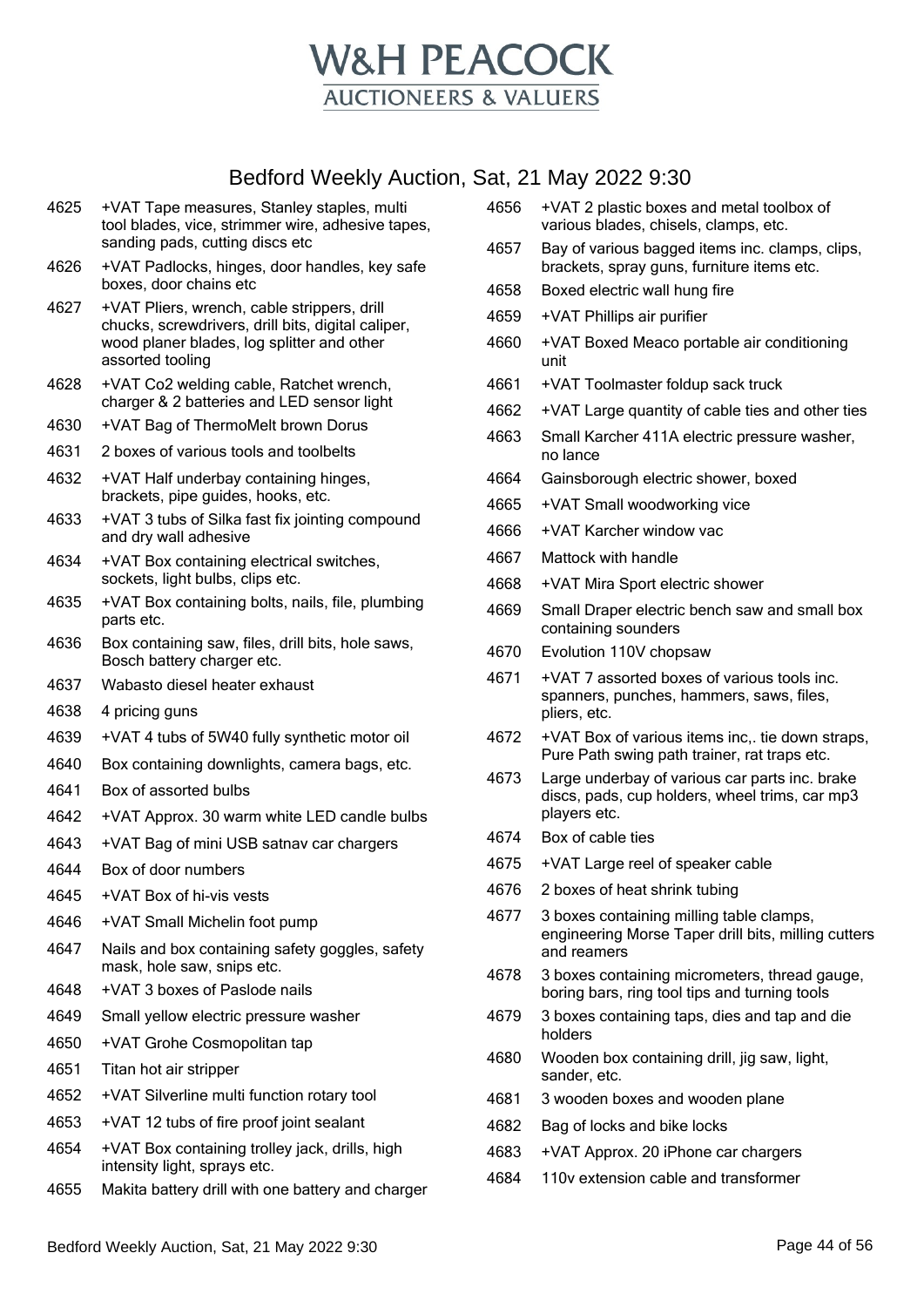# W&H PEACOCK
## AUCTIONEERS & VALUERS

## Bedford Weekly Auction, Sat, 21 May 2022 9:30

| Lot | Description |
|---|---|
| 4625 | +VAT Tape measures, Stanley staples, multi tool blades, vice, strimmer wire, adhesive tapes, sanding pads, cutting discs etc |
| 4626 | +VAT Padlocks, hinges, door handles, key safe boxes, door chains etc |
| 4627 | +VAT Pliers, wrench, cable strippers, drill chucks, screwdrivers, drill bits, digital caliper, wood planer blades, log splitter and other assorted tooling |
| 4628 | +VAT Co2 welding cable, Ratchet wrench, charger & 2 batteries and LED sensor light |
| 4630 | +VAT Bag of ThermoMelt brown Dorus |
| 4631 | 2 boxes of various tools and toolbelts |
| 4632 | +VAT Half underbay containing hinges, brackets, pipe guides, hooks, etc. |
| 4633 | +VAT 3 tubs of Silka fast fix jointing compound and dry wall adhesive |
| 4634 | +VAT Box containing electrical switches, sockets, light bulbs, clips etc. |
| 4635 | +VAT Box containing bolts, nails, file, plumbing parts etc. |
| 4636 | Box containing saw, files, drill bits, hole saws, Bosch battery charger etc. |
| 4637 | Wabasto diesel heater exhaust |
| 4638 | 4 pricing guns |
| 4639 | +VAT 4 tubs of 5W40 fully synthetic motor oil |
| 4640 | Box containing downlights, camera bags, etc. |
| 4641 | Box of assorted bulbs |
| 4642 | +VAT Approx. 30 warm white LED candle bulbs |
| 4643 | +VAT Bag of mini USB satnav car chargers |
| 4644 | Box of door numbers |
| 4645 | +VAT Box of hi-vis vests |
| 4646 | +VAT Small Michelin foot pump |
| 4647 | Nails and box containing safety goggles, safety mask, hole saw, snips etc. |
| 4648 | +VAT 3 boxes of Paslode nails |
| 4649 | Small yellow electric pressure washer |
| 4650 | +VAT Grohe Cosmopolitan tap |
| 4651 | Titan hot air stripper |
| 4652 | +VAT Silverline multi function rotary tool |
| 4653 | +VAT 12 tubs of fire proof joint sealant |
| 4654 | +VAT Box containing trolley jack, drills, high intensity light, sprays etc. |
| 4655 | Makita battery drill with one battery and charger |
| 4656 | +VAT 2 plastic boxes and metal toolbox of various blades, chisels, clamps, etc. |
| 4657 | Bay of various bagged items inc. clamps, clips, brackets, spray guns, furniture items etc. |
| 4658 | Boxed electric wall hung fire |
| 4659 | +VAT Phillips air purifier |
| 4660 | +VAT Boxed Meaco portable air conditioning unit |
| 4661 | +VAT Toolmaster foldup sack truck |
| 4662 | +VAT Large quantity of cable ties and other ties |
| 4663 | Small Karcher 411A electric pressure washer, no lance |
| 4664 | Gainsborough electric shower, boxed |
| 4665 | +VAT Small woodworking vice |
| 4666 | +VAT Karcher window vac |
| 4667 | Mattock with handle |
| 4668 | +VAT Mira Sport electric shower |
| 4669 | Small Draper electric bench saw and small box containing sounders |
| 4670 | Evolution 110V chopsaw |
| 4671 | +VAT 7 assorted boxes of various tools inc. spanners, punches, hammers, saws, files, pliers, etc. |
| 4672 | +VAT Box of various items inc,. tie down straps, Pure Path swing path trainer, rat traps etc. |
| 4673 | Large underbay of various car parts inc. brake discs, pads, cup holders, wheel trims, car mp3 players etc. |
| 4674 | Box of cable ties |
| 4675 | +VAT Large reel of speaker cable |
| 4676 | 2 boxes of heat shrink tubing |
| 4677 | 3 boxes containing milling table clamps, engineering Morse Taper drill bits, milling cutters and reamers |
| 4678 | 3 boxes containing micrometers, thread gauge, boring bars, ring tool tips and turning tools |
| 4679 | 3 boxes containing taps, dies and tap and die holders |
| 4680 | Wooden box containing drill, jig saw, light, sander, etc. |
| 4681 | 3 wooden boxes and wooden plane |
| 4682 | Bag of locks and bike locks |
| 4683 | +VAT Approx. 20 iPhone car chargers |
| 4684 | 110v extension cable and transformer |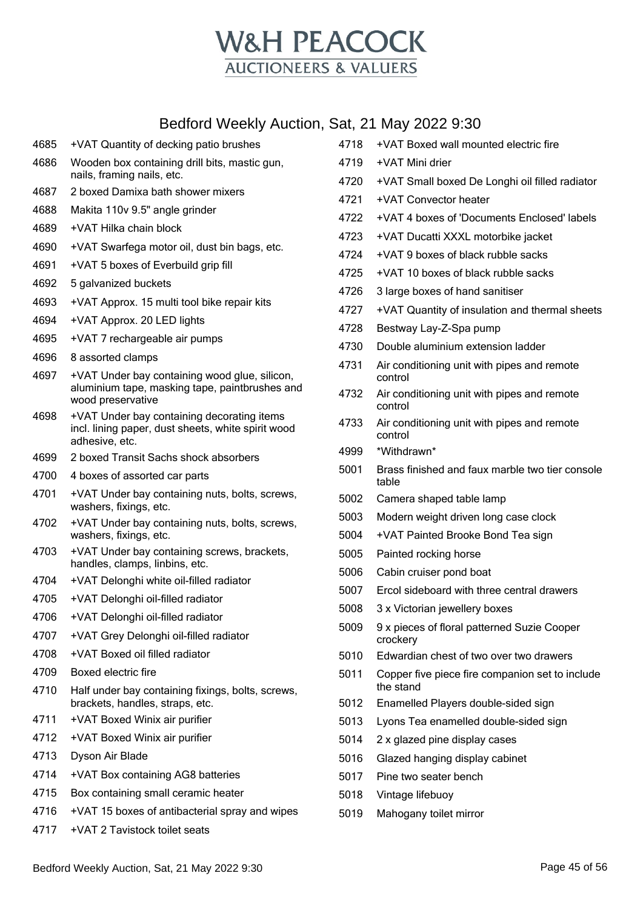# W&H PEACOCK
## AUCTIONEERS & VALUERS

## Bedford Weekly Auction, Sat, 21 May 2022 9:30

| Lot | Description |
|---|---|
| 4685 | +VAT Quantity of decking patio brushes |
| 4686 | Wooden box containing drill bits, mastic gun, nails, framing nails, etc. |
| 4687 | 2 boxed Damixa bath shower mixers |
| 4688 | Makita 110v 9.5" angle grinder |
| 4689 | +VAT Hilka chain block |
| 4690 | +VAT Swarfega motor oil, dust bin bags, etc. |
| 4691 | +VAT 5 boxes of Everbuild grip fill |
| 4692 | 5 galvanized buckets |
| 4693 | +VAT Approx. 15 multi tool bike repair kits |
| 4694 | +VAT Approx. 20 LED lights |
| 4695 | +VAT 7 rechargeable air pumps |
| 4696 | 8 assorted clamps |
| 4697 | +VAT Under bay containing wood glue, silicon, aluminium tape, masking tape, paintbrushes and wood preservative |
| 4698 | +VAT Under bay containing decorating items incl. lining paper, dust sheets, white spirit wood adhesive, etc. |
| 4699 | 2 boxed Transit Sachs shock absorbers |
| 4700 | 4 boxes of assorted car parts |
| 4701 | +VAT Under bay containing nuts, bolts, screws, washers, fixings, etc. |
| 4702 | +VAT Under bay containing nuts, bolts, screws, washers, fixings, etc. |
| 4703 | +VAT Under bay containing screws, brackets, handles, clamps, linbins, etc. |
| 4704 | +VAT Delonghi white oil-filled radiator |
| 4705 | +VAT Delonghi oil-filled radiator |
| 4706 | +VAT Delonghi oil-filled radiator |
| 4707 | +VAT Grey Delonghi oil-filled radiator |
| 4708 | +VAT Boxed oil filled radiator |
| 4709 | Boxed electric fire |
| 4710 | Half under bay containing fixings, bolts, screws, brackets, handles, straps, etc. |
| 4711 | +VAT Boxed Winix air purifier |
| 4712 | +VAT Boxed Winix air purifier |
| 4713 | Dyson Air Blade |
| 4714 | +VAT Box containing AG8 batteries |
| 4715 | Box containing small ceramic heater |
| 4716 | +VAT 15 boxes of antibacterial spray and wipes |
| 4717 | +VAT 2 Tavistock toilet seats |
| 4718 | +VAT Boxed wall mounted electric fire |
| 4719 | +VAT Mini drier |
| 4720 | +VAT Small boxed De Longhi oil filled radiator |
| 4721 | +VAT Convector heater |
| 4722 | +VAT 4 boxes of 'Documents Enclosed' labels |
| 4723 | +VAT Ducatti XXXL motorbike jacket |
| 4724 | +VAT 9 boxes of black rubble sacks |
| 4725 | +VAT 10 boxes of black rubble sacks |
| 4726 | 3 large boxes of hand sanitiser |
| 4727 | +VAT Quantity of insulation and thermal sheets |
| 4728 | Bestway Lay-Z-Spa pump |
| 4730 | Double aluminium extension ladder |
| 4731 | Air conditioning unit with pipes and remote control |
| 4732 | Air conditioning unit with pipes and remote control |
| 4733 | Air conditioning unit with pipes and remote control |
| 4999 | *Withdrawn* |
| 5001 | Brass finished and faux marble two tier console table |
| 5002 | Camera shaped table lamp |
| 5003 | Modern weight driven long case clock |
| 5004 | +VAT Painted Brooke Bond Tea sign |
| 5005 | Painted rocking horse |
| 5006 | Cabin cruiser pond boat |
| 5007 | Ercol sideboard with three central drawers |
| 5008 | 3 x Victorian jewellery boxes |
| 5009 | 9 x pieces of floral patterned Suzie Cooper crockery |
| 5010 | Edwardian chest of two over two drawers |
| 5011 | Copper five piece fire companion set to include the stand |
| 5012 | Enamelled Players double-sided sign |
| 5013 | Lyons Tea enamelled double-sided sign |
| 5014 | 2 x glazed pine display cases |
| 5016 | Glazed hanging display cabinet |
| 5017 | Pine two seater bench |
| 5018 | Vintage lifebuoy |
| 5019 | Mahogany toilet mirror |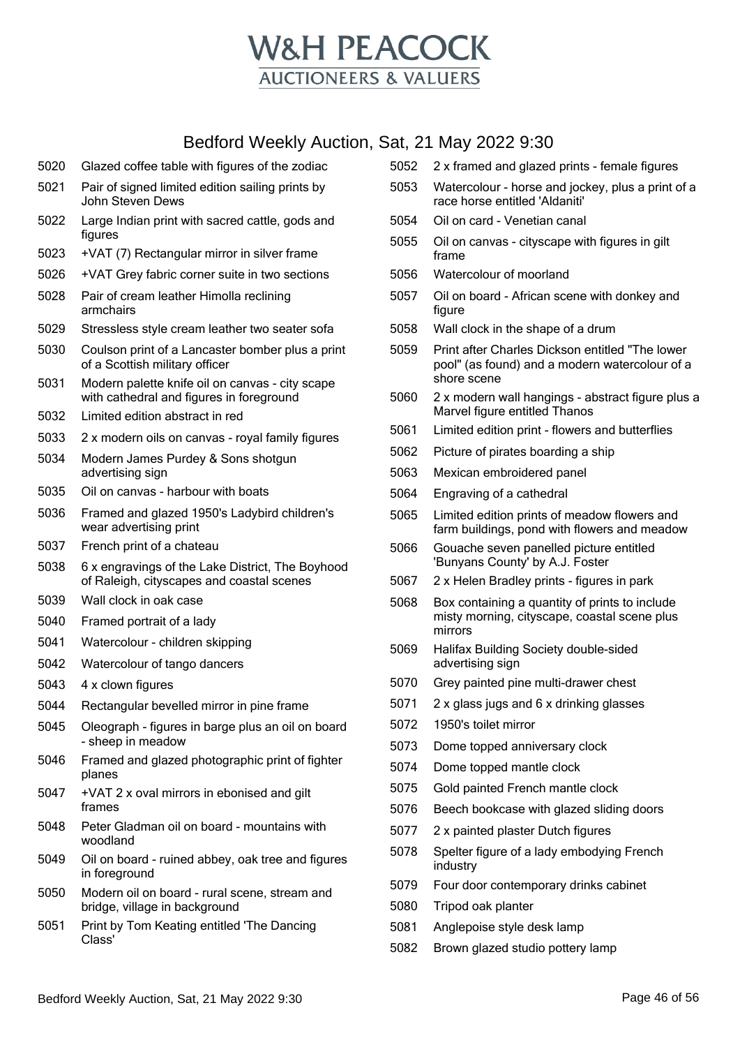# W&H PEACOCK
## AUCTIONEERS & VALUERS

## Bedford Weekly Auction, Sat, 21 May 2022 9:30

| Lot | Description |
|---|---|
| 5020 | Glazed coffee table with figures of the zodiac |
| 5021 | Pair of signed limited edition sailing prints by John Steven Dews |
| 5022 | Large Indian print with sacred cattle, gods and figures |
| 5023 | +VAT (7) Rectangular mirror in silver frame |
| 5026 | +VAT Grey fabric corner suite in two sections |
| 5028 | Pair of cream leather Himolla reclining armchairs |
| 5029 | Stressless style cream leather two seater sofa |
| 5030 | Coulson print of a Lancaster bomber plus a print of a Scottish military officer |
| 5031 | Modern palette knife oil on canvas - city scape with cathedral and figures in foreground |
| 5032 | Limited edition abstract in red |
| 5033 | 2 x modern oils on canvas - royal family figures |
| 5034 | Modern James Purdey & Sons shotgun advertising sign |
| 5035 | Oil on canvas - harbour with boats |
| 5036 | Framed and glazed 1950's Ladybird children's wear advertising print |
| 5037 | French print of a chateau |
| 5038 | 6 x engravings of the Lake District, The Boyhood of Raleigh, cityscapes and coastal scenes |
| 5039 | Wall clock in oak case |
| 5040 | Framed portrait of a lady |
| 5041 | Watercolour - children skipping |
| 5042 | Watercolour of tango dancers |
| 5043 | 4 x clown figures |
| 5044 | Rectangular bevelled mirror in pine frame |
| 5045 | Oleograph - figures in barge plus an oil on board - sheep in meadow |
| 5046 | Framed and glazed photographic print of fighter planes |
| 5047 | +VAT 2 x oval mirrors in ebonised and gilt frames |
| 5048 | Peter Gladman oil on board - mountains with woodland |
| 5049 | Oil on board - ruined abbey, oak tree and figures in foreground |
| 5050 | Modern oil on board - rural scene, stream and bridge, village in background |
| 5051 | Print by Tom Keating entitled 'The Dancing Class' |
| 5052 | 2 x framed and glazed prints - female figures |
| 5053 | Watercolour - horse and jockey, plus a print of a race horse entitled 'Aldaniti' |
| 5054 | Oil on card - Venetian canal |
| 5055 | Oil on canvas - cityscape with figures in gilt frame |
| 5056 | Watercolour of moorland |
| 5057 | Oil on board - African scene with donkey and figure |
| 5058 | Wall clock in the shape of a drum |
| 5059 | Print after Charles Dickson entitled "The lower pool" (as found) and a modern watercolour of a shore scene |
| 5060 | 2 x modern wall hangings - abstract figure plus a Marvel figure entitled Thanos |
| 5061 | Limited edition print - flowers and butterflies |
| 5062 | Picture of pirates boarding a ship |
| 5063 | Mexican embroidered panel |
| 5064 | Engraving of a cathedral |
| 5065 | Limited edition prints of meadow flowers and farm buildings, pond with flowers and meadow |
| 5066 | Gouache seven panelled picture entitled 'Bunyans County' by A.J. Foster |
| 5067 | 2 x Helen Bradley prints - figures in park |
| 5068 | Box containing a quantity of prints to include misty morning, cityscape, coastal scene plus mirrors |
| 5069 | Halifax Building Society double-sided advertising sign |
| 5070 | Grey painted pine multi-drawer chest |
| 5071 | 2 x glass jugs and 6 x drinking glasses |
| 5072 | 1950's toilet mirror |
| 5073 | Dome topped anniversary clock |
| 5074 | Dome topped mantle clock |
| 5075 | Gold painted French mantle clock |
| 5076 | Beech bookcase with glazed sliding doors |
| 5077 | 2 x painted plaster Dutch figures |
| 5078 | Spelter figure of a lady embodying French industry |
| 5079 | Four door contemporary drinks cabinet |
| 5080 | Tripod oak planter |
| 5081 | Anglepoise style desk lamp |
| 5082 | Brown glazed studio pottery lamp |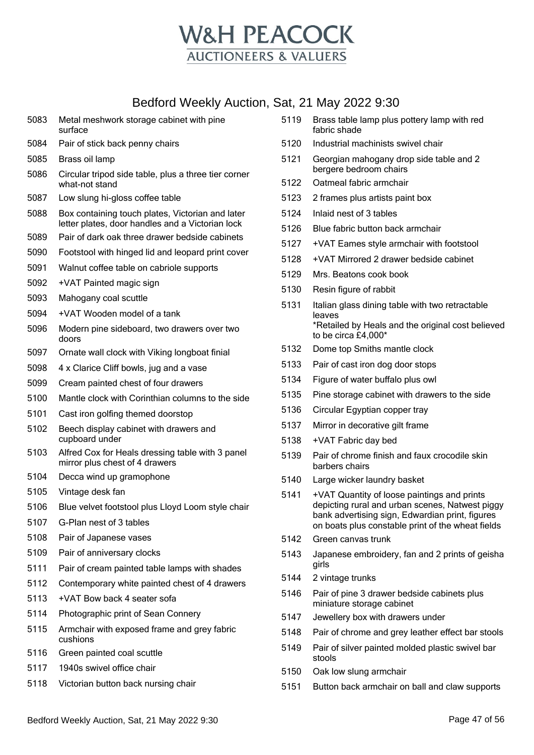# W&H PEACOCK
## AUCTIONEERS & VALUERS

## Bedford Weekly Auction, Sat, 21 May 2022 9:30

| Lot | Description |
|---|---|
| 5083 | Metal meshwork storage cabinet with pine surface |
| 5084 | Pair of stick back penny chairs |
| 5085 | Brass oil lamp |
| 5086 | Circular tripod side table, plus a three tier corner what-not stand |
| 5087 | Low slung hi-gloss coffee table |
| 5088 | Box containing touch plates, Victorian and later letter plates, door handles and a Victorian lock |
| 5089 | Pair of dark oak three drawer bedside cabinets |
| 5090 | Footstool with hinged lid and leopard print cover |
| 5091 | Walnut coffee table on cabriole supports |
| 5092 | +VAT Painted magic sign |
| 5093 | Mahogany coal scuttle |
| 5094 | +VAT Wooden model of a tank |
| 5096 | Modern pine sideboard, two drawers over two doors |
| 5097 | Ornate wall clock with Viking longboat finial |
| 5098 | 4 x Clarice Cliff bowls, jug and a vase |
| 5099 | Cream painted chest of four drawers |
| 5100 | Mantle clock with Corinthian columns to the side |
| 5101 | Cast iron golfing themed doorstop |
| 5102 | Beech display cabinet with drawers and cupboard under |
| 5103 | Alfred Cox for Heals dressing table with 3 panel mirror plus chest of 4 drawers |
| 5104 | Decca wind up gramophone |
| 5105 | Vintage desk fan |
| 5106 | Blue velvet footstool plus Lloyd Loom style chair |
| 5107 | G-Plan nest of 3 tables |
| 5108 | Pair of Japanese vases |
| 5109 | Pair of anniversary clocks |
| 5111 | Pair of cream painted table lamps with shades |
| 5112 | Contemporary white painted chest of 4 drawers |
| 5113 | +VAT Bow back 4 seater sofa |
| 5114 | Photographic print of Sean Connery |
| 5115 | Armchair with exposed frame and grey fabric cushions |
| 5116 | Green painted coal scuttle |
| 5117 | 1940s swivel office chair |
| 5118 | Victorian button back nursing chair |
| 5119 | Brass table lamp plus pottery lamp with red fabric shade |
| 5120 | Industrial machinists swivel chair |
| 5121 | Georgian mahogany drop side table and 2 bergere bedroom chairs |
| 5122 | Oatmeal fabric armchair |
| 5123 | 2 frames plus artists paint box |
| 5124 | Inlaid nest of 3 tables |
| 5126 | Blue fabric button back armchair |
| 5127 | +VAT Eames style armchair with footstool |
| 5128 | +VAT Mirrored 2 drawer bedside cabinet |
| 5129 | Mrs. Beatons cook book |
| 5130 | Resin figure of rabbit |
| 5131 | Italian glass dining table with two retractable leaves<br>*Retailed by Heals and the original cost believed to be circa £4,000* |
| 5132 | Dome top Smiths mantle clock |
| 5133 | Pair of cast iron dog door stops |
| 5134 | Figure of water buffalo plus owl |
| 5135 | Pine storage cabinet with drawers to the side |
| 5136 | Circular Egyptian copper tray |
| 5137 | Mirror in decorative gilt frame |
| 5138 | +VAT Fabric day bed |
| 5139 | Pair of chrome finish and faux crocodile skin barbers chairs |
| 5140 | Large wicker laundry basket |
| 5141 | +VAT Quantity of loose paintings and prints depicting rural and urban scenes, Natwest piggy bank advertising sign, Edwardian print, figures on boats plus constable print of the wheat fields |
| 5142 | Green canvas trunk |
| 5143 | Japanese embroidery, fan and 2 prints of geisha girls |
| 5144 | 2 vintage trunks |
| 5146 | Pair of pine 3 drawer bedside cabinets plus miniature storage cabinet |
| 5147 | Jewellery box with drawers under |
| 5148 | Pair of chrome and grey leather effect bar stools |
| 5149 | Pair of silver painted molded plastic swivel bar stools |
| 5150 | Oak low slung armchair |
| 5151 | Button back armchair on ball and claw supports |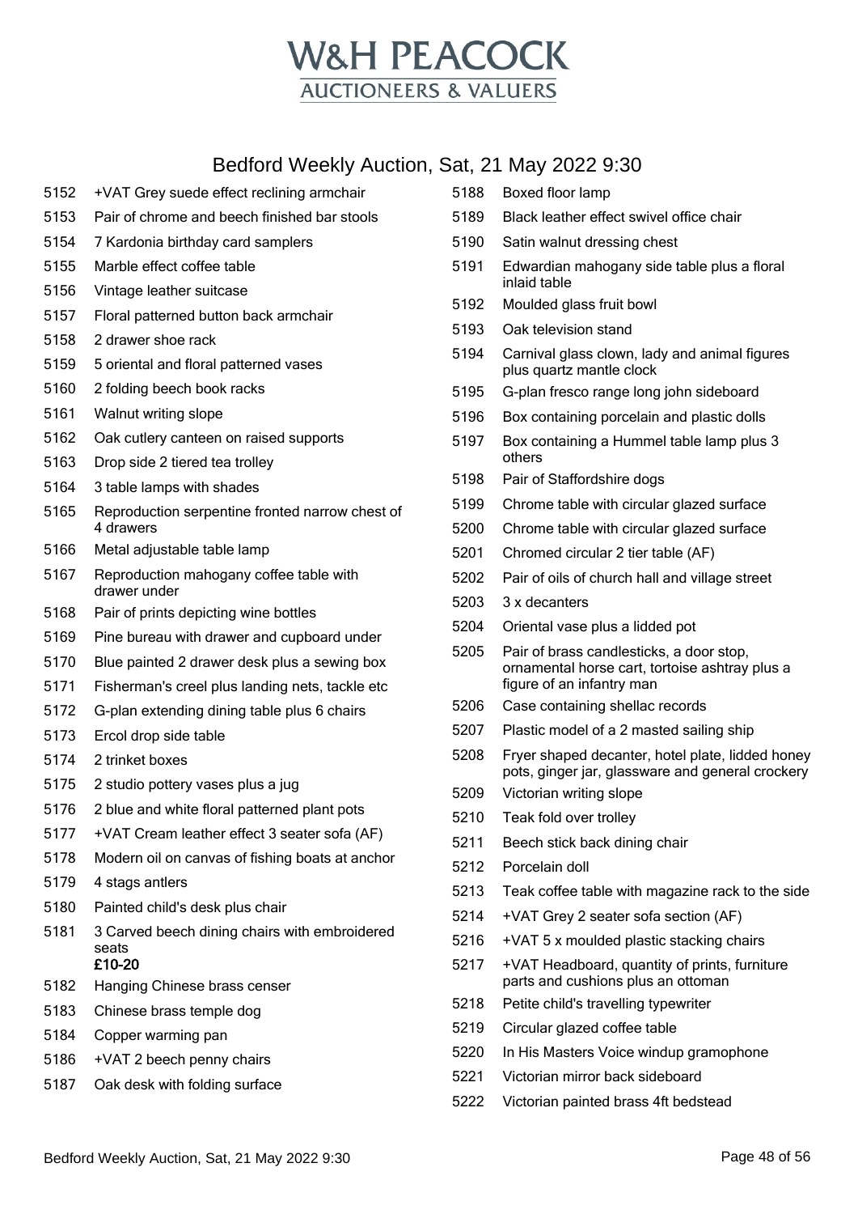# W&H PEACOCK
## AUCTIONEERS & VALUERS

## Bedford Weekly Auction, Sat, 21 May 2022 9:30

5152 +VAT Grey suede effect reclining armchair
5153 Pair of chrome and beech finished bar stools
5154 7 Kardonia birthday card samplers
5155 Marble effect coffee table
5156 Vintage leather suitcase
5157 Floral patterned button back armchair
5158 2 drawer shoe rack
5159 5 oriental and floral patterned vases
5160 2 folding beech book racks
5161 Walnut writing slope
5162 Oak cutlery canteen on raised supports
5163 Drop side 2 tiered tea trolley
5164 3 table lamps with shades
5165 Reproduction serpentine fronted narrow chest of 4 drawers
5166 Metal adjustable table lamp
5167 Reproduction mahogany coffee table with drawer under
5168 Pair of prints depicting wine bottles
5169 Pine bureau with drawer and cupboard under
5170 Blue painted 2 drawer desk plus a sewing box
5171 Fisherman's creel plus landing nets, tackle etc
5172 G-plan extending dining table plus 6 chairs
5173 Ercol drop side table
5174 2 trinket boxes
5175 2 studio pottery vases plus a jug
5176 2 blue and white floral patterned plant pots
5177 +VAT Cream leather effect 3 seater sofa (AF)
5178 Modern oil on canvas of fishing boats at anchor
5179 4 stags antlers
5180 Painted child's desk plus chair
5181 3 Carved beech dining chairs with embroidered seats
**£10-20**
5182 Hanging Chinese brass censer
5183 Chinese brass temple dog
5184 Copper warming pan
5186 +VAT 2 beech penny chairs
5187 Oak desk with folding surface
5188 Boxed floor lamp
5189 Black leather effect swivel office chair
5190 Satin walnut dressing chest
5191 Edwardian mahogany side table plus a floral inlaid table
5192 Moulded glass fruit bowl
5193 Oak television stand
5194 Carnival glass clown, lady and animal figures plus quartz mantle clock
5195 G-plan fresco range long john sideboard
5196 Box containing porcelain and plastic dolls
5197 Box containing a Hummel table lamp plus 3 others
5198 Pair of Staffordshire dogs
5199 Chrome table with circular glazed surface
5200 Chrome table with circular glazed surface
5201 Chromed circular 2 tier table (AF)
5202 Pair of oils of church hall and village street
5203 3 x decanters
5204 Oriental vase plus a lidded pot
5205 Pair of brass candlesticks, a door stop, ornamental horse cart, tortoise ashtray plus a figure of an infantry man
5206 Case containing shellac records
5207 Plastic model of a 2 masted sailing ship
5208 Fryer shaped decanter, hotel plate, lidded honey pots, ginger jar, glassware and general crockery
5209 Victorian writing slope
5210 Teak fold over trolley
5211 Beech stick back dining chair
5212 Porcelain doll
5213 Teak coffee table with magazine rack to the side
5214 +VAT Grey 2 seater sofa section (AF)
5216 +VAT 5 x moulded plastic stacking chairs
5217 +VAT Headboard, quantity of prints, furniture parts and cushions plus an ottoman
5218 Petite child's travelling typewriter
5219 Circular glazed coffee table
5220 In His Masters Voice windup gramophone
5221 Victorian mirror back sideboard
5222 Victorian painted brass 4ft bedstead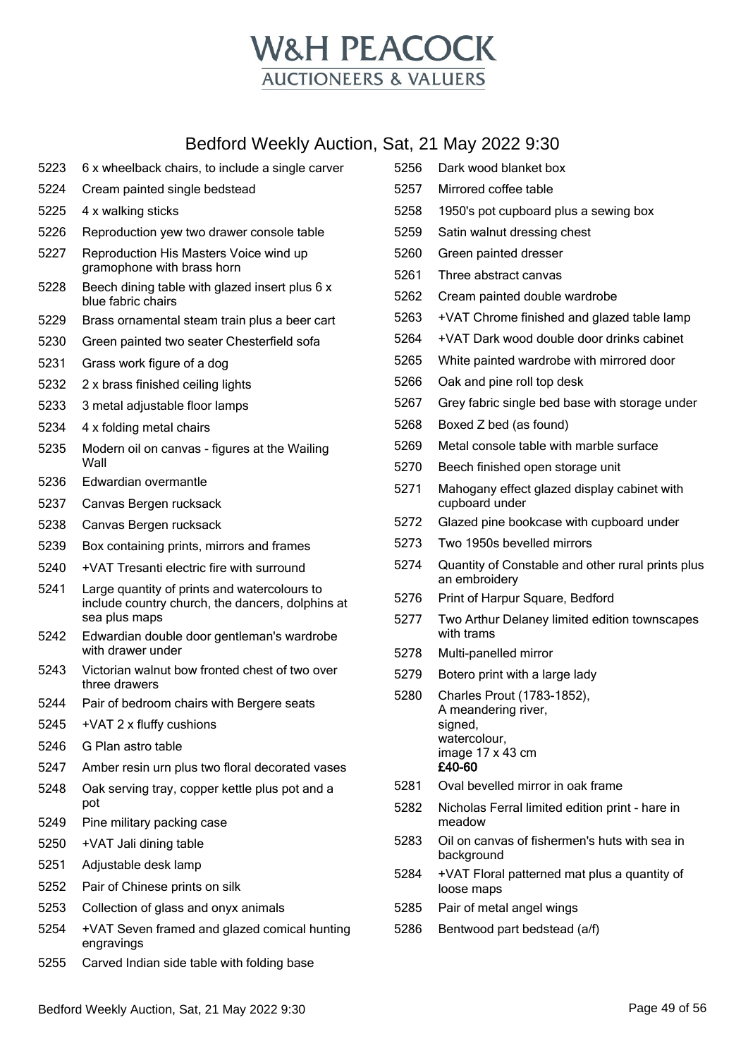# W&H PEACOCK
AUCTIONEERS & VALUERS

## Bedford Weekly Auction, Sat, 21 May 2022 9:30

| Lot | Description |
|---|---|
| 5223 | 6 x wheelback chairs, to include a single carver |
| 5224 | Cream painted single bedstead |
| 5225 | 4 x walking sticks |
| 5226 | Reproduction yew two drawer console table |
| 5227 | Reproduction His Masters Voice wind up gramophone with brass horn |
| 5228 | Beech dining table with glazed insert plus 6 x blue fabric chairs |
| 5229 | Brass ornamental steam train plus a beer cart |
| 5230 | Green painted two seater Chesterfield sofa |
| 5231 | Grass work figure of a dog |
| 5232 | 2 x brass finished ceiling lights |
| 5233 | 3 metal adjustable floor lamps |
| 5234 | 4 x folding metal chairs |
| 5235 | Modern oil on canvas - figures at the Wailing Wall |
| 5236 | Edwardian overmantle |
| 5237 | Canvas Bergen rucksack |
| 5238 | Canvas Bergen rucksack |
| 5239 | Box containing prints, mirrors and frames |
| 5240 | +VAT Tresanti electric fire with surround |
| 5241 | Large quantity of prints and watercolours to include country church, the dancers, dolphins at sea plus maps |
| 5242 | Edwardian double door gentleman's wardrobe with drawer under |
| 5243 | Victorian walnut bow fronted chest of two over three drawers |
| 5244 | Pair of bedroom chairs with Bergere seats |
| 5245 | +VAT 2 x fluffy cushions |
| 5246 | G Plan astro table |
| 5247 | Amber resin urn plus two floral decorated vases |
| 5248 | Oak serving tray, copper kettle plus pot and a pot |
| 5249 | Pine military packing case |
| 5250 | +VAT Jali dining table |
| 5251 | Adjustable desk lamp |
| 5252 | Pair of Chinese prints on silk |
| 5253 | Collection of glass and onyx animals |
| 5254 | +VAT Seven framed and glazed comical hunting engravings |
| 5255 | Carved Indian side table with folding base |
| 5256 | Dark wood blanket box |
| 5257 | Mirrored coffee table |
| 5258 | 1950's pot cupboard plus a sewing box |
| 5259 | Satin walnut dressing chest |
| 5260 | Green painted dresser |
| 5261 | Three abstract canvas |
| 5262 | Cream painted double wardrobe |
| 5263 | +VAT Chrome finished and glazed table lamp |
| 5264 | +VAT Dark wood double door drinks cabinet |
| 5265 | White painted wardrobe with mirrored door |
| 5266 | Oak and pine roll top desk |
| 5267 | Grey fabric single bed base with storage under |
| 5268 | Boxed Z bed (as found) |
| 5269 | Metal console table with marble surface |
| 5270 | Beech finished open storage unit |
| 5271 | Mahogany effect glazed display cabinet with cupboard under |
| 5272 | Glazed pine bookcase with cupboard under |
| 5273 | Two 1950s bevelled mirrors |
| 5274 | Quantity of Constable and other rural prints plus an embroidery |
| 5276 | Print of Harpur Square, Bedford |
| 5277 | Two Arthur Delaney limited edition townscapes with trams |
| 5278 | Multi-panelled mirror |
| 5279 | Botero print with a large lady |
| 5280 | Charles Prout (1783-1852), A meandering river, signed, watercolour, image 17 x 43 cm **£40-60** |
| 5281 | Oval bevelled mirror in oak frame |
| 5282 | Nicholas Ferral limited edition print - hare in meadow |
| 5283 | Oil on canvas of fishermen's huts with sea in background |
| 5284 | +VAT Floral patterned mat plus a quantity of loose maps |
| 5285 | Pair of metal angel wings |
| 5286 | Bentwood part bedstead (a/f) |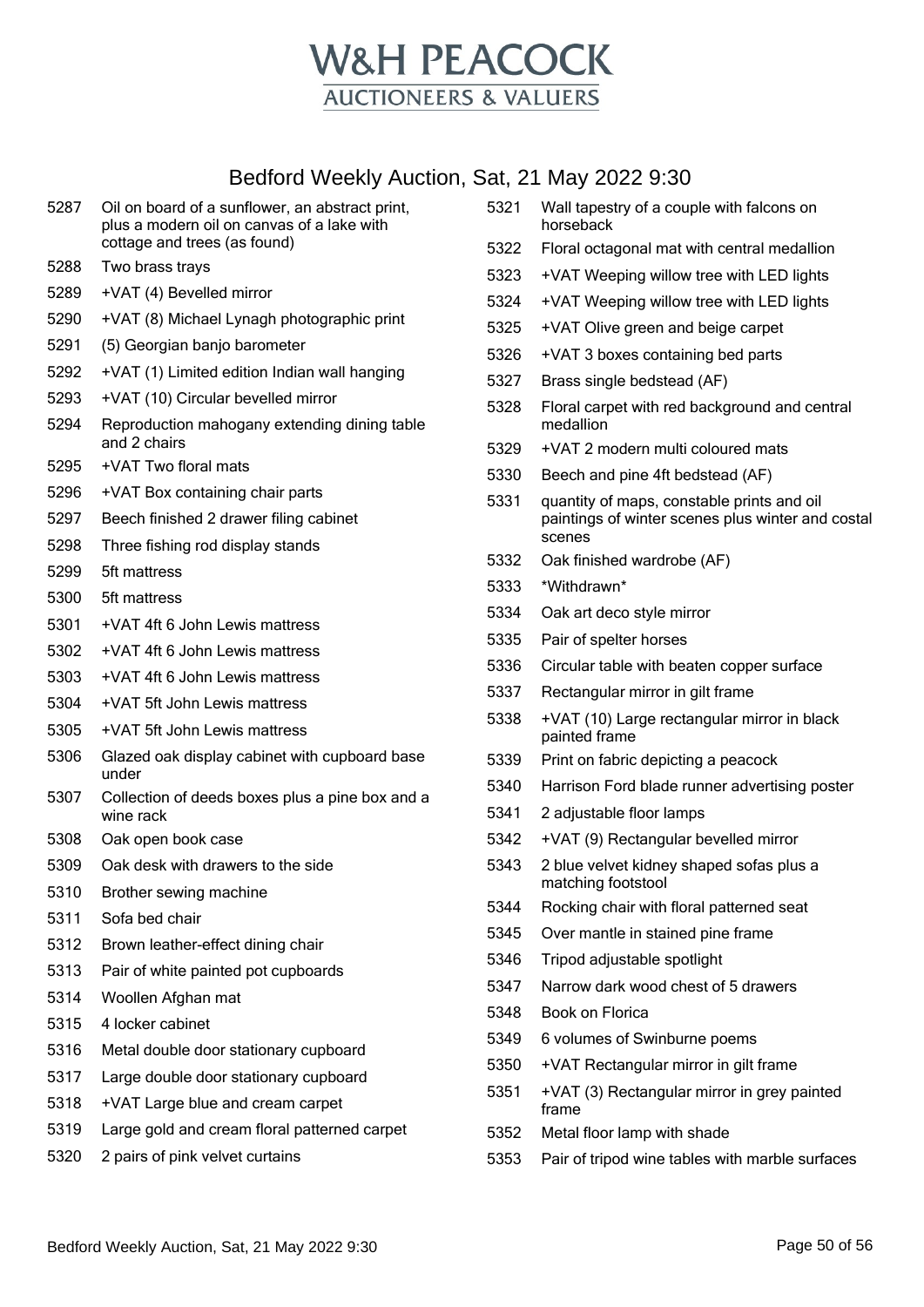# W&H PEACOCK
## AUCTIONEERS & VALUERS

## Bedford Weekly Auction, Sat, 21 May 2022 9:30

| Lot | Description |
|---|---|
| 5287 | Oil on board of a sunflower, an abstract print, plus a modern oil on canvas of a lake with cottage and trees (as found) |
| 5288 | Two brass trays |
| 5289 | +VAT (4) Bevelled mirror |
| 5290 | +VAT (8) Michael Lynagh photographic print |
| 5291 | (5) Georgian banjo barometer |
| 5292 | +VAT (1) Limited edition Indian wall hanging |
| 5293 | +VAT (10) Circular bevelled mirror |
| 5294 | Reproduction mahogany extending dining table and 2 chairs |
| 5295 | +VAT Two floral mats |
| 5296 | +VAT Box containing chair parts |
| 5297 | Beech finished 2 drawer filing cabinet |
| 5298 | Three fishing rod display stands |
| 5299 | 5ft mattress |
| 5300 | 5ft mattress |
| 5301 | +VAT 4ft 6 John Lewis mattress |
| 5302 | +VAT 4ft 6 John Lewis mattress |
| 5303 | +VAT 4ft 6 John Lewis mattress |
| 5304 | +VAT 5ft John Lewis mattress |
| 5305 | +VAT 5ft John Lewis mattress |
| 5306 | Glazed oak display cabinet with cupboard base under |
| 5307 | Collection of deeds boxes plus a pine box and a wine rack |
| 5308 | Oak open book case |
| 5309 | Oak desk with drawers to the side |
| 5310 | Brother sewing machine |
| 5311 | Sofa bed chair |
| 5312 | Brown leather-effect dining chair |
| 5313 | Pair of white painted pot cupboards |
| 5314 | Woollen Afghan mat |
| 5315 | 4 locker cabinet |
| 5316 | Metal double door stationary cupboard |
| 5317 | Large double door stationary cupboard |
| 5318 | +VAT Large blue and cream carpet |
| 5319 | Large gold and cream floral patterned carpet |
| 5320 | 2 pairs of pink velvet curtains |
| 5321 | Wall tapestry of a couple with falcons on horseback |
| 5322 | Floral octagonal mat with central medallion |
| 5323 | +VAT Weeping willow tree with LED lights |
| 5324 | +VAT Weeping willow tree with LED lights |
| 5325 | +VAT Olive green and beige carpet |
| 5326 | +VAT 3 boxes containing bed parts |
| 5327 | Brass single bedstead (AF) |
| 5328 | Floral carpet with red background and central medallion |
| 5329 | +VAT 2 modern multi coloured mats |
| 5330 | Beech and pine 4ft bedstead (AF) |
| 5331 | quantity of maps, constable prints and oil paintings of winter scenes plus winter and costal scenes |
| 5332 | Oak finished wardrobe (AF) |
| 5333 | *Withdrawn* |
| 5334 | Oak art deco style mirror |
| 5335 | Pair of spelter horses |
| 5336 | Circular table with beaten copper surface |
| 5337 | Rectangular mirror in gilt frame |
| 5338 | +VAT (10) Large rectangular mirror in black painted frame |
| 5339 | Print on fabric depicting a peacock |
| 5340 | Harrison Ford blade runner advertising poster |
| 5341 | 2 adjustable floor lamps |
| 5342 | +VAT (9) Rectangular bevelled mirror |
| 5343 | 2 blue velvet kidney shaped sofas plus a matching footstool |
| 5344 | Rocking chair with floral patterned seat |
| 5345 | Over mantle in stained pine frame |
| 5346 | Tripod adjustable spotlight |
| 5347 | Narrow dark wood chest of 5 drawers |
| 5348 | Book on Florica |
| 5349 | 6 volumes of Swinburne poems |
| 5350 | +VAT Rectangular mirror in gilt frame |
| 5351 | +VAT (3) Rectangular mirror in grey painted frame |
| 5352 | Metal floor lamp with shade |
| 5353 | Pair of tripod wine tables with marble surfaces |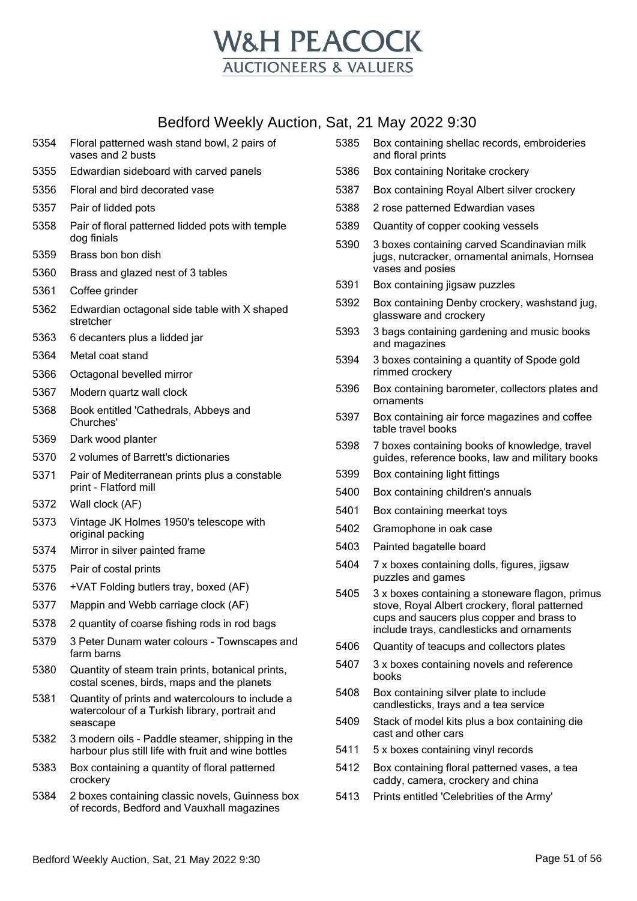# W&H PEACOCK
## AUCTIONEERS & VALUERS

## Bedford Weekly Auction, Sat, 21 May 2022 9:30

| Lot | Description |
|---|---|
| 5354 | Floral patterned wash stand bowl, 2 pairs of vases and 2 busts |
| 5355 | Edwardian sideboard with carved panels |
| 5356 | Floral and bird decorated vase |
| 5357 | Pair of lidded pots |
| 5358 | Pair of floral patterned lidded pots with temple dog finials |
| 5359 | Brass bon bon dish |
| 5360 | Brass and glazed nest of 3 tables |
| 5361 | Coffee grinder |
| 5362 | Edwardian octagonal side table with X shaped stretcher |
| 5363 | 6 decanters plus a lidded jar |
| 5364 | Metal coat stand |
| 5366 | Octagonal bevelled mirror |
| 5367 | Modern quartz wall clock |
| 5368 | Book entitled 'Cathedrals, Abbeys and Churches' |
| 5369 | Dark wood planter |
| 5370 | 2 volumes of Barrett's dictionaries |
| 5371 | Pair of Mediterranean prints plus a constable print - Flatford mill |
| 5372 | Wall clock (AF) |
| 5373 | Vintage JK Holmes 1950's telescope with original packing |
| 5374 | Mirror in silver painted frame |
| 5375 | Pair of costal prints |
| 5376 | +VAT Folding butlers tray, boxed (AF) |
| 5377 | Mappin and Webb carriage clock (AF) |
| 5378 | 2 quantity of coarse fishing rods in rod bags |
| 5379 | 3 Peter Dunam water colours - Townscapes and farm barns |
| 5380 | Quantity of steam train prints, botanical prints, costal scenes, birds, maps and the planets |
| 5381 | Quantity of prints and watercolours to include a watercolour of a Turkish library, portrait and seascape |
| 5382 | 3 modern oils - Paddle steamer, shipping in the harbour plus still life with fruit and wine bottles |
| 5383 | Box containing a quantity of floral patterned crockery |
| 5384 | 2 boxes containing classic novels, Guinness box of records, Bedford and Vauxhall magazines |
| 5385 | Box containing shellac records, embroideries and floral prints |
| 5386 | Box containing Noritake crockery |
| 5387 | Box containing Royal Albert silver crockery |
| 5388 | 2 rose patterned Edwardian vases |
| 5389 | Quantity of copper cooking vessels |
| 5390 | 3 boxes containing carved Scandinavian milk jugs, nutcracker, ornamental animals, Hornsea vases and posies |
| 5391 | Box containing jigsaw puzzles |
| 5392 | Box containing Denby crockery, washstand jug, glassware and crockery |
| 5393 | 3 bags containing gardening and music books and magazines |
| 5394 | 3 boxes containing a quantity of Spode gold rimmed crockery |
| 5396 | Box containing barometer, collectors plates and ornaments |
| 5397 | Box containing air force magazines and coffee table travel books |
| 5398 | 7 boxes containing books of knowledge, travel guides, reference books, law and military books |
| 5399 | Box containing light fittings |
| 5400 | Box containing children's annuals |
| 5401 | Box containing meerkat toys |
| 5402 | Gramophone in oak case |
| 5403 | Painted bagatelle board |
| 5404 | 7 x boxes containing dolls, figures, jigsaw puzzles and games |
| 5405 | 3 x boxes containing a stoneware flagon, primus stove, Royal Albert crockery, floral patterned cups and saucers plus copper and brass to include trays, candlesticks and ornaments |
| 5406 | Quantity of teacups and collectors plates |
| 5407 | 3 x boxes containing novels and reference books |
| 5408 | Box containing silver plate to include candlesticks, trays and a tea service |
| 5409 | Stack of model kits plus a box containing die cast and other cars |
| 5411 | 5 x boxes containing vinyl records |
| 5412 | Box containing floral patterned vases, a tea caddy, camera, crockery and china |
| 5413 | Prints entitled 'Celebrities of the Army' |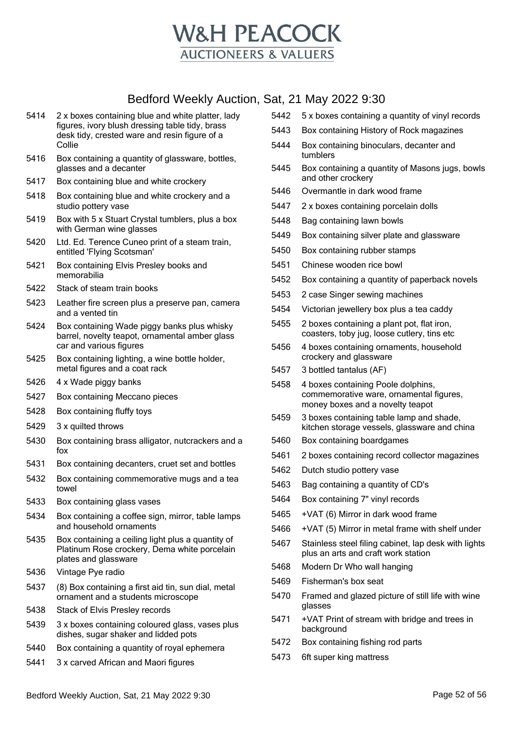# W&H PEACOCK

AUCTIONEERS & VALUERS

## Bedford Weekly Auction, Sat, 21 May 2022 9:30

| Lot | Description |
|---|---|
| 5414 | 2 x boxes containing blue and white platter, lady figures, ivory blush dressing table tidy, brass desk tidy, crested ware and resin figure of a Collie |
| 5416 | Box containing a quantity of glassware, bottles, glasses and a decanter |
| 5417 | Box containing blue and white crockery |
| 5418 | Box containing blue and white crockery and a studio pottery vase |
| 5419 | Box with 5 x Stuart Crystal tumblers, plus a box with German wine glasses |
| 5420 | Ltd. Ed. Terence Cuneo print of a steam train, entitled 'Flying Scotsman' |
| 5421 | Box containing Elvis Presley books and memorabilia |
| 5422 | Stack of steam train books |
| 5423 | Leather fire screen plus a preserve pan, camera and a vented tin |
| 5424 | Box containing Wade piggy banks plus whisky barrel, novelty teapot, ornamental amber glass car and various figures |
| 5425 | Box containing lighting, a wine bottle holder, metal figures and a coat rack |
| 5426 | 4 x Wade piggy banks |
| 5427 | Box containing Meccano pieces |
| 5428 | Box containing fluffy toys |
| 5429 | 3 x quilted throws |
| 5430 | Box containing brass alligator, nutcrackers and a fox |
| 5431 | Box containing decanters, cruet set and bottles |
| 5432 | Box containing commemorative mugs and a tea towel |
| 5433 | Box containing glass vases |
| 5434 | Box containing a coffee sign, mirror, table lamps and household ornaments |
| 5435 | Box containing a ceiling light plus a quantity of Platinum Rose crockery, Dema white porcelain plates and glassware |
| 5436 | Vintage Pye radio |
| 5437 | (8) Box containing a first aid tin, sun dial, metal ornament and a students microscope |
| 5438 | Stack of Elvis Presley records |
| 5439 | 3 x boxes containing coloured glass, vases plus dishes, sugar shaker and lidded pots |
| 5440 | Box containing a quantity of royal ephemera |
| 5441 | 3 x carved African and Maori figures |
| 5442 | 5 x boxes containing a quantity of vinyl records |
| 5443 | Box containing History of Rock magazines |
| 5444 | Box containing binoculars, decanter and tumblers |
| 5445 | Box containing a quantity of Masons jugs, bowls and other crockery |
| 5446 | Overmantle in dark wood frame |
| 5447 | 2 x boxes containing porcelain dolls |
| 5448 | Bag containing lawn bowls |
| 5449 | Box containing silver plate and glassware |
| 5450 | Box containing rubber stamps |
| 5451 | Chinese wooden rice bowl |
| 5452 | Box containing a quantity of paperback novels |
| 5453 | 2 case Singer sewing machines |
| 5454 | Victorian jewellery box plus a tea caddy |
| 5455 | 2 boxes containing a plant pot, flat iron, coasters, toby jug, loose cutlery, tins etc |
| 5456 | 4 boxes containing ornaments, household crockery and glassware |
| 5457 | 3 bottled tantalus (AF) |
| 5458 | 4 boxes containing Poole dolphins, commemorative ware, ornamental figures, money boxes and a novelty teapot |
| 5459 | 3 boxes containing table lamp and shade, kitchen storage vessels, glassware and china |
| 5460 | Box containing boardgames |
| 5461 | 2 boxes containing record collector magazines |
| 5462 | Dutch studio pottery vase |
| 5463 | Bag containing a quantity of CD's |
| 5464 | Box containing 7" vinyl records |
| 5465 | +VAT (6) Mirror in dark wood frame |
| 5466 | +VAT (5) Mirror in metal frame with shelf under |
| 5467 | Stainless steel filing cabinet, lap desk with lights plus an arts and craft work station |
| 5468 | Modern Dr Who wall hanging |
| 5469 | Fisherman's box seat |
| 5470 | Framed and glazed picture of still life with wine glasses |
| 5471 | +VAT Print of stream with bridge and trees in background |
| 5472 | Box containing fishing rod parts |
| 5473 | 6ft super king mattress |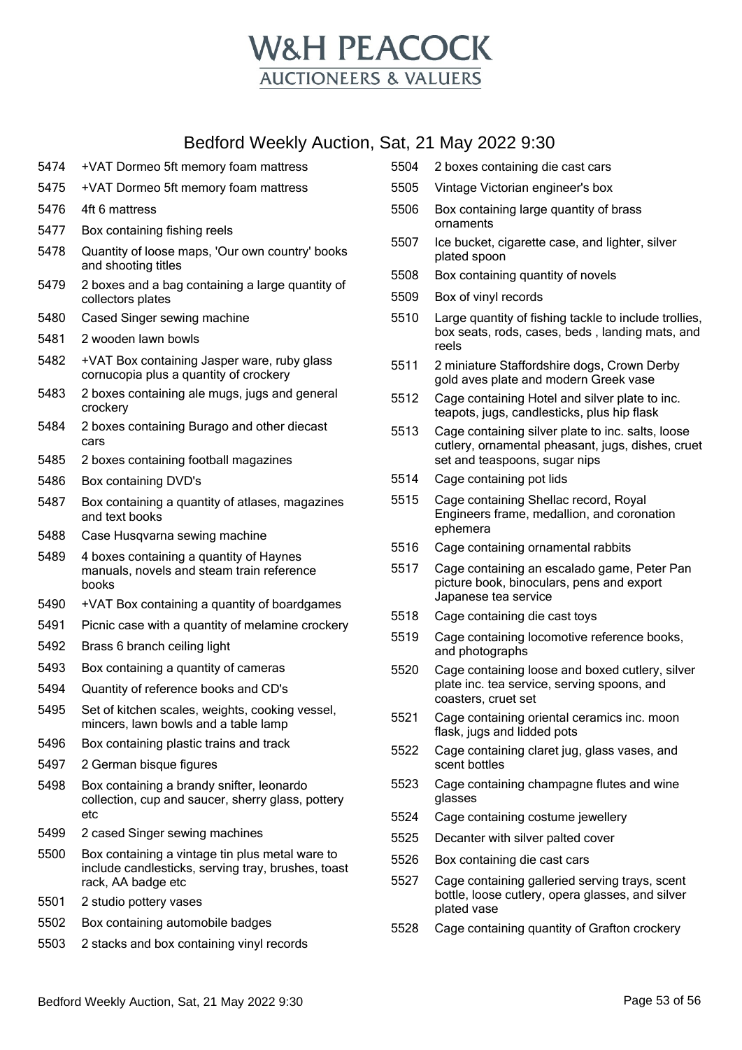# W&H PEACOCK
AUCTIONEERS & VALUERS

## Bedford Weekly Auction, Sat, 21 May 2022 9:30

| Lot | Description |
|---|---|
| 5474 | +VAT Dormeo 5ft memory foam mattress |
| 5475 | +VAT Dormeo 5ft memory foam mattress |
| 5476 | 4ft 6 mattress |
| 5477 | Box containing fishing reels |
| 5478 | Quantity of loose maps, 'Our own country' books and shooting titles |
| 5479 | 2 boxes and a bag containing a large quantity of collectors plates |
| 5480 | Cased Singer sewing machine |
| 5481 | 2 wooden lawn bowls |
| 5482 | +VAT Box containing Jasper ware, ruby glass cornucopia plus a quantity of crockery |
| 5483 | 2 boxes containing ale mugs, jugs and general crockery |
| 5484 | 2 boxes containing Burago and other diecast cars |
| 5485 | 2 boxes containing football magazines |
| 5486 | Box containing DVD's |
| 5487 | Box containing a quantity of atlases, magazines and text books |
| 5488 | Case Husqvarna sewing machine |
| 5489 | 4 boxes containing a quantity of Haynes manuals, novels and steam train reference books |
| 5490 | +VAT Box containing a quantity of boardgames |
| 5491 | Picnic case with a quantity of melamine crockery |
| 5492 | Brass 6 branch ceiling light |
| 5493 | Box containing a quantity of cameras |
| 5494 | Quantity of reference books and CD's |
| 5495 | Set of kitchen scales, weights, cooking vessel, mincers, lawn bowls and a table lamp |
| 5496 | Box containing plastic trains and track |
| 5497 | 2 German bisque figures |
| 5498 | Box containing a brandy snifter, leonardo collection, cup and saucer, sherry glass, pottery etc |
| 5499 | 2 cased Singer sewing machines |
| 5500 | Box containing a vintage tin plus metal ware to include candlesticks, serving tray, brushes, toast rack, AA badge etc |
| 5501 | 2 studio pottery vases |
| 5502 | Box containing automobile badges |
| 5503 | 2 stacks and box containing vinyl records |
| 5504 | 2 boxes containing die cast cars |
| 5505 | Vintage Victorian engineer's box |
| 5506 | Box containing large quantity of brass ornaments |
| 5507 | Ice bucket, cigarette case, and lighter, silver plated spoon |
| 5508 | Box containing quantity of novels |
| 5509 | Box of vinyl records |
| 5510 | Large quantity of fishing tackle to include trollies, box seats, rods, cases, beds , landing mats, and reels |
| 5511 | 2 miniature Staffordshire dogs, Crown Derby gold aves plate and modern Greek vase |
| 5512 | Cage containing Hotel and silver plate to inc. teapots, jugs, candlesticks, plus hip flask |
| 5513 | Cage containing silver plate to inc. salts, loose cutlery, ornamental pheasant, jugs, dishes, cruet set and teaspoons, sugar nips |
| 5514 | Cage containing pot lids |
| 5515 | Cage containing Shellac record, Royal Engineers frame, medallion, and coronation ephemera |
| 5516 | Cage containing ornamental rabbits |
| 5517 | Cage containing an escalado game, Peter Pan picture book, binoculars, pens and export Japanese tea service |
| 5518 | Cage containing die cast toys |
| 5519 | Cage containing locomotive reference books, and photographs |
| 5520 | Cage containing loose and boxed cutlery, silver plate inc. tea service, serving spoons, and coasters, cruet set |
| 5521 | Cage containing oriental ceramics inc. moon flask, jugs and lidded pots |
| 5522 | Cage containing claret jug, glass vases, and scent bottles |
| 5523 | Cage containing champagne flutes and wine glasses |
| 5524 | Cage containing costume jewellery |
| 5525 | Decanter with silver palted cover |
| 5526 | Box containing die cast cars |
| 5527 | Cage containing galleried serving trays, scent bottle, loose cutlery, opera glasses, and silver plated vase |
| 5528 | Cage containing quantity of Grafton crockery |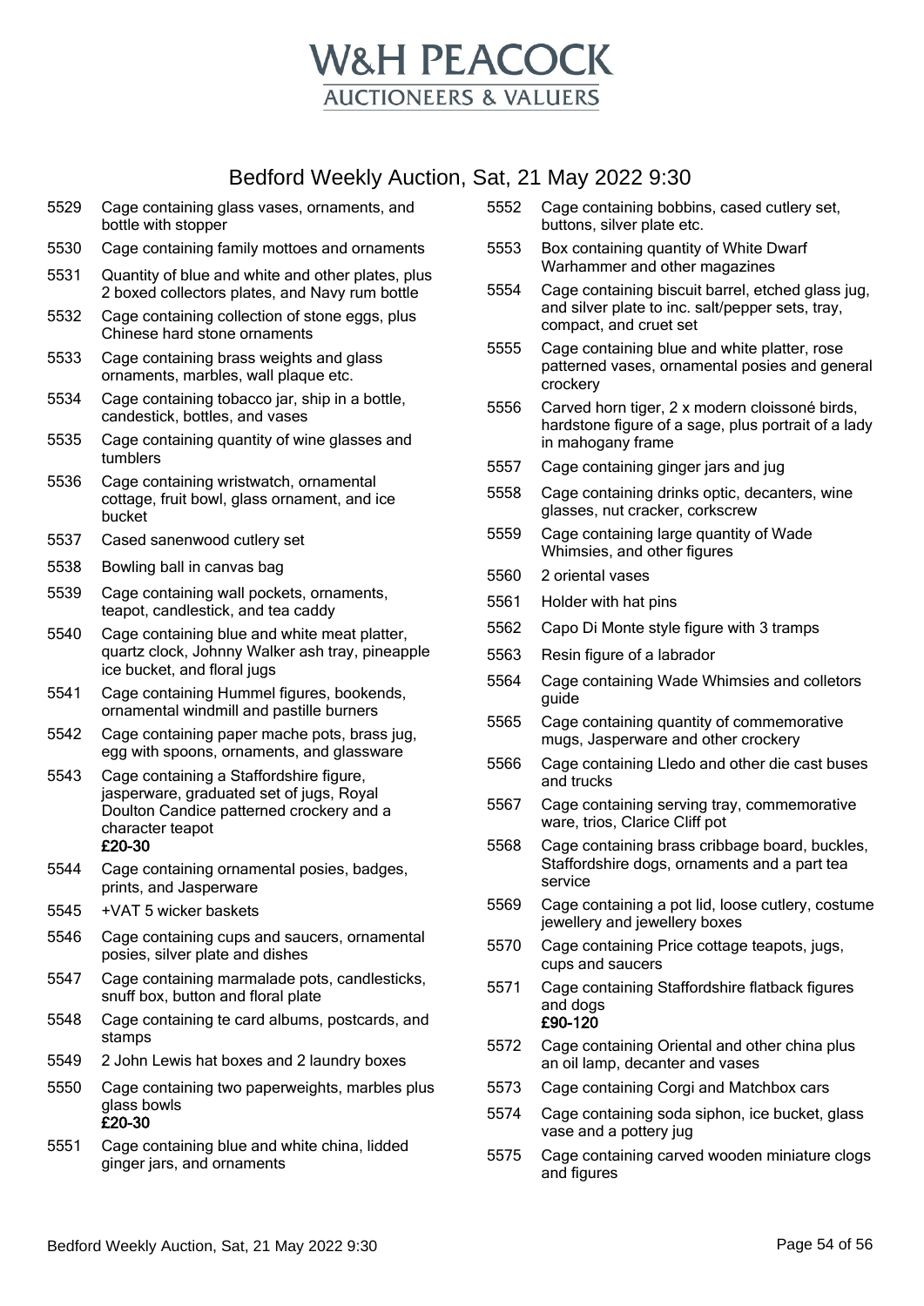# W&H PEACOCK
AUCTIONEERS & VALUERS

## Bedford Weekly Auction, Sat, 21 May 2022 9:30

5529 Cage containing glass vases, ornaments, and bottle with stopper

5530 Cage containing family mottoes and ornaments

5531 Quantity of blue and white and other plates, plus 2 boxed collectors plates, and Navy rum bottle

5532 Cage containing collection of stone eggs, plus Chinese hard stone ornaments

5533 Cage containing brass weights and glass ornaments, marbles, wall plaque etc.

5534 Cage containing tobacco jar, ship in a bottle, candestick, bottles, and vases

5535 Cage containing quantity of wine glasses and tumblers

5536 Cage containing wristwatch, ornamental cottage, fruit bowl, glass ornament, and ice bucket

5537 Cased sanenwood cutlery set

5538 Bowling ball in canvas bag

5539 Cage containing wall pockets, ornaments, teapot, candlestick, and tea caddy

5540 Cage containing blue and white meat platter, quartz clock, Johnny Walker ash tray, pineapple ice bucket, and floral jugs

5541 Cage containing Hummel figures, bookends, ornamental windmill and pastille burners

5542 Cage containing paper mache pots, brass jug, egg with spoons, ornaments, and glassware

5543 Cage containing a Staffordshire figure, jasperware, graduated set of jugs, Royal Doulton Candice patterned crockery and a character teapot
**£20-30**

5544 Cage containing ornamental posies, badges, prints, and Jasperware

5545 +VAT 5 wicker baskets

5546 Cage containing cups and saucers, ornamental posies, silver plate and dishes

5547 Cage containing marmalade pots, candlesticks, snuff box, button and floral plate

5548 Cage containing te card albums, postcards, and stamps

5549 2 John Lewis hat boxes and 2 laundry boxes

5550 Cage containing two paperweights, marbles plus glass bowls
**£20-30**

5551 Cage containing blue and white china, lidded ginger jars, and ornaments

5552 Cage containing bobbins, cased cutlery set, buttons, silver plate etc.

5553 Box containing quantity of White Dwarf Warhammer and other magazines

5554 Cage containing biscuit barrel, etched glass jug, and silver plate to inc. salt/pepper sets, tray, compact, and cruet set

5555 Cage containing blue and white platter, rose patterned vases, ornamental posies and general crockery

5556 Carved horn tiger, 2 x modern cloissoné birds, hardstone figure of a sage, plus portrait of a lady in mahogany frame

5557 Cage containing ginger jars and jug

5558 Cage containing drinks optic, decanters, wine glasses, nut cracker, corkscrew

5559 Cage containing large quantity of Wade Whimsies, and other figures

5560 2 oriental vases

5561 Holder with hat pins

5562 Capo Di Monte style figure with 3 tramps

5563 Resin figure of a labrador

5564 Cage containing Wade Whimsies and colletors guide

5565 Cage containing quantity of commemorative mugs, Jasperware and other crockery

5566 Cage containing Lledo and other die cast buses and trucks

5567 Cage containing serving tray, commemorative ware, trios, Clarice Cliff pot

5568 Cage containing brass cribbage board, buckles, Staffordshire dogs, ornaments and a part tea service

5569 Cage containing a pot lid, loose cutlery, costume jewellery and jewellery boxes

5570 Cage containing Price cottage teapots, jugs, cups and saucers

5571 Cage containing Staffordshire flatback figures and dogs
**£90-120**

5572 Cage containing Oriental and other china plus an oil lamp, decanter and vases

5573 Cage containing Corgi and Matchbox cars

5574 Cage containing soda siphon, ice bucket, glass vase and a pottery jug

5575 Cage containing carved wooden miniature clogs and figures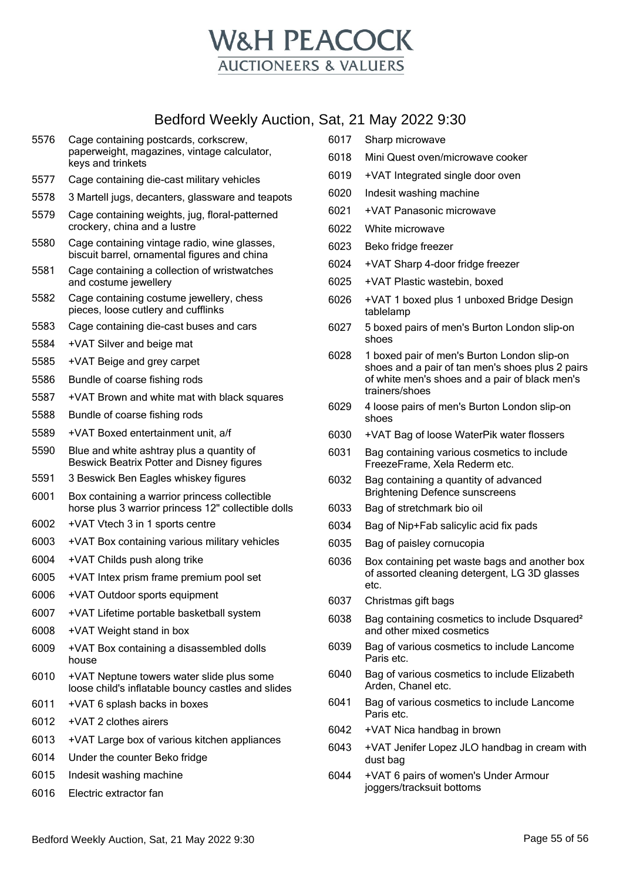# W&H PEACOCK

AUCTIONEERS & VALUERS

## Bedford Weekly Auction, Sat, 21 May 2022 9:30

| Lot | Description |
|---|---|
| 5576 | Cage containing postcards, corkscrew, paperweight, magazines, vintage calculator, keys and trinkets |
| 5577 | Cage containing die-cast military vehicles |
| 5578 | 3 Martell jugs, decanters, glassware and teapots |
| 5579 | Cage containing weights, jug, floral-patterned crockery, china and a lustre |
| 5580 | Cage containing vintage radio, wine glasses, biscuit barrel, ornamental figures and china |
| 5581 | Cage containing a collection of wristwatches and costume jewellery |
| 5582 | Cage containing costume jewellery, chess pieces, loose cutlery and cufflinks |
| 5583 | Cage containing die-cast buses and cars |
| 5584 | +VAT Silver and beige mat |
| 5585 | +VAT Beige and grey carpet |
| 5586 | Bundle of coarse fishing rods |
| 5587 | +VAT Brown and white mat with black squares |
| 5588 | Bundle of coarse fishing rods |
| 5589 | +VAT Boxed entertainment unit, a/f |
| 5590 | Blue and white ashtray plus a quantity of Beswick Beatrix Potter and Disney figures |
| 5591 | 3 Beswick Ben Eagles whiskey figures |
| 6001 | Box containing a warrior princess collectible horse plus 3 warrior princess 12" collectible dolls |
| 6002 | +VAT Vtech 3 in 1 sports centre |
| 6003 | +VAT Box containing various military vehicles |
| 6004 | +VAT Childs push along trike |
| 6005 | +VAT Intex prism frame premium pool set |
| 6006 | +VAT Outdoor sports equipment |
| 6007 | +VAT Lifetime portable basketball system |
| 6008 | +VAT Weight stand in box |
| 6009 | +VAT Box containing a disassembled dolls house |
| 6010 | +VAT Neptune towers water slide plus some loose child's inflatable bouncy castles and slides |
| 6011 | +VAT 6 splash backs in boxes |
| 6012 | +VAT 2 clothes airers |
| 6013 | +VAT Large box of various kitchen appliances |
| 6014 | Under the counter Beko fridge |
| 6015 | Indesit washing machine |
| 6016 | Electric extractor fan |
| 6017 | Sharp microwave |
| 6018 | Mini Quest oven/microwave cooker |
| 6019 | +VAT Integrated single door oven |
| 6020 | Indesit washing machine |
| 6021 | +VAT Panasonic microwave |
| 6022 | White microwave |
| 6023 | Beko fridge freezer |
| 6024 | +VAT Sharp 4-door fridge freezer |
| 6025 | +VAT Plastic wastebin, boxed |
| 6026 | +VAT 1 boxed plus 1 unboxed Bridge Design tablelamp |
| 6027 | 5 boxed pairs of men's Burton London slip-on shoes |
| 6028 | 1 boxed pair of men's Burton London slip-on shoes and a pair of tan men's shoes plus 2 pairs of white men's shoes and a pair of black men's trainers/shoes |
| 6029 | 4 loose pairs of men's Burton London slip-on shoes |
| 6030 | +VAT Bag of loose WaterPik water flossers |
| 6031 | Bag containing various cosmetics to include FreezeFrame, Xela Rederm etc. |
| 6032 | Bag containing a quantity of advanced Brightening Defence sunscreens |
| 6033 | Bag of stretchmark bio oil |
| 6034 | Bag of Nip+Fab salicylic acid fix pads |
| 6035 | Bag of paisley cornucopia |
| 6036 | Box containing pet waste bags and another box of assorted cleaning detergent, LG 3D glasses etc. |
| 6037 | Christmas gift bags |
| 6038 | Bag containing cosmetics to include Dsquared² and other mixed cosmetics |
| 6039 | Bag of various cosmetics to include Lancome Paris etc. |
| 6040 | Bag of various cosmetics to include Elizabeth Arden, Chanel etc. |
| 6041 | Bag of various cosmetics to include Lancome Paris etc. |
| 6042 | +VAT Nica handbag in brown |
| 6043 | +VAT Jenifer Lopez JLO handbag in cream with dust bag |
| 6044 | +VAT 6 pairs of women's Under Armour joggers/tracksuit bottoms |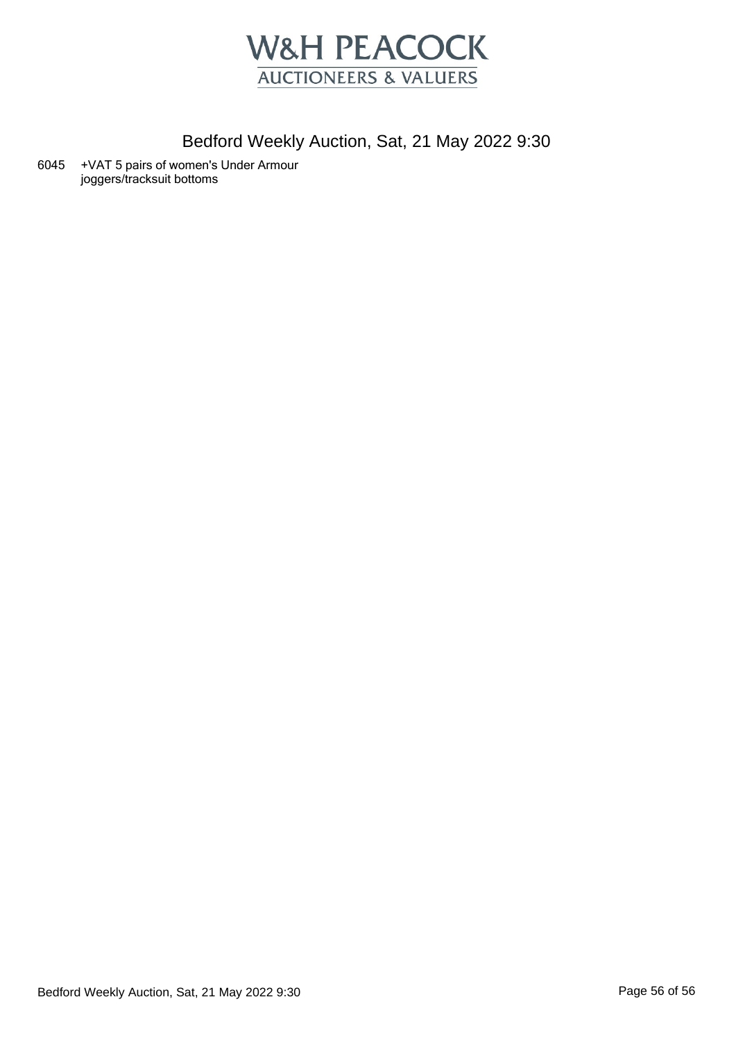# W&H PEACOCK

AUCTIONEERS & VALUERS

## Bedford Weekly Auction, Sat, 21 May 2022 9:30

6045 +VAT 5 pairs of women's Under Armour joggers/tracksuit bottoms